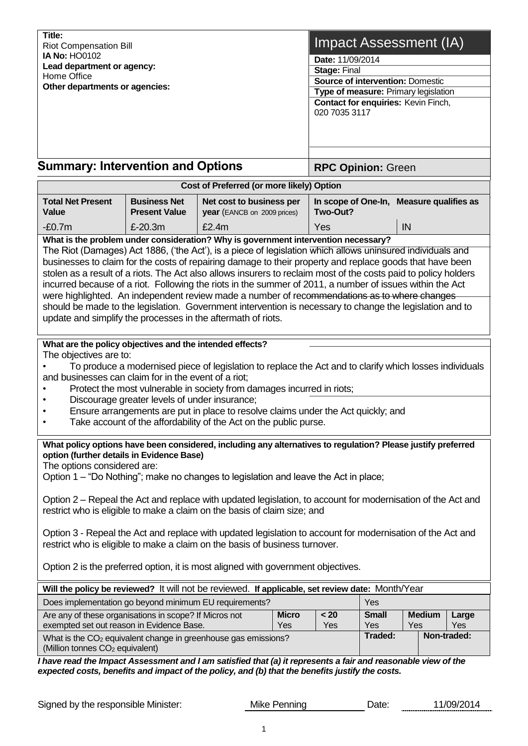**Title:**
Riot Compensation Bill
**IA No:** HO0102
**Lead department or agency:**
Home Office
**Other departments or agencies:**

# Impact Assessment (IA)

**Date:** 11/09/2014
**Stage:** Final
**Source of intervention:** Domestic
**Type of measure:** Primary legislation
**Contact for enquiries:** Kevin Finch, 020 7035 3117

## Summary: Intervention and Options

**RPC Opinion:** Green

| Cost of Preferred (or more likely) Option | | | | |
|---|---|---|---|---|
| **Total Net Present Value** | **Business Net Present Value** | **Net cost to business per year** (EANCB on 2009 prices) | **In scope of One-In, Two-Out?** | **Measure qualifies as** |
| -£0.7m | £-20.3m | £2.4m | Yes | IN |

**What is the problem under consideration? Why is government intervention necessary?**

The Riot (Damages) Act 1886, ('the Act'), is a piece of legislation which allows uninsured individuals and businesses to claim for the costs of repairing damage to their property and replace goods that have been stolen as a result of a riots. The Act also allows insurers to reclaim most of the costs paid to policy holders incurred because of a riot. Following the riots in the summer of 2011, a number of issues within the Act were highlighted. An independent review made a number of recommendations as to where changes should be made to the legislation. Government intervention is necessary to change the legislation and to update and simplify the processes in the aftermath of riots.

**What are the policy objectives and the intended effects?**

The objectives are to:

- To produce a modernised piece of legislation to replace the Act and to clarify which losses individuals and businesses can claim for in the event of a riot;
- Protect the most vulnerable in society from damages incurred in riots;
- Discourage greater levels of under insurance;
- Ensure arrangements are put in place to resolve claims under the Act quickly; and
- Take account of the affordability of the Act on the public purse.

**What policy options have been considered, including any alternatives to regulation? Please justify preferred option (further details in Evidence Base)**

The options considered are:

Option 1 – "Do Nothing"; make no changes to legislation and leave the Act in place;

Option 2 – Repeal the Act and replace with updated legislation, to account for modernisation of the Act and restrict who is eligible to make a claim on the basis of claim size; and

Option 3 - Repeal the Act and replace with updated legislation to account for modernisation of the Act and restrict who is eligible to make a claim on the basis of business turnover.

Option 2 is the preferred option, it is most aligned with government objectives.

**Will the policy be reviewed?** It will not be reviewed. **If applicable, set review date:** Month/Year

| Does implementation go beyond minimum EU requirements? | | | Yes | | |
|---|---|---|---|---|---|
| Are any of these organisations in scope? If Micros not exempted set out reason in Evidence Base. | **Micro** Yes | **< 20** Yes | **Small** Yes | **Medium** Yes | **Large** Yes |
| What is the $CO_2$ equivalent change in greenhouse gas emissions? (Million tonnes $CO_2$ equivalent) | | | **Traded:** | **Non-traded:** | |

***I have read the Impact Assessment and I am satisfied that (a) it represents a fair and reasonable view of the expected costs, benefits and impact of the policy, and (b) that the benefits justify the costs.***

Signed by the responsible Minister: Mike Penning Date: 11/09/2014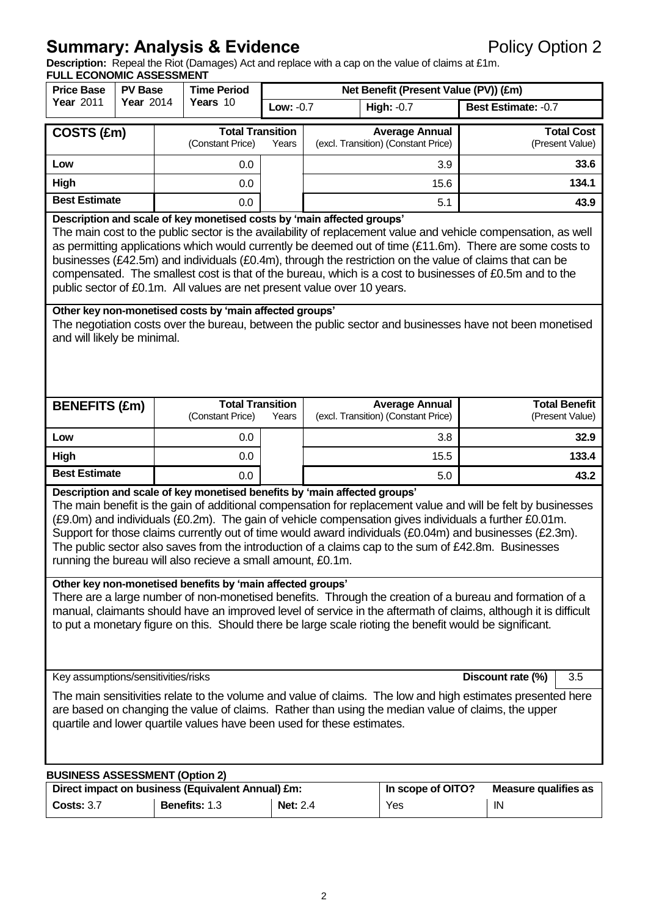# Summary: Analysis & Evidence

Policy Option 2

**Description:** Repeal the Riot (Damages) Act and replace with a cap on the value of claims at £1m.

**FULL ECONOMIC ASSESSMENT**

| Price Base Year 2011 | PV Base Year 2014 | Time Period Years 10 | Net Benefit (Present Value (PV)) (£m) | | |
|---|---|---|---|---|---|
| | | | Low: -0.7 | High: -0.7 | Best Estimate: -0.7 |

| COSTS (£m) | Total Transition (Constant Price) | Years | Average Annual (excl. Transition) (Constant Price) | Total Cost (Present Value) |
|---|---|---|---|---|
| Low | 0.0 | | 3.9 | **33.6** |
| High | 0.0 | | 15.6 | **134.1** |
| Best Estimate | 0.0 | | 5.1 | **43.9** |

**Description and scale of key monetised costs by 'main affected groups'**

The main cost to the public sector is the availability of replacement value and vehicle compensation, as well as permitting applications which would currently be deemed out of time (£11.6m). There are some costs to businesses (£42.5m) and individuals (£0.4m), through the restriction on the value of claims that can be compensated. The smallest cost is that of the bureau, which is a cost to businesses of £0.5m and to the public sector of £0.1m. All values are net present value over 10 years.

**Other key non-monetised costs by 'main affected groups'**

The negotiation costs over the bureau, between the public sector and businesses have not been monetised and will likely be minimal.

| BENEFITS (£m) | Total Transition (Constant Price) | Years | Average Annual (excl. Transition) (Constant Price) | Total Benefit (Present Value) |
|---|---|---|---|---|
| Low | 0.0 | | 3.8 | **32.9** |
| High | 0.0 | | 15.5 | **133.4** |
| Best Estimate | 0.0 | | 5.0 | **43.2** |

**Description and scale of key monetised benefits by 'main affected groups'**

The main benefit is the gain of additional compensation for replacement value and will be felt by businesses (£9.0m) and individuals (£0.2m). The gain of vehicle compensation gives individuals a further £0.01m. Support for those claims currently out of time would award individuals (£0.04m) and businesses (£2.3m). The public sector also saves from the introduction of a claims cap to the sum of £42.8m. Businesses running the bureau will also recieve a small amount, £0.1m.

**Other key non-monetised benefits by 'main affected groups'**

There are a large number of non-monetised benefits. Through the creation of a bureau and formation of a manual, claimants should have an improved level of service in the aftermath of claims, although it is difficult to put a monetary figure on this. Should there be large scale rioting the benefit would be significant.

Key assumptions/sensitivities/risks — **Discount rate (%)** 3.5

The main sensitivities relate to the volume and value of claims. The low and high estimates presented here are based on changing the value of claims. Rather than using the median value of claims, the upper quartile and lower quartile values have been used for these estimates.

**BUSINESS ASSESSMENT (Option 2)**

| Direct impact on business (Equivalent Annual) £m: | | | In scope of OITO? | Measure qualifies as |
|---|---|---|---|---|
| **Costs:** 3.7 | **Benefits:** 1.3 | **Net:** 2.4 | Yes | IN |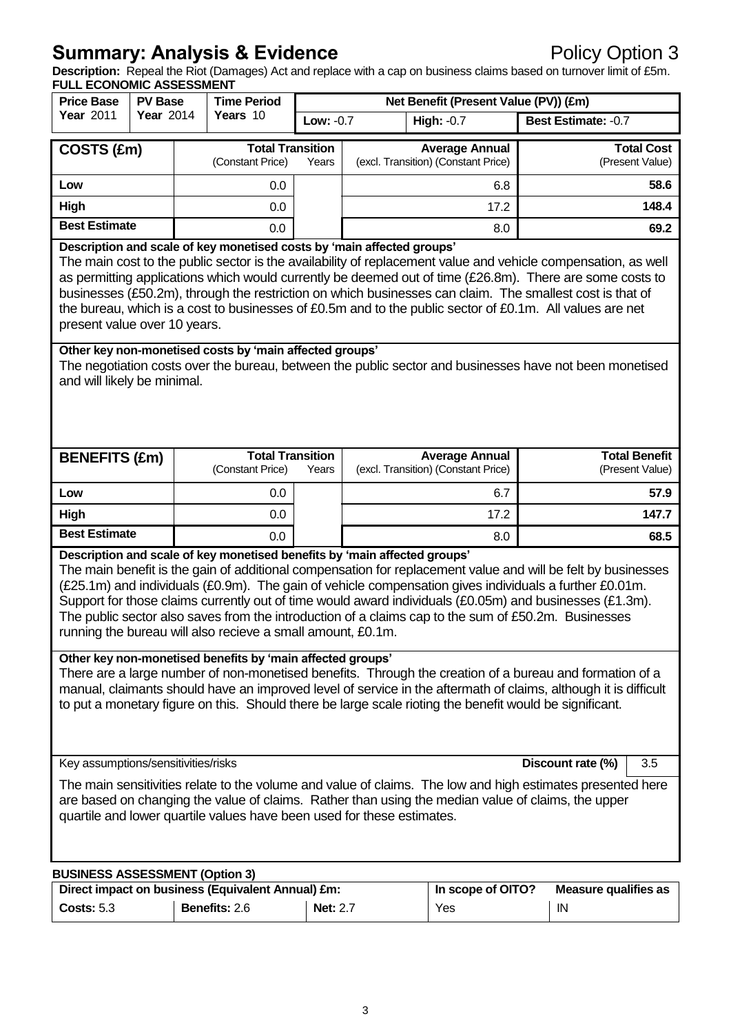# Summary: Analysis & Evidence

Policy Option 3

**Description:** Repeal the Riot (Damages) Act and replace with a cap on business claims based on turnover limit of £5m.

**FULL ECONOMIC ASSESSMENT**

| Price Base | PV Base | Time Period | Net Benefit (Present Value (PV)) (£m) | | |
|---|---|---|---|---|---|
| **Year** 2011 | **Year** 2014 | **Years** 10 | **Low:** -0.7 | **High:** -0.7 | **Best Estimate:** -0.7 |

| **COSTS (£m)** | **Total Transition** (Constant Price) | Years | **Average Annual** (excl. Transition) (Constant Price) | **Total Cost** (Present Value) |
|---|---|---|---|---|
| **Low** | 0.0 | | 6.8 | **58.6** |
| **High** | 0.0 | | 17.2 | **148.4** |
| **Best Estimate** | 0.0 | | 8.0 | **69.2** |

**Description and scale of key monetised costs by 'main affected groups'**

The main cost to the public sector is the availability of replacement value and vehicle compensation, as well as permitting applications which would currently be deemed out of time (£26.8m). There are some costs to businesses (£50.2m), through the restriction on which businesses can claim. The smallest cost is that of the bureau, which is a cost to businesses of £0.5m and to the public sector of £0.1m. All values are net present value over 10 years.

**Other key non-monetised costs by 'main affected groups'**

The negotiation costs over the bureau, between the public sector and businesses have not been monetised and will likely be minimal.

| **BENEFITS (£m)** | **Total Transition** (Constant Price) | Years | **Average Annual** (excl. Transition) (Constant Price) | **Total Benefit** (Present Value) |
|---|---|---|---|---|
| **Low** | 0.0 | | 6.7 | **57.9** |
| **High** | 0.0 | | 17.2 | **147.7** |
| **Best Estimate** | 0.0 | | 8.0 | **68.5** |

**Description and scale of key monetised benefits by 'main affected groups'**

The main benefit is the gain of additional compensation for replacement value and will be felt by businesses (£25.1m) and individuals (£0.9m). The gain of vehicle compensation gives individuals a further £0.01m. Support for those claims currently out of time would award individuals (£0.05m) and businesses (£1.3m). The public sector also saves from the introduction of a claims cap to the sum of £50.2m. Businesses running the bureau will also recieve a small amount, £0.1m.

**Other key non-monetised benefits by 'main affected groups'**

There are a large number of non-monetised benefits. Through the creation of a bureau and formation of a manual, claimants should have an improved level of service in the aftermath of claims, although it is difficult to put a monetary figure on this. Should there be large scale rioting the benefit would be significant.

Key assumptions/sensitivities/risks — **Discount rate (%)** 3.5

The main sensitivities relate to the volume and value of claims. The low and high estimates presented here are based on changing the value of claims. Rather than using the median value of claims, the upper quartile and lower quartile values have been used for these estimates.

**BUSINESS ASSESSMENT (Option 3)**

| Direct impact on business (Equivalent Annual) £m: | | | In scope of OITO? | Measure qualifies as |
|---|---|---|---|---|
| **Costs:** 5.3 | **Benefits:** 2.6 | **Net:** 2.7 | Yes | IN |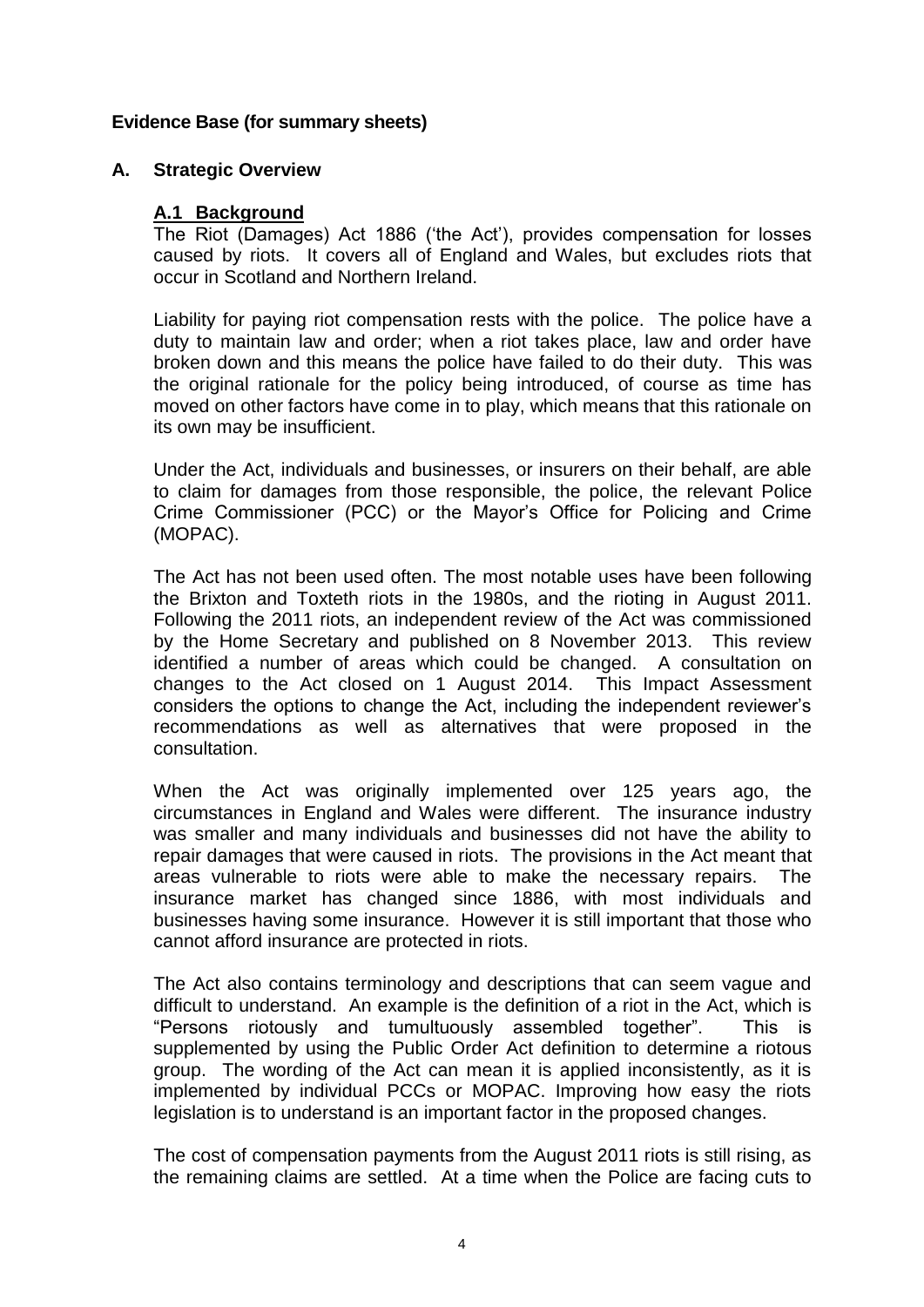**Evidence Base (for summary sheets)**

## A. Strategic Overview

### A.1 Background

The Riot (Damages) Act 1886 ('the Act'), provides compensation for losses caused by riots. It covers all of England and Wales, but excludes riots that occur in Scotland and Northern Ireland.

Liability for paying riot compensation rests with the police. The police have a duty to maintain law and order; when a riot takes place, law and order have broken down and this means the police have failed to do their duty. This was the original rationale for the policy being introduced, of course as time has moved on other factors have come in to play, which means that this rationale on its own may be insufficient.

Under the Act, individuals and businesses, or insurers on their behalf, are able to claim for damages from those responsible, the police, the relevant Police Crime Commissioner (PCC) or the Mayor's Office for Policing and Crime (MOPAC).

The Act has not been used often. The most notable uses have been following the Brixton and Toxteth riots in the 1980s, and the rioting in August 2011. Following the 2011 riots, an independent review of the Act was commissioned by the Home Secretary and published on 8 November 2013. This review identified a number of areas which could be changed. A consultation on changes to the Act closed on 1 August 2014. This Impact Assessment considers the options to change the Act, including the independent reviewer's recommendations as well as alternatives that were proposed in the consultation.

When the Act was originally implemented over 125 years ago, the circumstances in England and Wales were different. The insurance industry was smaller and many individuals and businesses did not have the ability to repair damages that were caused in riots. The provisions in the Act meant that areas vulnerable to riots were able to make the necessary repairs. The insurance market has changed since 1886, with most individuals and businesses having some insurance. However it is still important that those who cannot afford insurance are protected in riots.

The Act also contains terminology and descriptions that can seem vague and difficult to understand. An example is the definition of a riot in the Act, which is "Persons riotously and tumultuously assembled together". This is supplemented by using the Public Order Act definition to determine a riotous group. The wording of the Act can mean it is applied inconsistently, as it is implemented by individual PCCs or MOPAC. Improving how easy the riots legislation is to understand is an important factor in the proposed changes.

The cost of compensation payments from the August 2011 riots is still rising, as the remaining claims are settled. At a time when the Police are facing cuts to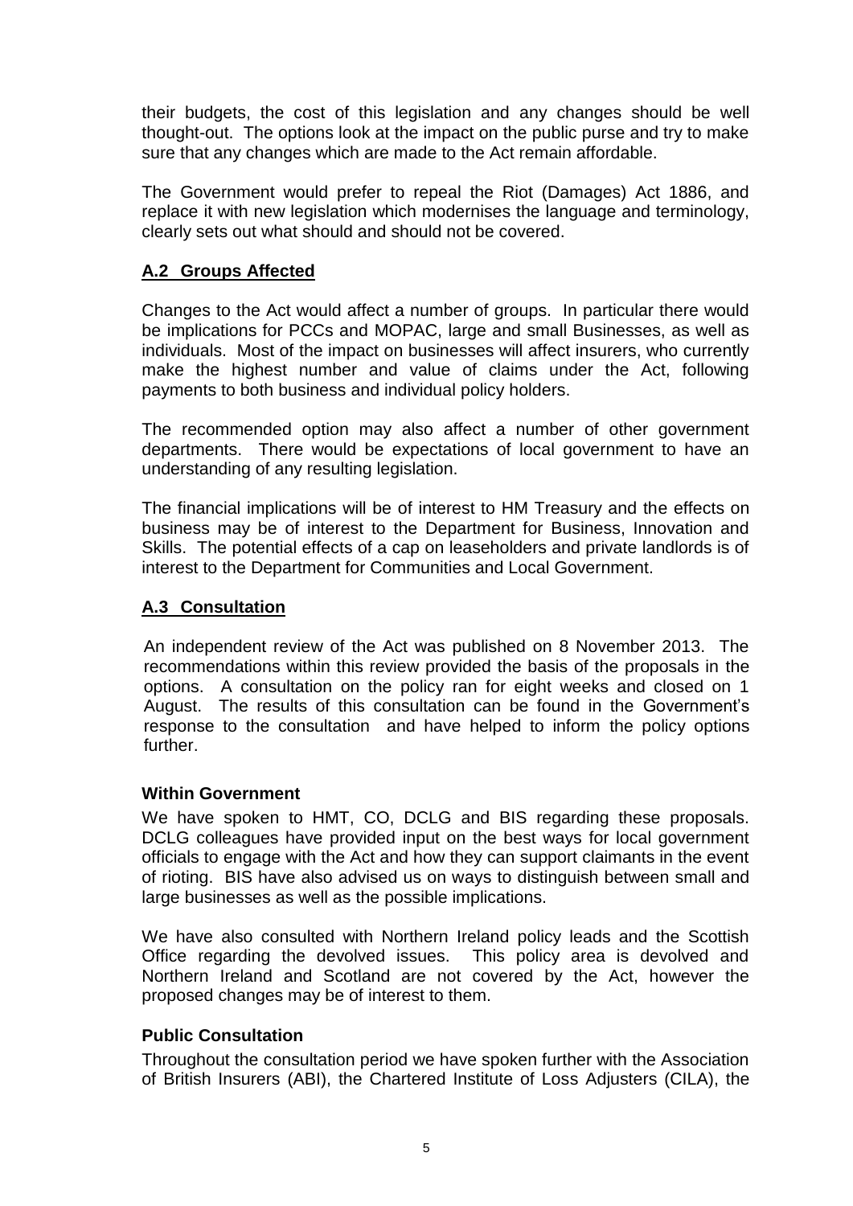their budgets, the cost of this legislation and any changes should be well thought-out. The options look at the impact on the public purse and try to make sure that any changes which are made to the Act remain affordable.

The Government would prefer to repeal the Riot (Damages) Act 1886, and replace it with new legislation which modernises the language and terminology, clearly sets out what should and should not be covered.

## A.2 Groups Affected

Changes to the Act would affect a number of groups. In particular there would be implications for PCCs and MOPAC, large and small Businesses, as well as individuals. Most of the impact on businesses will affect insurers, who currently make the highest number and value of claims under the Act, following payments to both business and individual policy holders.

The recommended option may also affect a number of other government departments. There would be expectations of local government to have an understanding of any resulting legislation.

The financial implications will be of interest to HM Treasury and the effects on business may be of interest to the Department for Business, Innovation and Skills. The potential effects of a cap on leaseholders and private landlords is of interest to the Department for Communities and Local Government.

## A.3 Consultation

An independent review of the Act was published on 8 November 2013. The recommendations within this review provided the basis of the proposals in the options. A consultation on the policy ran for eight weeks and closed on 1 August. The results of this consultation can be found in the Government's response to the consultation and have helped to inform the policy options further.

### Within Government

We have spoken to HMT, CO, DCLG and BIS regarding these proposals. DCLG colleagues have provided input on the best ways for local government officials to engage with the Act and how they can support claimants in the event of rioting. BIS have also advised us on ways to distinguish between small and large businesses as well as the possible implications.

We have also consulted with Northern Ireland policy leads and the Scottish Office regarding the devolved issues. This policy area is devolved and Northern Ireland and Scotland are not covered by the Act, however the proposed changes may be of interest to them.

### Public Consultation

Throughout the consultation period we have spoken further with the Association of British Insurers (ABI), the Chartered Institute of Loss Adjusters (CILA), the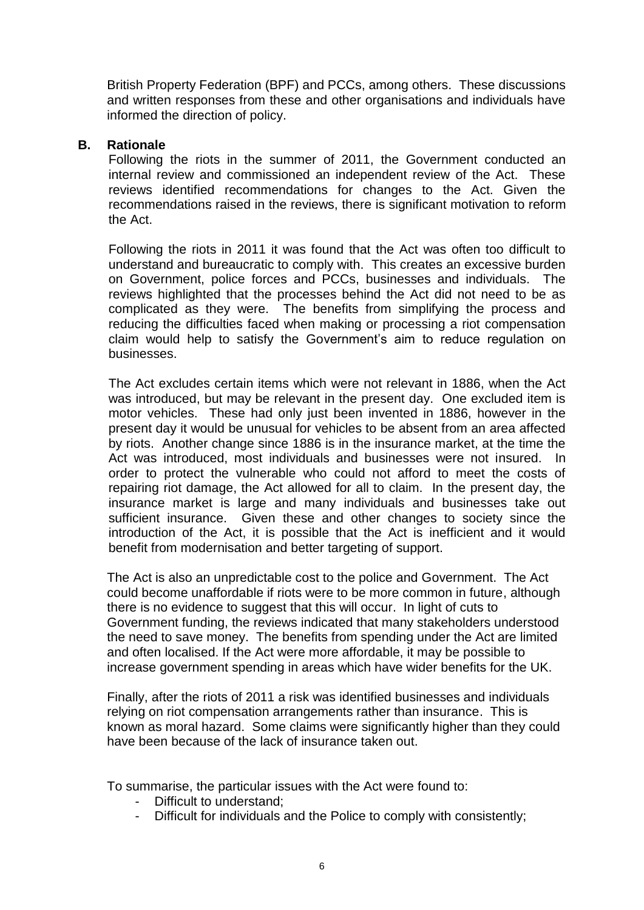British Property Federation (BPF) and PCCs, among others. These discussions and written responses from these and other organisations and individuals have informed the direction of policy.

## B. Rationale

Following the riots in the summer of 2011, the Government conducted an internal review and commissioned an independent review of the Act. These reviews identified recommendations for changes to the Act. Given the recommendations raised in the reviews, there is significant motivation to reform the Act.

Following the riots in 2011 it was found that the Act was often too difficult to understand and bureaucratic to comply with. This creates an excessive burden on Government, police forces and PCCs, businesses and individuals. The reviews highlighted that the processes behind the Act did not need to be as complicated as they were. The benefits from simplifying the process and reducing the difficulties faced when making or processing a riot compensation claim would help to satisfy the Government's aim to reduce regulation on businesses.

The Act excludes certain items which were not relevant in 1886, when the Act was introduced, but may be relevant in the present day. One excluded item is motor vehicles. These had only just been invented in 1886, however in the present day it would be unusual for vehicles to be absent from an area affected by riots. Another change since 1886 is in the insurance market, at the time the Act was introduced, most individuals and businesses were not insured. In order to protect the vulnerable who could not afford to meet the costs of repairing riot damage, the Act allowed for all to claim. In the present day, the insurance market is large and many individuals and businesses take out sufficient insurance. Given these and other changes to society since the introduction of the Act, it is possible that the Act is inefficient and it would benefit from modernisation and better targeting of support.

The Act is also an unpredictable cost to the police and Government. The Act could become unaffordable if riots were to be more common in future, although there is no evidence to suggest that this will occur. In light of cuts to Government funding, the reviews indicated that many stakeholders understood the need to save money. The benefits from spending under the Act are limited and often localised. If the Act were more affordable, it may be possible to increase government spending in areas which have wider benefits for the UK.

Finally, after the riots of 2011 a risk was identified businesses and individuals relying on riot compensation arrangements rather than insurance. This is known as moral hazard. Some claims were significantly higher than they could have been because of the lack of insurance taken out.

To summarise, the particular issues with the Act were found to:

- Difficult to understand;
- Difficult for individuals and the Police to comply with consistently;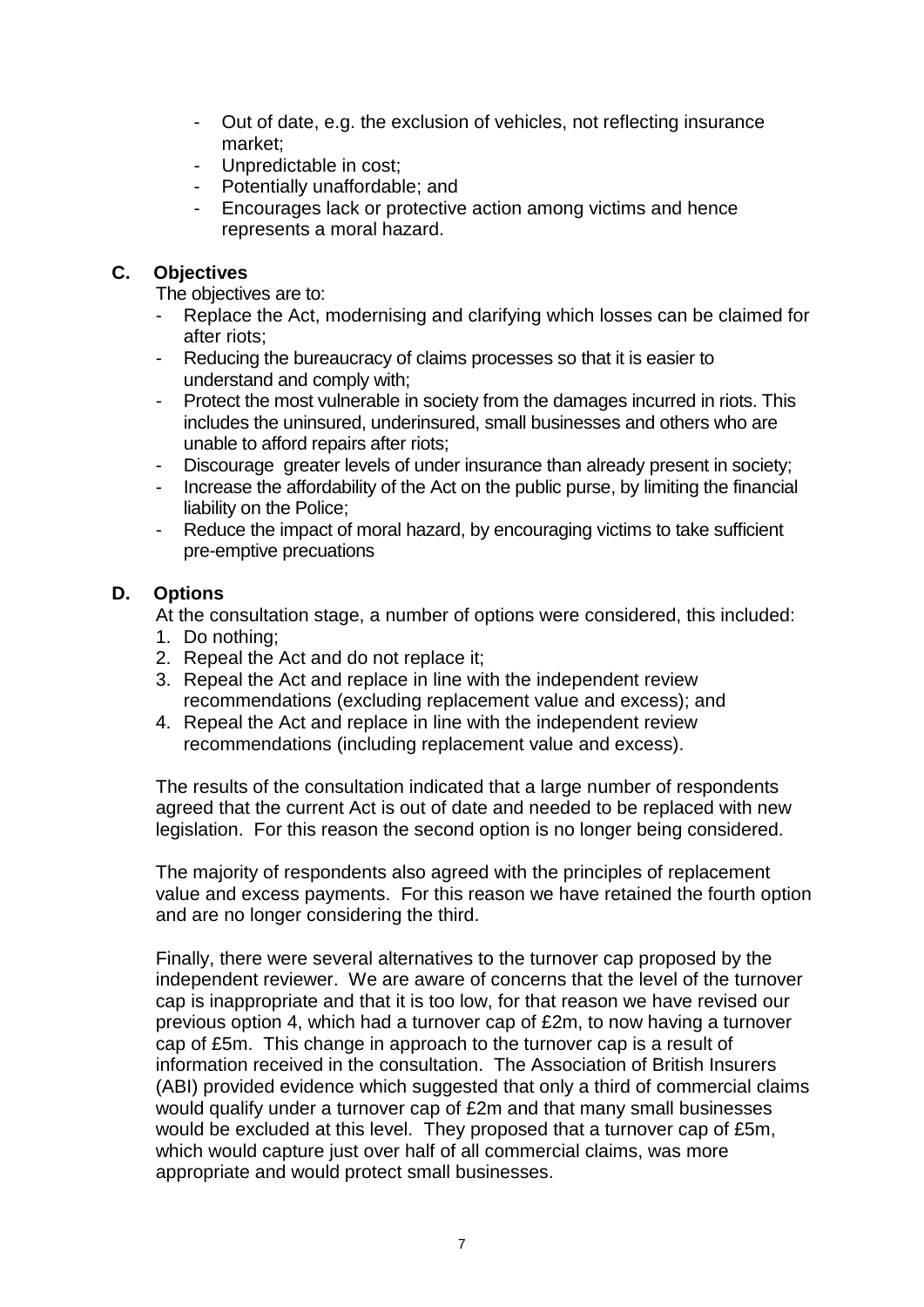- Out of date, e.g. the exclusion of vehicles, not reflecting insurance market;
- Unpredictable in cost;
- Potentially unaffordable; and
- Encourages lack or protective action among victims and hence represents a moral hazard.

## C. Objectives

The objectives are to:

- Replace the Act, modernising and clarifying which losses can be claimed for after riots;
- Reducing the bureaucracy of claims processes so that it is easier to understand and comply with;
- Protect the most vulnerable in society from the damages incurred in riots. This includes the uninsured, underinsured, small businesses and others who are unable to afford repairs after riots;
- Discourage greater levels of under insurance than already present in society;
- Increase the affordability of the Act on the public purse, by limiting the financial liability on the Police;
- Reduce the impact of moral hazard, by encouraging victims to take sufficient pre-emptive precuations

## D. Options

At the consultation stage, a number of options were considered, this included:

1. Do nothing;
2. Repeal the Act and do not replace it;
3. Repeal the Act and replace in line with the independent review recommendations (excluding replacement value and excess); and
4. Repeal the Act and replace in line with the independent review recommendations (including replacement value and excess).

The results of the consultation indicated that a large number of respondents agreed that the current Act is out of date and needed to be replaced with new legislation. For this reason the second option is no longer being considered.

The majority of respondents also agreed with the principles of replacement value and excess payments. For this reason we have retained the fourth option and are no longer considering the third.

Finally, there were several alternatives to the turnover cap proposed by the independent reviewer. We are aware of concerns that the level of the turnover cap is inappropriate and that it is too low, for that reason we have revised our previous option 4, which had a turnover cap of £2m, to now having a turnover cap of £5m. This change in approach to the turnover cap is a result of information received in the consultation. The Association of British Insurers (ABI) provided evidence which suggested that only a third of commercial claims would qualify under a turnover cap of £2m and that many small businesses would be excluded at this level. They proposed that a turnover cap of £5m, which would capture just over half of all commercial claims, was more appropriate and would protect small businesses.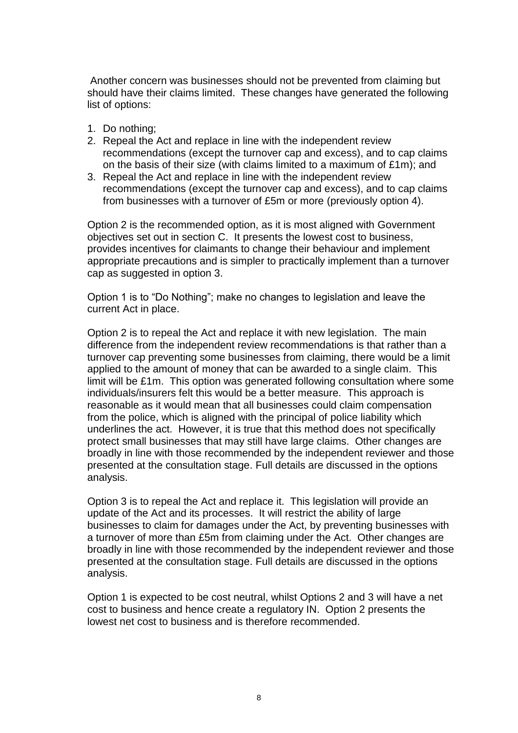Another concern was businesses should not be prevented from claiming but should have their claims limited. These changes have generated the following list of options:

1. Do nothing;
2. Repeal the Act and replace in line with the independent review recommendations (except the turnover cap and excess), and to cap claims on the basis of their size (with claims limited to a maximum of £1m); and
3. Repeal the Act and replace in line with the independent review recommendations (except the turnover cap and excess), and to cap claims from businesses with a turnover of £5m or more (previously option 4).

Option 2 is the recommended option, as it is most aligned with Government objectives set out in section C. It presents the lowest cost to business, provides incentives for claimants to change their behaviour and implement appropriate precautions and is simpler to practically implement than a turnover cap as suggested in option 3.

Option 1 is to "Do Nothing"; make no changes to legislation and leave the current Act in place.

Option 2 is to repeal the Act and replace it with new legislation. The main difference from the independent review recommendations is that rather than a turnover cap preventing some businesses from claiming, there would be a limit applied to the amount of money that can be awarded to a single claim. This limit will be £1m. This option was generated following consultation where some individuals/insurers felt this would be a better measure. This approach is reasonable as it would mean that all businesses could claim compensation from the police, which is aligned with the principal of police liability which underlines the act. However, it is true that this method does not specifically protect small businesses that may still have large claims. Other changes are broadly in line with those recommended by the independent reviewer and those presented at the consultation stage. Full details are discussed in the options analysis.

Option 3 is to repeal the Act and replace it. This legislation will provide an update of the Act and its processes. It will restrict the ability of large businesses to claim for damages under the Act, by preventing businesses with a turnover of more than £5m from claiming under the Act. Other changes are broadly in line with those recommended by the independent reviewer and those presented at the consultation stage. Full details are discussed in the options analysis.

Option 1 is expected to be cost neutral, whilst Options 2 and 3 will have a net cost to business and hence create a regulatory IN. Option 2 presents the lowest net cost to business and is therefore recommended.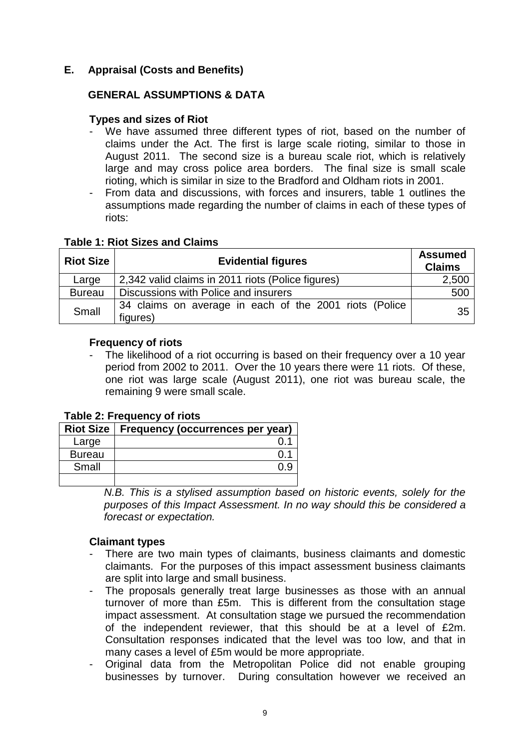## E. Appraisal (Costs and Benefits)

### GENERAL ASSUMPTIONS & DATA

**Types and sizes of Riot**

- We have assumed three different types of riot, based on the number of claims under the Act. The first is large scale rioting, similar to those in August 2011. The second size is a bureau scale riot, which is relatively large and may cross police area borders. The final size is small scale rioting, which is similar in size to the Bradford and Oldham riots in 2001.
- From data and discussions, with forces and insurers, table 1 outlines the assumptions made regarding the number of claims in each of these types of riots:

**Table 1: Riot Sizes and Claims**

| Riot Size | Evidential figures | Assumed Claims |
|---|---|---|
| Large | 2,342 valid claims in 2011 riots (Police figures) | 2,500 |
| Bureau | Discussions with Police and insurers | 500 |
| Small | 34 claims on average in each of the 2001 riots (Police figures) | 35 |

**Frequency of riots**

- The likelihood of a riot occurring is based on their frequency over a 10 year period from 2002 to 2011. Over the 10 years there were 11 riots. Of these, one riot was large scale (August 2011), one riot was bureau scale, the remaining 9 were small scale.

**Table 2: Frequency of riots**

| Riot Size | Frequency (occurrences per year) |
|---|---|
| Large | 0.1 |
| Bureau | 0.1 |
| Small | 0.9 |
| | |

*N.B. This is a stylised assumption based on historic events, solely for the purposes of this Impact Assessment. In no way should this be considered a forecast or expectation.*

**Claimant types**

- There are two main types of claimants, business claimants and domestic claimants. For the purposes of this impact assessment business claimants are split into large and small business.
- The proposals generally treat large businesses as those with an annual turnover of more than £5m. This is different from the consultation stage impact assessment. At consultation stage we pursued the recommendation of the independent reviewer, that this should be at a level of £2m. Consultation responses indicated that the level was too low, and that in many cases a level of £5m would be more appropriate.
- Original data from the Metropolitan Police did not enable grouping businesses by turnover. During consultation however we received an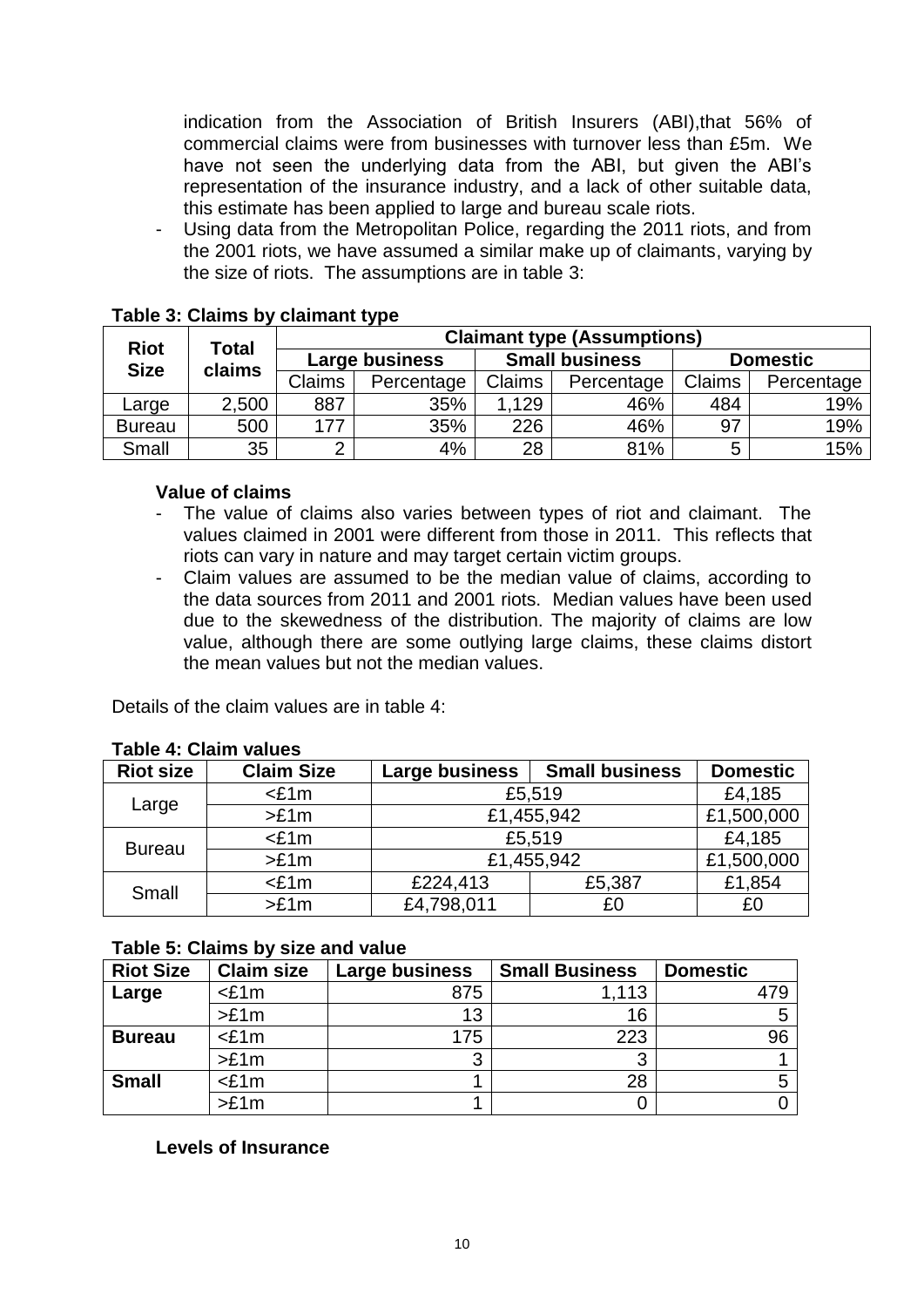indication from the Association of British Insurers (ABI),that 56% of commercial claims were from businesses with turnover less than £5m. We have not seen the underlying data from the ABI, but given the ABI's representation of the insurance industry, and a lack of other suitable data, this estimate has been applied to large and bureau scale riots.

- Using data from the Metropolitan Police, regarding the 2011 riots, and from the 2001 riots, we have assumed a similar make up of claimants, varying by the size of riots. The assumptions are in table 3:

**Table 3: Claims by claimant type**

| Riot Size | Total claims | Claimant type (Assumptions) | | | | | |
|---|---|---|---|---|---|---|---|
| | | Large business | | Small business | | Domestic | |
| | | Claims | Percentage | Claims | Percentage | Claims | Percentage |
| Large | 2,500 | 887 | 35% | 1,129 | 46% | 484 | 19% |
| Bureau | 500 | 177 | 35% | 226 | 46% | 97 | 19% |
| Small | 35 | 2 | 4% | 28 | 81% | 5 | 15% |

**Value of claims**

- The value of claims also varies between types of riot and claimant. The values claimed in 2001 were different from those in 2011. This reflects that riots can vary in nature and may target certain victim groups.
- Claim values are assumed to be the median value of claims, according to the data sources from 2011 and 2001 riots. Median values have been used due to the skewedness of the distribution. The majority of claims are low value, although there are some outlying large claims, these claims distort the mean values but not the median values.

Details of the claim values are in table 4:

**Table 4: Claim values**

| Riot size | Claim Size | Large business | Small business | Domestic |
|---|---|---|---|---|
| Large | <£1m | £5,519 | | £4,185 |
| | >£1m | £1,455,942 | | £1,500,000 |
| Bureau | <£1m | £5,519 | | £4,185 |
| | >£1m | £1,455,942 | | £1,500,000 |
| Small | <£1m | £224,413 | £5,387 | £1,854 |
| | >£1m | £4,798,011 | £0 | £0 |

**Table 5: Claims by size and value**

| Riot Size | Claim size | Large business | Small Business | Domestic |
|---|---|---|---|---|
| **Large** | <£1m | 875 | 1,113 | 479 |
| | >£1m | 13 | 16 | 5 |
| **Bureau** | <£1m | 175 | 223 | 96 |
| | >£1m | 3 | 3 | 1 |
| **Small** | <£1m | 1 | 28 | 5 |
| | >£1m | 1 | 0 | 0 |

**Levels of Insurance**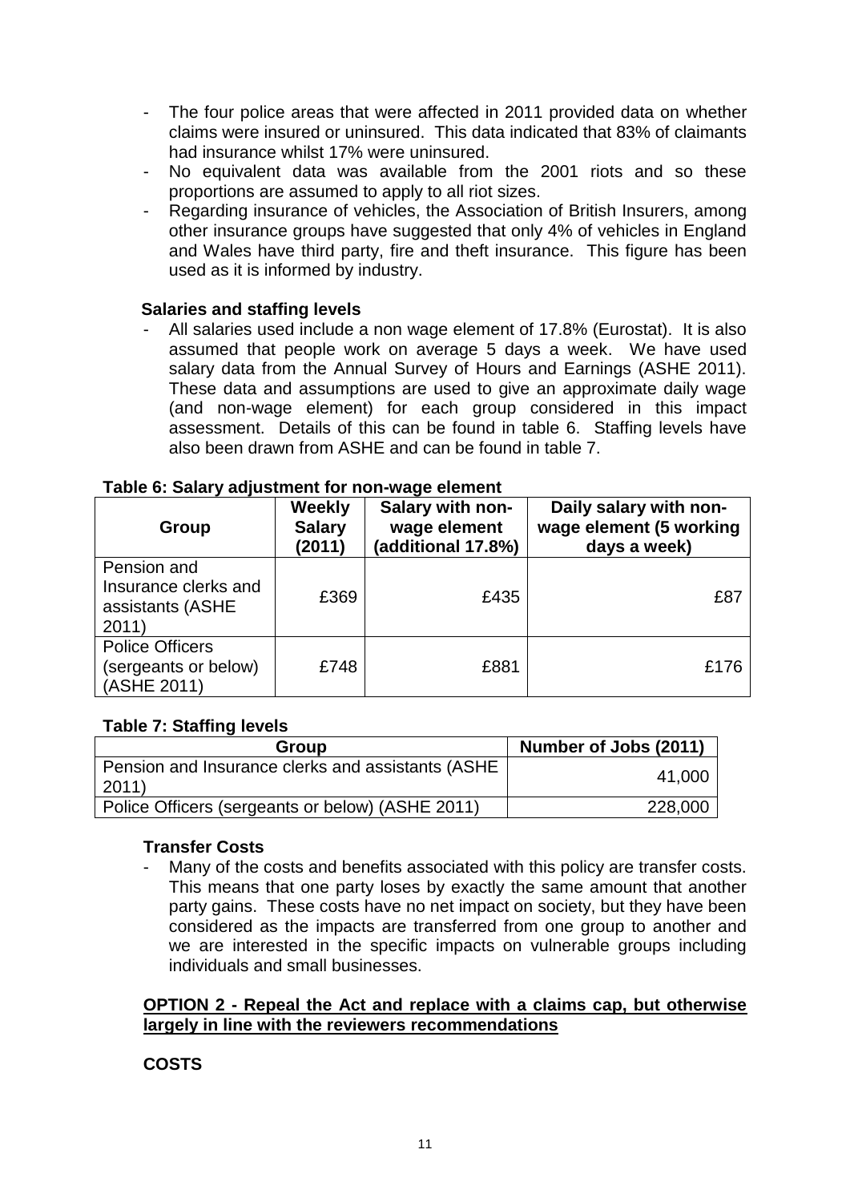- The four police areas that were affected in 2011 provided data on whether claims were insured or uninsured. This data indicated that 83% of claimants had insurance whilst 17% were uninsured.
- No equivalent data was available from the 2001 riots and so these proportions are assumed to apply to all riot sizes.
- Regarding insurance of vehicles, the Association of British Insurers, among other insurance groups have suggested that only 4% of vehicles in England and Wales have third party, fire and theft insurance. This figure has been used as it is informed by industry.

**Salaries and staffing levels**

- All salaries used include a non wage element of 17.8% (Eurostat). It is also assumed that people work on average 5 days a week. We have used salary data from the Annual Survey of Hours and Earnings (ASHE 2011). These data and assumptions are used to give an approximate daily wage (and non-wage element) for each group considered in this impact assessment. Details of this can be found in table 6. Staffing levels have also been drawn from ASHE and can be found in table 7.

**Table 6: Salary adjustment for non-wage element**

| Group | Weekly Salary (2011) | Salary with non-wage element (additional 17.8%) | Daily salary with non-wage element (5 working days a week) |
|---|---|---|---|
| Pension and Insurance clerks and assistants (ASHE 2011) | £369 | £435 | £87 |
| Police Officers (sergeants or below) (ASHE 2011) | £748 | £881 | £176 |

**Table 7: Staffing levels**

| Group | Number of Jobs (2011) |
|---|---|
| Pension and Insurance clerks and assistants (ASHE 2011) | 41,000 |
| Police Officers (sergeants or below) (ASHE 2011) | 228,000 |

**Transfer Costs**

- Many of the costs and benefits associated with this policy are transfer costs. This means that one party loses by exactly the same amount that another party gains. These costs have no net impact on society, but they have been considered as the impacts are transferred from one group to another and we are interested in the specific impacts on vulnerable groups including individuals and small businesses.

**OPTION 2 - Repeal the Act and replace with a claims cap, but otherwise largely in line with the reviewers recommendations**

**COSTS**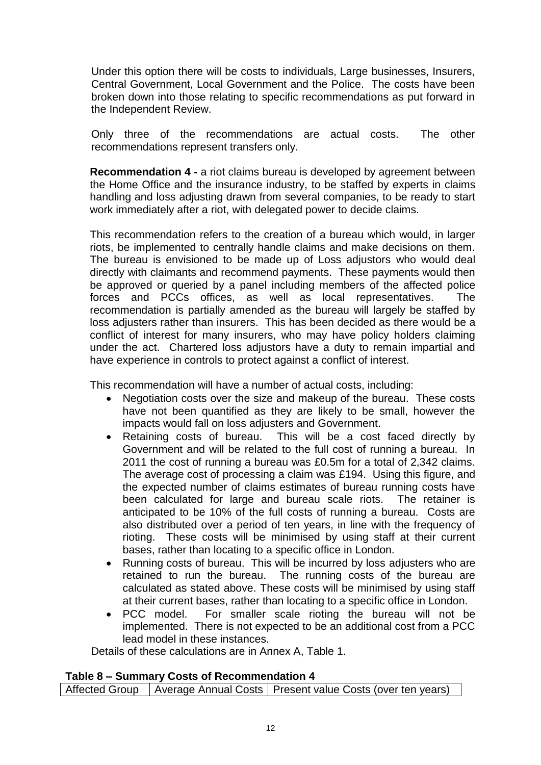Under this option there will be costs to individuals, Large businesses, Insurers, Central Government, Local Government and the Police. The costs have been broken down into those relating to specific recommendations as put forward in the Independent Review.

Only three of the recommendations are actual costs. The other recommendations represent transfers only.

**Recommendation 4 -** a riot claims bureau is developed by agreement between the Home Office and the insurance industry, to be staffed by experts in claims handling and loss adjusting drawn from several companies, to be ready to start work immediately after a riot, with delegated power to decide claims.

This recommendation refers to the creation of a bureau which would, in larger riots, be implemented to centrally handle claims and make decisions on them. The bureau is envisioned to be made up of Loss adjustors who would deal directly with claimants and recommend payments. These payments would then be approved or queried by a panel including members of the affected police forces and PCCs offices, as well as local representatives. The recommendation is partially amended as the bureau will largely be staffed by loss adjusters rather than insurers. This has been decided as there would be a conflict of interest for many insurers, who may have policy holders claiming under the act. Chartered loss adjustors have a duty to remain impartial and have experience in controls to protect against a conflict of interest.

This recommendation will have a number of actual costs, including:

- Negotiation costs over the size and makeup of the bureau. These costs have not been quantified as they are likely to be small, however the impacts would fall on loss adjusters and Government.
- Retaining costs of bureau. This will be a cost faced directly by Government and will be related to the full cost of running a bureau. In 2011 the cost of running a bureau was £0.5m for a total of 2,342 claims. The average cost of processing a claim was £194. Using this figure, and the expected number of claims estimates of bureau running costs have been calculated for large and bureau scale riots. The retainer is anticipated to be 10% of the full costs of running a bureau. Costs are also distributed over a period of ten years, in line with the frequency of rioting. These costs will be minimised by using staff at their current bases, rather than locating to a specific office in London.
- Running costs of bureau. This will be incurred by loss adjusters who are retained to run the bureau. The running costs of the bureau are calculated as stated above. These costs will be minimised by using staff at their current bases, rather than locating to a specific office in London.
- PCC model. For smaller scale rioting the bureau will not be implemented. There is not expected to be an additional cost from a PCC lead model in these instances.

Details of these calculations are in Annex A, Table 1.

**Table 8 – Summary Costs of Recommendation 4**

| Affected Group | Average Annual Costs | Present value Costs (over ten years) |
|---|---|---|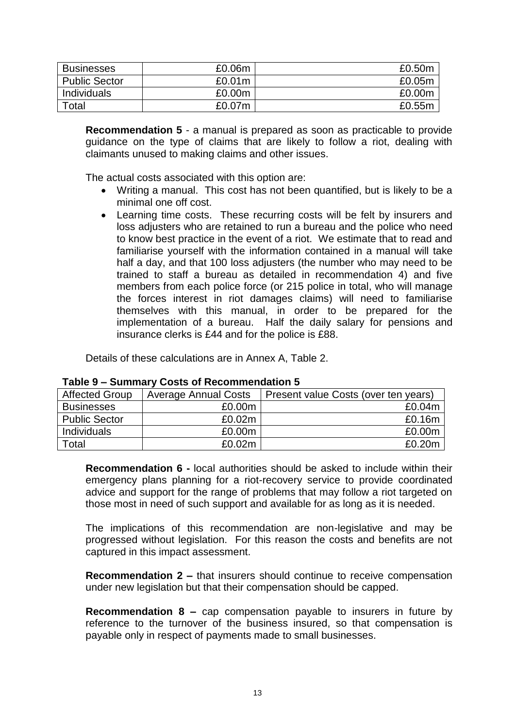| Businesses | £0.06m | £0.50m |
| --- | --- | --- |
| Public Sector | £0.01m | £0.05m |
| Individuals | £0.00m | £0.00m |
| Total | £0.07m | £0.55m |

**Recommendation 5** - a manual is prepared as soon as practicable to provide guidance on the type of claims that are likely to follow a riot, dealing with claimants unused to making claims and other issues.

The actual costs associated with this option are:

- Writing a manual. This cost has not been quantified, but is likely to be a minimal one off cost.
- Learning time costs. These recurring costs will be felt by insurers and loss adjusters who are retained to run a bureau and the police who need to know best practice in the event of a riot. We estimate that to read and familiarise yourself with the information contained in a manual will take half a day, and that 100 loss adjusters (the number who may need to be trained to staff a bureau as detailed in recommendation 4) and five members from each police force (or 215 police in total, who will manage the forces interest in riot damages claims) will need to familiarise themselves with this manual, in order to be prepared for the implementation of a bureau. Half the daily salary for pensions and insurance clerks is £44 and for the police is £88.

Details of these calculations are in Annex A, Table 2.

**Table 9 – Summary Costs of Recommendation 5**

| Affected Group | Average Annual Costs | Present value Costs (over ten years) |
| --- | --- | --- |
| Businesses | £0.00m | £0.04m |
| Public Sector | £0.02m | £0.16m |
| Individuals | £0.00m | £0.00m |
| Total | £0.02m | £0.20m |

**Recommendation 6 -** local authorities should be asked to include within their emergency plans planning for a riot-recovery service to provide coordinated advice and support for the range of problems that may follow a riot targeted on those most in need of such support and available for as long as it is needed.

The implications of this recommendation are non-legislative and may be progressed without legislation. For this reason the costs and benefits are not captured in this impact assessment.

**Recommendation 2 –** that insurers should continue to receive compensation under new legislation but that their compensation should be capped.

**Recommendation 8 –** cap compensation payable to insurers in future by reference to the turnover of the business insured, so that compensation is payable only in respect of payments made to small businesses.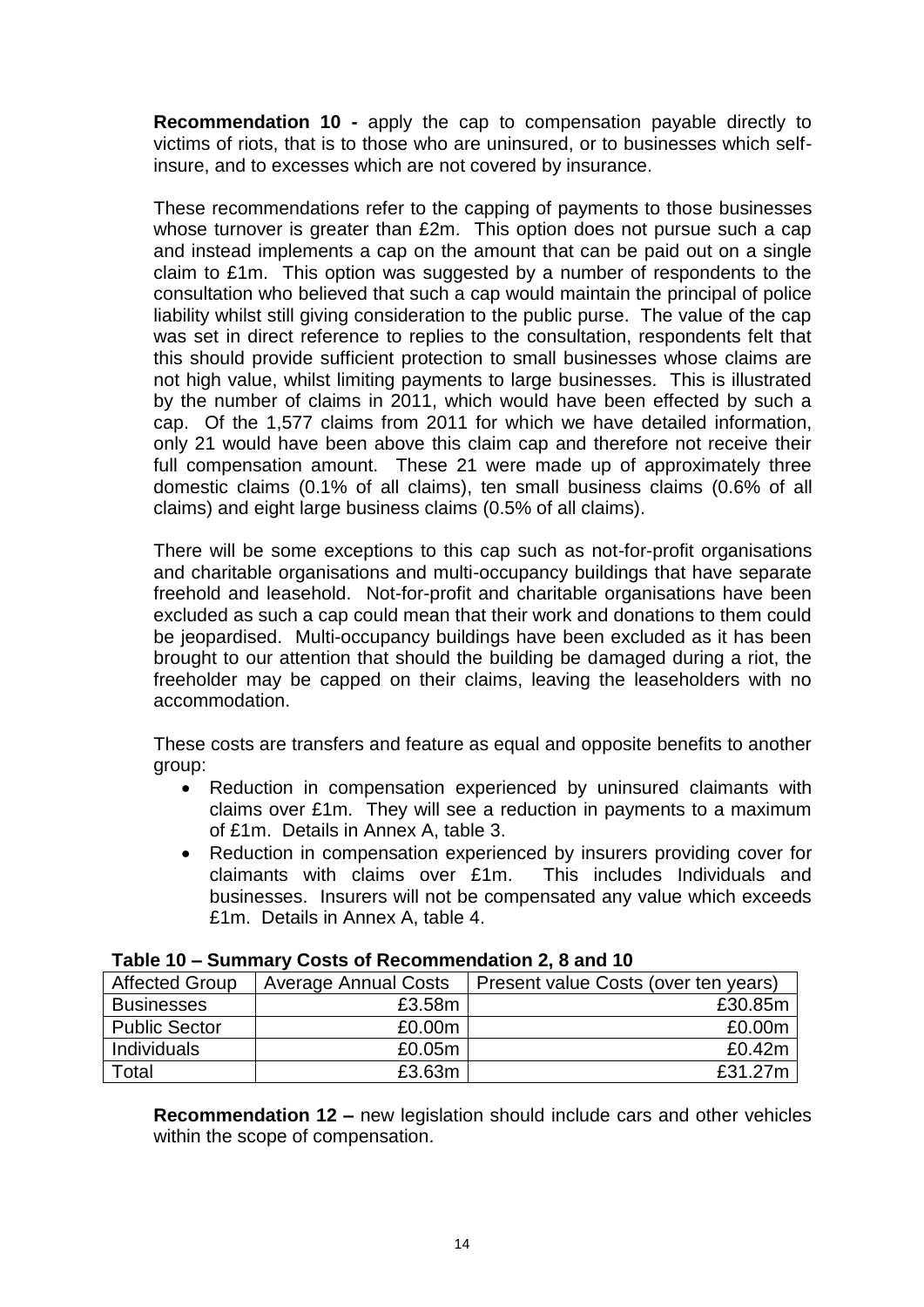**Recommendation 10 -** apply the cap to compensation payable directly to victims of riots, that is to those who are uninsured, or to businesses which self-insure, and to excesses which are not covered by insurance.

These recommendations refer to the capping of payments to those businesses whose turnover is greater than £2m. This option does not pursue such a cap and instead implements a cap on the amount that can be paid out on a single claim to £1m. This option was suggested by a number of respondents to the consultation who believed that such a cap would maintain the principal of police liability whilst still giving consideration to the public purse. The value of the cap was set in direct reference to replies to the consultation, respondents felt that this should provide sufficient protection to small businesses whose claims are not high value, whilst limiting payments to large businesses. This is illustrated by the number of claims in 2011, which would have been effected by such a cap. Of the 1,577 claims from 2011 for which we have detailed information, only 21 would have been above this claim cap and therefore not receive their full compensation amount. These 21 were made up of approximately three domestic claims (0.1% of all claims), ten small business claims (0.6% of all claims) and eight large business claims (0.5% of all claims).

There will be some exceptions to this cap such as not-for-profit organisations and charitable organisations and multi-occupancy buildings that have separate freehold and leasehold. Not-for-profit and charitable organisations have been excluded as such a cap could mean that their work and donations to them could be jeopardised. Multi-occupancy buildings have been excluded as it has been brought to our attention that should the building be damaged during a riot, the freeholder may be capped on their claims, leaving the leaseholders with no accommodation.

These costs are transfers and feature as equal and opposite benefits to another group:

- Reduction in compensation experienced by uninsured claimants with claims over £1m. They will see a reduction in payments to a maximum of £1m. Details in Annex A, table 3.
- Reduction in compensation experienced by insurers providing cover for claimants with claims over £1m. This includes Individuals and businesses. Insurers will not be compensated any value which exceeds £1m. Details in Annex A, table 4.

**Table 10 – Summary Costs of Recommendation 2, 8 and 10**

| Affected Group | Average Annual Costs | Present value Costs (over ten years) |
|---|---|---|
| Businesses | £3.58m | £30.85m |
| Public Sector | £0.00m | £0.00m |
| Individuals | £0.05m | £0.42m |
| Total | £3.63m | £31.27m |

**Recommendation 12 –** new legislation should include cars and other vehicles within the scope of compensation.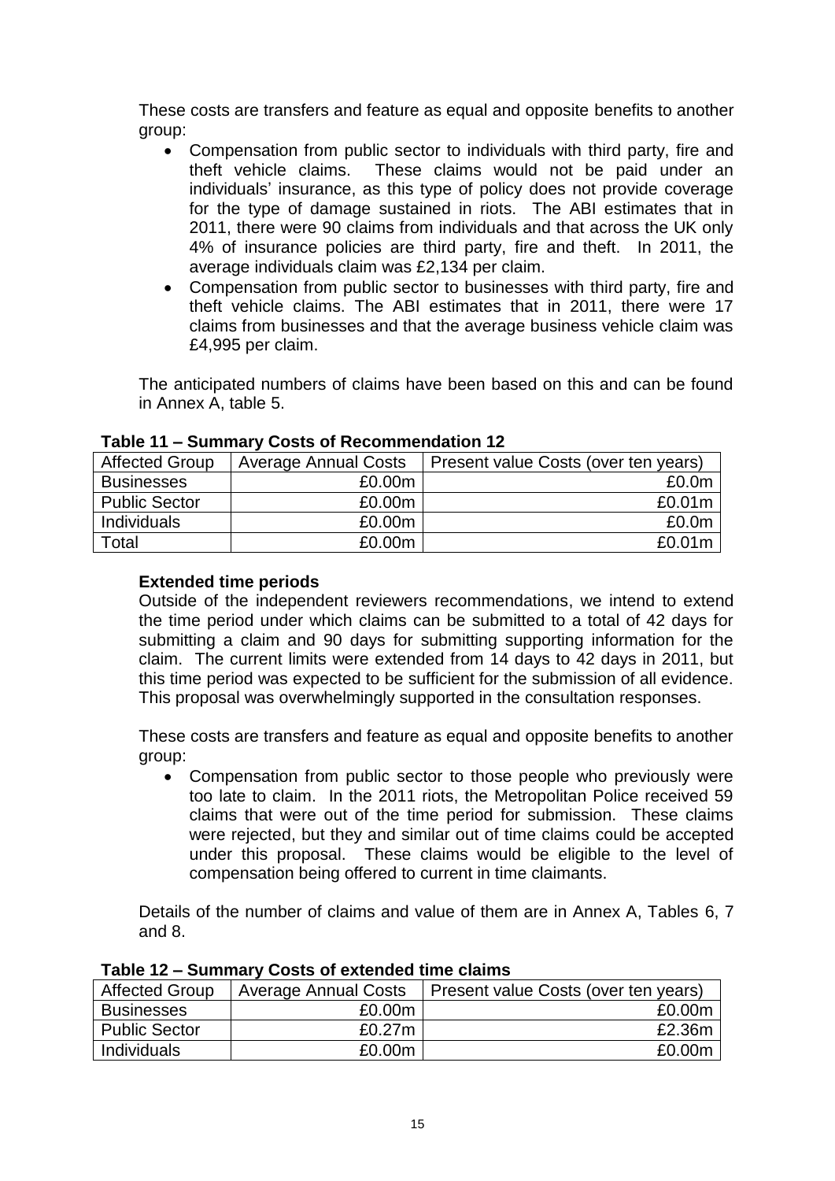These costs are transfers and feature as equal and opposite benefits to another group:

- Compensation from public sector to individuals with third party, fire and theft vehicle claims. These claims would not be paid under an individuals' insurance, as this type of policy does not provide coverage for the type of damage sustained in riots. The ABI estimates that in 2011, there were 90 claims from individuals and that across the UK only 4% of insurance policies are third party, fire and theft. In 2011, the average individuals claim was £2,134 per claim.
- Compensation from public sector to businesses with third party, fire and theft vehicle claims. The ABI estimates that in 2011, there were 17 claims from businesses and that the average business vehicle claim was £4,995 per claim.

The anticipated numbers of claims have been based on this and can be found in Annex A, table 5.

**Table 11 – Summary Costs of Recommendation 12**

| Affected Group | Average Annual Costs | Present value Costs (over ten years) |
|---|---|---|
| Businesses | £0.00m | £0.0m |
| Public Sector | £0.00m | £0.01m |
| Individuals | £0.00m | £0.0m |
| Total | £0.00m | £0.01m |

**Extended time periods**

Outside of the independent reviewers recommendations, we intend to extend the time period under which claims can be submitted to a total of 42 days for submitting a claim and 90 days for submitting supporting information for the claim. The current limits were extended from 14 days to 42 days in 2011, but this time period was expected to be sufficient for the submission of all evidence. This proposal was overwhelmingly supported in the consultation responses.

These costs are transfers and feature as equal and opposite benefits to another group:

- Compensation from public sector to those people who previously were too late to claim. In the 2011 riots, the Metropolitan Police received 59 claims that were out of the time period for submission. These claims were rejected, but they and similar out of time claims could be accepted under this proposal. These claims would be eligible to the level of compensation being offered to current in time claimants.

Details of the number of claims and value of them are in Annex A, Tables 6, 7 and 8.

**Table 12 – Summary Costs of extended time claims**

| Affected Group | Average Annual Costs | Present value Costs (over ten years) |
|---|---|---|
| Businesses | £0.00m | £0.00m |
| Public Sector | £0.27m | £2.36m |
| Individuals | £0.00m | £0.00m |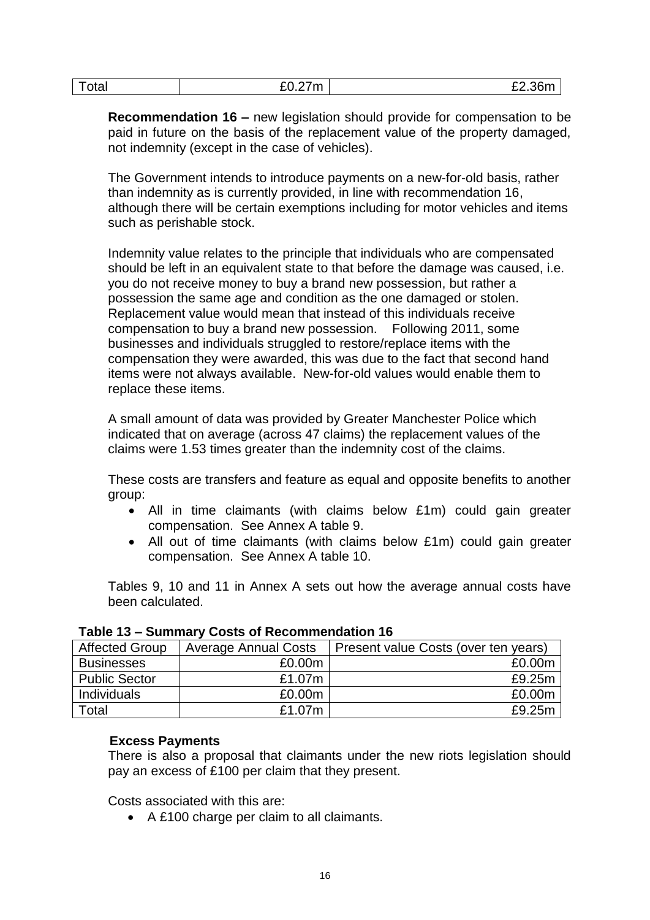| Total | £0.27m | £2.36m |
|---|---|---|

**Recommendation 16 –** new legislation should provide for compensation to be paid in future on the basis of the replacement value of the property damaged, not indemnity (except in the case of vehicles).

The Government intends to introduce payments on a new-for-old basis, rather than indemnity as is currently provided, in line with recommendation 16, although there will be certain exemptions including for motor vehicles and items such as perishable stock.

Indemnity value relates to the principle that individuals who are compensated should be left in an equivalent state to that before the damage was caused, i.e. you do not receive money to buy a brand new possession, but rather a possession the same age and condition as the one damaged or stolen. Replacement value would mean that instead of this individuals receive compensation to buy a brand new possession. Following 2011, some businesses and individuals struggled to restore/replace items with the compensation they were awarded, this was due to the fact that second hand items were not always available. New-for-old values would enable them to replace these items.

A small amount of data was provided by Greater Manchester Police which indicated that on average (across 47 claims) the replacement values of the claims were 1.53 times greater than the indemnity cost of the claims.

These costs are transfers and feature as equal and opposite benefits to another group:

- All in time claimants (with claims below £1m) could gain greater compensation. See Annex A table 9.
- All out of time claimants (with claims below £1m) could gain greater compensation. See Annex A table 10.

Tables 9, 10 and 11 in Annex A sets out how the average annual costs have been calculated.

**Table 13 – Summary Costs of Recommendation 16**

| Affected Group | Average Annual Costs | Present value Costs (over ten years) |
|---|---|---|
| Businesses | £0.00m | £0.00m |
| Public Sector | £1.07m | £9.25m |
| Individuals | £0.00m | £0.00m |
| Total | £1.07m | £9.25m |

**Excess Payments**

There is also a proposal that claimants under the new riots legislation should pay an excess of £100 per claim that they present.

Costs associated with this are:

- A £100 charge per claim to all claimants.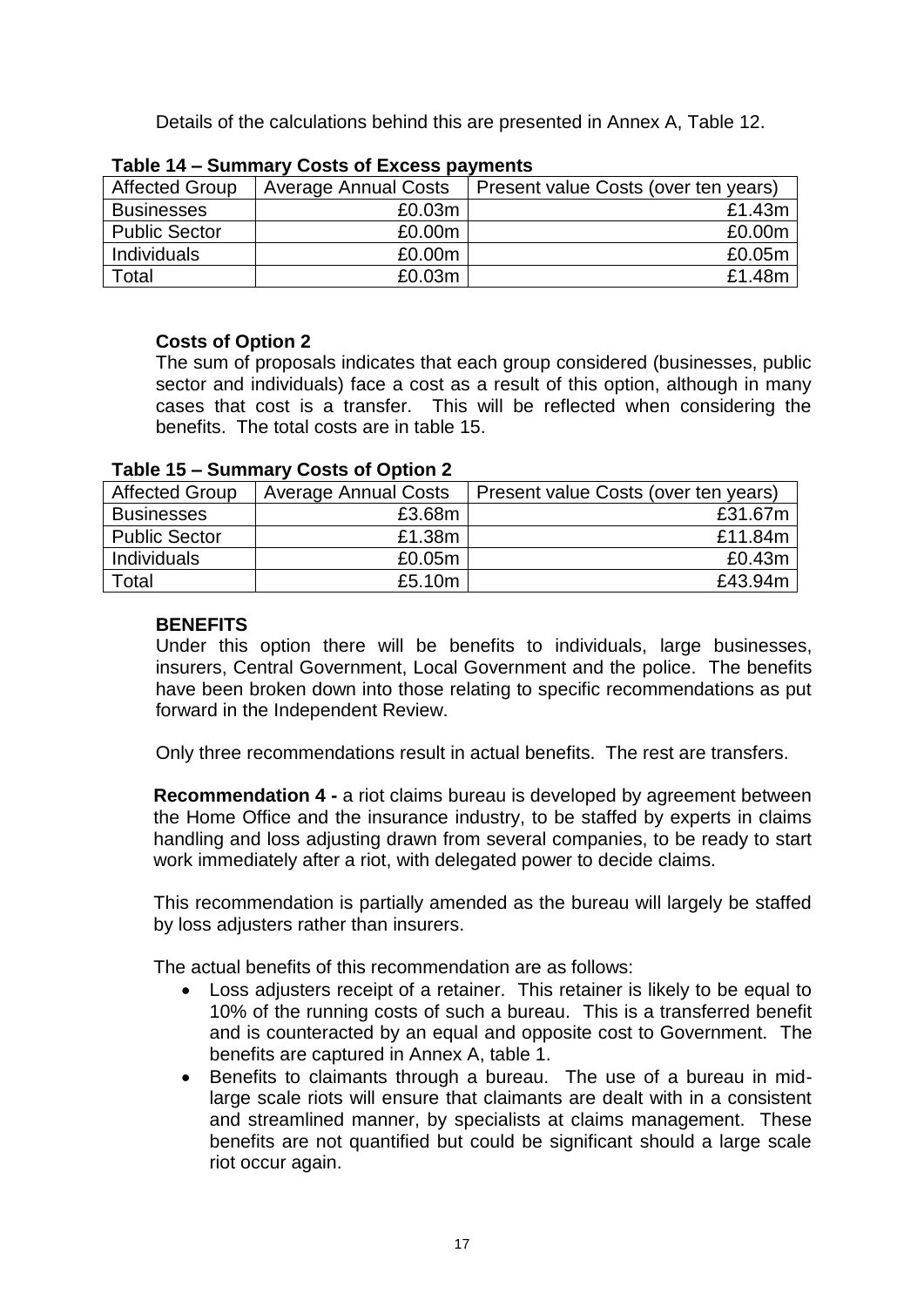Details of the calculations behind this are presented in Annex A, Table 12.

**Table 14 – Summary Costs of Excess payments**

| Affected Group | Average Annual Costs | Present value Costs (over ten years) |
| --- | --- | --- |
| Businesses | £0.03m | £1.43m |
| Public Sector | £0.00m | £0.00m |
| Individuals | £0.00m | £0.05m |
| Total | £0.03m | £1.48m |

**Costs of Option 2**

The sum of proposals indicates that each group considered (businesses, public sector and individuals) face a cost as a result of this option, although in many cases that cost is a transfer. This will be reflected when considering the benefits. The total costs are in table 15.

**Table 15 – Summary Costs of Option 2**

| Affected Group | Average Annual Costs | Present value Costs (over ten years) |
| --- | --- | --- |
| Businesses | £3.68m | £31.67m |
| Public Sector | £1.38m | £11.84m |
| Individuals | £0.05m | £0.43m |
| Total | £5.10m | £43.94m |

**BENEFITS**

Under this option there will be benefits to individuals, large businesses, insurers, Central Government, Local Government and the police. The benefits have been broken down into those relating to specific recommendations as put forward in the Independent Review.

Only three recommendations result in actual benefits. The rest are transfers.

**Recommendation 4 -** a riot claims bureau is developed by agreement between the Home Office and the insurance industry, to be staffed by experts in claims handling and loss adjusting drawn from several companies, to be ready to start work immediately after a riot, with delegated power to decide claims.

This recommendation is partially amended as the bureau will largely be staffed by loss adjusters rather than insurers.

The actual benefits of this recommendation are as follows:

- Loss adjusters receipt of a retainer. This retainer is likely to be equal to 10% of the running costs of such a bureau. This is a transferred benefit and is counteracted by an equal and opposite cost to Government. The benefits are captured in Annex A, table 1.
- Benefits to claimants through a bureau. The use of a bureau in mid-large scale riots will ensure that claimants are dealt with in a consistent and streamlined manner, by specialists at claims management. These benefits are not quantified but could be significant should a large scale riot occur again.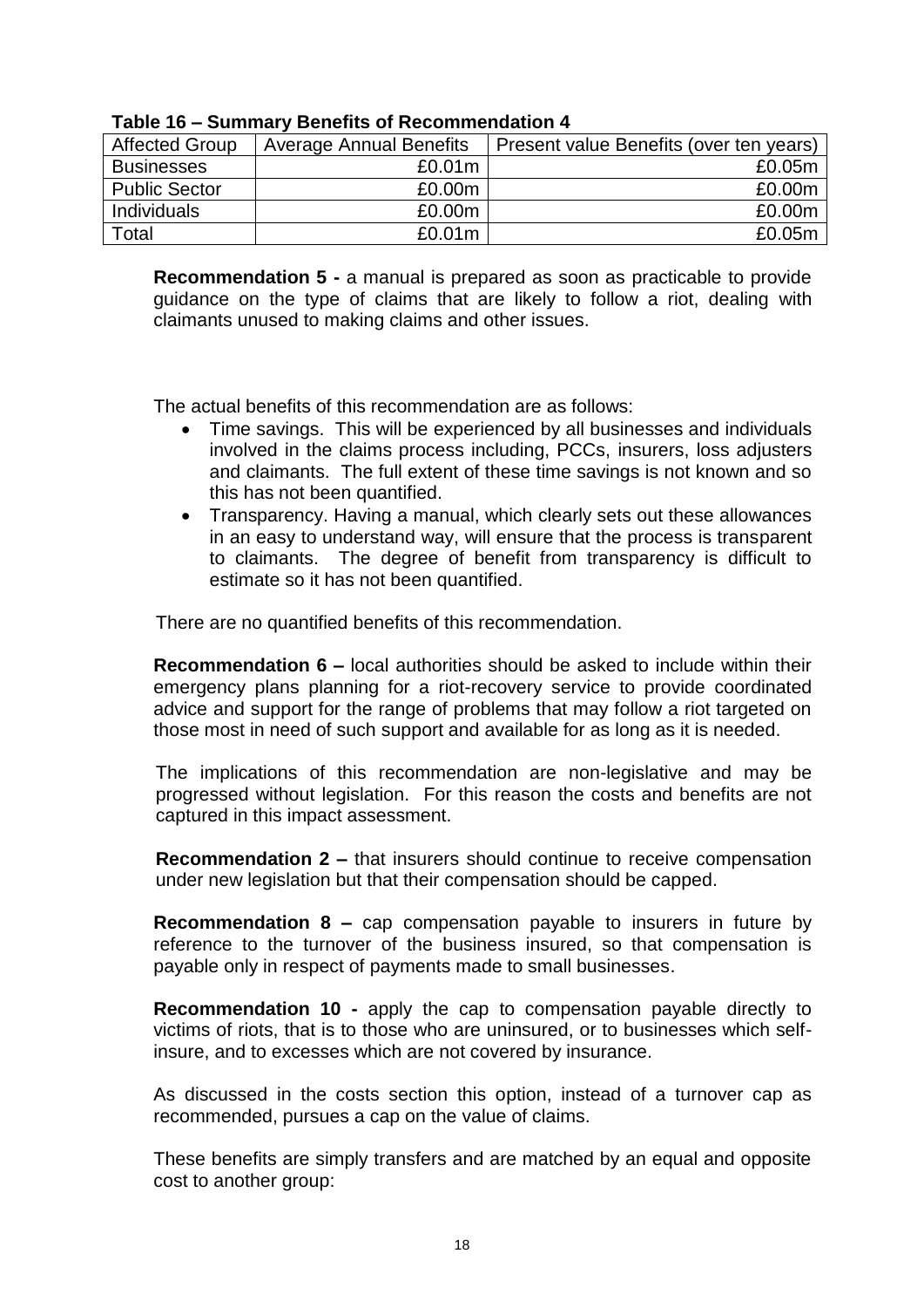**Table 16 – Summary Benefits of Recommendation 4**

| Affected Group | Average Annual Benefits | Present value Benefits (over ten years) |
| --- | ---: | ---: |
| Businesses | £0.01m | £0.05m |
| Public Sector | £0.00m | £0.00m |
| Individuals | £0.00m | £0.00m |
| Total | £0.01m | £0.05m |

**Recommendation 5 -** a manual is prepared as soon as practicable to provide guidance on the type of claims that are likely to follow a riot, dealing with claimants unused to making claims and other issues.

The actual benefits of this recommendation are as follows:

- Time savings. This will be experienced by all businesses and individuals involved in the claims process including, PCCs, insurers, loss adjusters and claimants. The full extent of these time savings is not known and so this has not been quantified.
- Transparency. Having a manual, which clearly sets out these allowances in an easy to understand way, will ensure that the process is transparent to claimants. The degree of benefit from transparency is difficult to estimate so it has not been quantified.

There are no quantified benefits of this recommendation.

**Recommendation 6 –** local authorities should be asked to include within their emergency plans planning for a riot-recovery service to provide coordinated advice and support for the range of problems that may follow a riot targeted on those most in need of such support and available for as long as it is needed.

The implications of this recommendation are non-legislative and may be progressed without legislation. For this reason the costs and benefits are not captured in this impact assessment.

**Recommendation 2 –** that insurers should continue to receive compensation under new legislation but that their compensation should be capped.

**Recommendation 8 –** cap compensation payable to insurers in future by reference to the turnover of the business insured, so that compensation is payable only in respect of payments made to small businesses.

**Recommendation 10 -** apply the cap to compensation payable directly to victims of riots, that is to those who are uninsured, or to businesses which self-insure, and to excesses which are not covered by insurance.

As discussed in the costs section this option, instead of a turnover cap as recommended, pursues a cap on the value of claims.

These benefits are simply transfers and are matched by an equal and opposite cost to another group: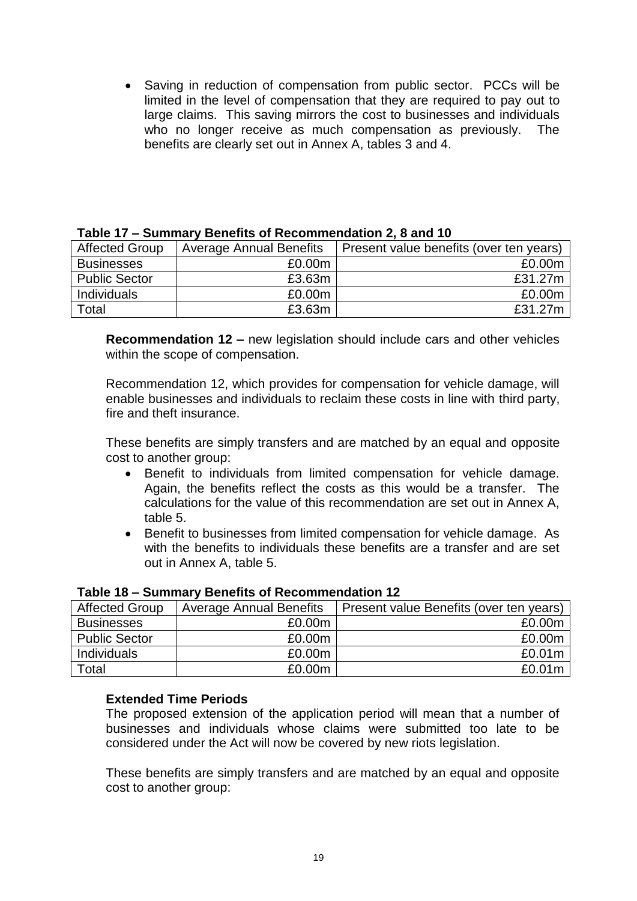- Saving in reduction of compensation from public sector. PCCs will be limited in the level of compensation that they are required to pay out to large claims. This saving mirrors the cost to businesses and individuals who no longer receive as much compensation as previously. The benefits are clearly set out in Annex A, tables 3 and 4.

**Table 17 – Summary Benefits of Recommendation 2, 8 and 10**

| Affected Group | Average Annual Benefits | Present value benefits (over ten years) |
|---|---|---|
| Businesses | £0.00m | £0.00m |
| Public Sector | £3.63m | £31.27m |
| Individuals | £0.00m | £0.00m |
| Total | £3.63m | £31.27m |

**Recommendation 12 –** new legislation should include cars and other vehicles within the scope of compensation.

Recommendation 12, which provides for compensation for vehicle damage, will enable businesses and individuals to reclaim these costs in line with third party, fire and theft insurance.

These benefits are simply transfers and are matched by an equal and opposite cost to another group:

- Benefit to individuals from limited compensation for vehicle damage. Again, the benefits reflect the costs as this would be a transfer. The calculations for the value of this recommendation are set out in Annex A, table 5.
- Benefit to businesses from limited compensation for vehicle damage. As with the benefits to individuals these benefits are a transfer and are set out in Annex A, table 5.

**Table 18 – Summary Benefits of Recommendation 12**

| Affected Group | Average Annual Benefits | Present value Benefits (over ten years) |
|---|---|---|
| Businesses | £0.00m | £0.00m |
| Public Sector | £0.00m | £0.00m |
| Individuals | £0.00m | £0.01m |
| Total | £0.00m | £0.01m |

**Extended Time Periods**

The proposed extension of the application period will mean that a number of businesses and individuals whose claims were submitted too late to be considered under the Act will now be covered by new riots legislation.

These benefits are simply transfers and are matched by an equal and opposite cost to another group: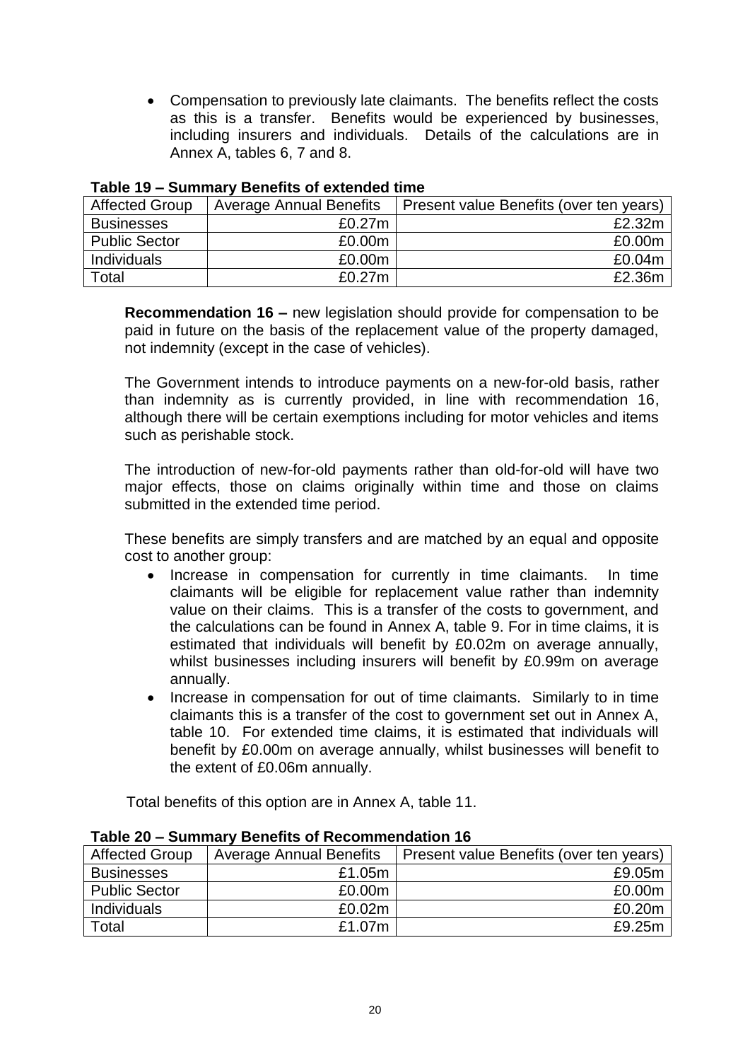- Compensation to previously late claimants. The benefits reflect the costs as this is a transfer. Benefits would be experienced by businesses, including insurers and individuals. Details of the calculations are in Annex A, tables 6, 7 and 8.

**Table 19 – Summary Benefits of extended time**

| Affected Group | Average Annual Benefits | Present value Benefits (over ten years) |
|---|---|---|
| Businesses | £0.27m | £2.32m |
| Public Sector | £0.00m | £0.00m |
| Individuals | £0.00m | £0.04m |
| Total | £0.27m | £2.36m |

**Recommendation 16 –** new legislation should provide for compensation to be paid in future on the basis of the replacement value of the property damaged, not indemnity (except in the case of vehicles).

The Government intends to introduce payments on a new-for-old basis, rather than indemnity as is currently provided, in line with recommendation 16, although there will be certain exemptions including for motor vehicles and items such as perishable stock.

The introduction of new-for-old payments rather than old-for-old will have two major effects, those on claims originally within time and those on claims submitted in the extended time period.

These benefits are simply transfers and are matched by an equal and opposite cost to another group:

- Increase in compensation for currently in time claimants. In time claimants will be eligible for replacement value rather than indemnity value on their claims. This is a transfer of the costs to government, and the calculations can be found in Annex A, table 9. For in time claims, it is estimated that individuals will benefit by £0.02m on average annually, whilst businesses including insurers will benefit by £0.99m on average annually.
- Increase in compensation for out of time claimants. Similarly to in time claimants this is a transfer of the cost to government set out in Annex A, table 10. For extended time claims, it is estimated that individuals will benefit by £0.00m on average annually, whilst businesses will benefit to the extent of £0.06m annually.

Total benefits of this option are in Annex A, table 11.

**Table 20 – Summary Benefits of Recommendation 16**

| Affected Group | Average Annual Benefits | Present value Benefits (over ten years) |
|---|---|---|
| Businesses | £1.05m | £9.05m |
| Public Sector | £0.00m | £0.00m |
| Individuals | £0.02m | £0.20m |
| Total | £1.07m | £9.25m |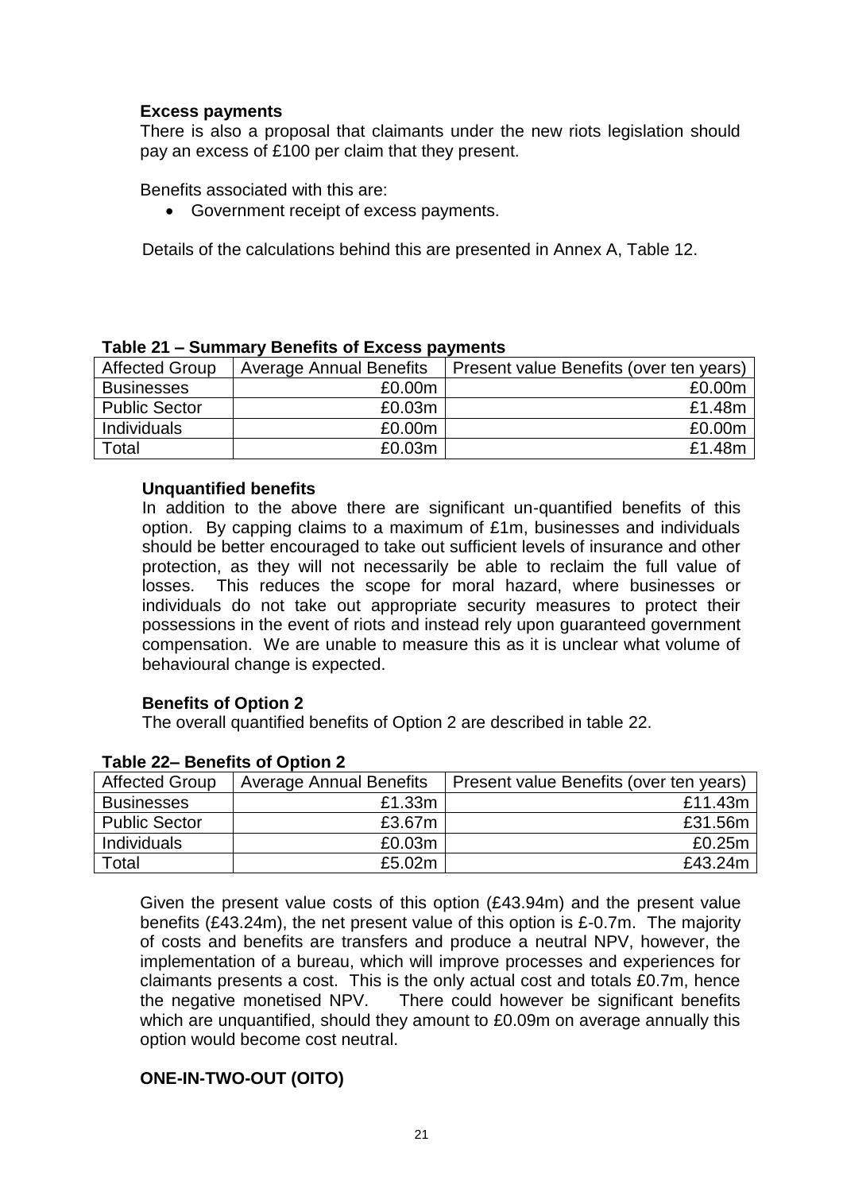**Excess payments**

There is also a proposal that claimants under the new riots legislation should pay an excess of £100 per claim that they present.

Benefits associated with this are:

- Government receipt of excess payments.

Details of the calculations behind this are presented in Annex A, Table 12.

**Table 21 – Summary Benefits of Excess payments**

| Affected Group | Average Annual Benefits | Present value Benefits (over ten years) |
|---|---|---|
| Businesses | £0.00m | £0.00m |
| Public Sector | £0.03m | £1.48m |
| Individuals | £0.00m | £0.00m |
| Total | £0.03m | £1.48m |

**Unquantified benefits**

In addition to the above there are significant un-quantified benefits of this option. By capping claims to a maximum of £1m, businesses and individuals should be better encouraged to take out sufficient levels of insurance and other protection, as they will not necessarily be able to reclaim the full value of losses. This reduces the scope for moral hazard, where businesses or individuals do not take out appropriate security measures to protect their possessions in the event of riots and instead rely upon guaranteed government compensation. We are unable to measure this as it is unclear what volume of behavioural change is expected.

**Benefits of Option 2**

The overall quantified benefits of Option 2 are described in table 22.

**Table 22– Benefits of Option 2**

| Affected Group | Average Annual Benefits | Present value Benefits (over ten years) |
|---|---|---|
| Businesses | £1.33m | £11.43m |
| Public Sector | £3.67m | £31.56m |
| Individuals | £0.03m | £0.25m |
| Total | £5.02m | £43.24m |

Given the present value costs of this option (£43.94m) and the present value benefits (£43.24m), the net present value of this option is £-0.7m. The majority of costs and benefits are transfers and produce a neutral NPV, however, the implementation of a bureau, which will improve processes and experiences for claimants presents a cost. This is the only actual cost and totals £0.7m, hence the negative monetised NPV. There could however be significant benefits which are unquantified, should they amount to £0.09m on average annually this option would become cost neutral.

**ONE-IN-TWO-OUT (OITO)**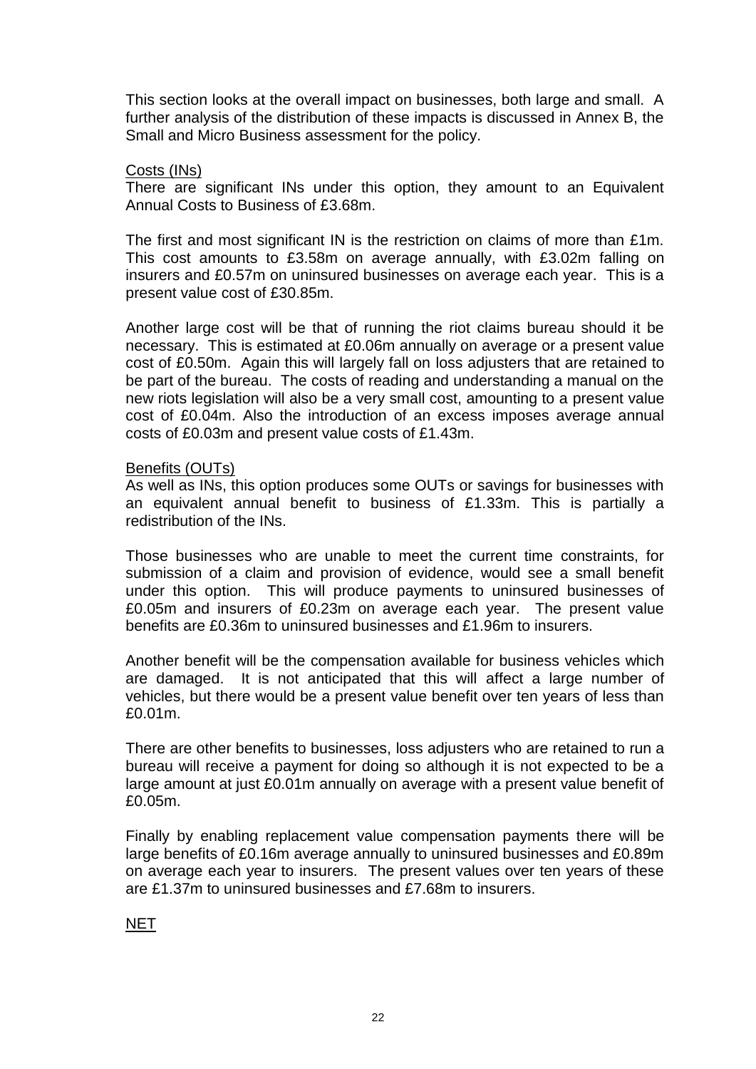This section looks at the overall impact on businesses, both large and small. A further analysis of the distribution of these impacts is discussed in Annex B, the Small and Micro Business assessment for the policy.

Costs (INs)

There are significant INs under this option, they amount to an Equivalent Annual Costs to Business of £3.68m.

The first and most significant IN is the restriction on claims of more than £1m. This cost amounts to £3.58m on average annually, with £3.02m falling on insurers and £0.57m on uninsured businesses on average each year. This is a present value cost of £30.85m.

Another large cost will be that of running the riot claims bureau should it be necessary. This is estimated at £0.06m annually on average or a present value cost of £0.50m. Again this will largely fall on loss adjusters that are retained to be part of the bureau. The costs of reading and understanding a manual on the new riots legislation will also be a very small cost, amounting to a present value cost of £0.04m. Also the introduction of an excess imposes average annual costs of £0.03m and present value costs of £1.43m.

Benefits (OUTs)

As well as INs, this option produces some OUTs or savings for businesses with an equivalent annual benefit to business of £1.33m. This is partially a redistribution of the INs.

Those businesses who are unable to meet the current time constraints, for submission of a claim and provision of evidence, would see a small benefit under this option. This will produce payments to uninsured businesses of £0.05m and insurers of £0.23m on average each year. The present value benefits are £0.36m to uninsured businesses and £1.96m to insurers.

Another benefit will be the compensation available for business vehicles which are damaged. It is not anticipated that this will affect a large number of vehicles, but there would be a present value benefit over ten years of less than £0.01m.

There are other benefits to businesses, loss adjusters who are retained to run a bureau will receive a payment for doing so although it is not expected to be a large amount at just £0.01m annually on average with a present value benefit of £0.05m.

Finally by enabling replacement value compensation payments there will be large benefits of £0.16m average annually to uninsured businesses and £0.89m on average each year to insurers. The present values over ten years of these are £1.37m to uninsured businesses and £7.68m to insurers.

NET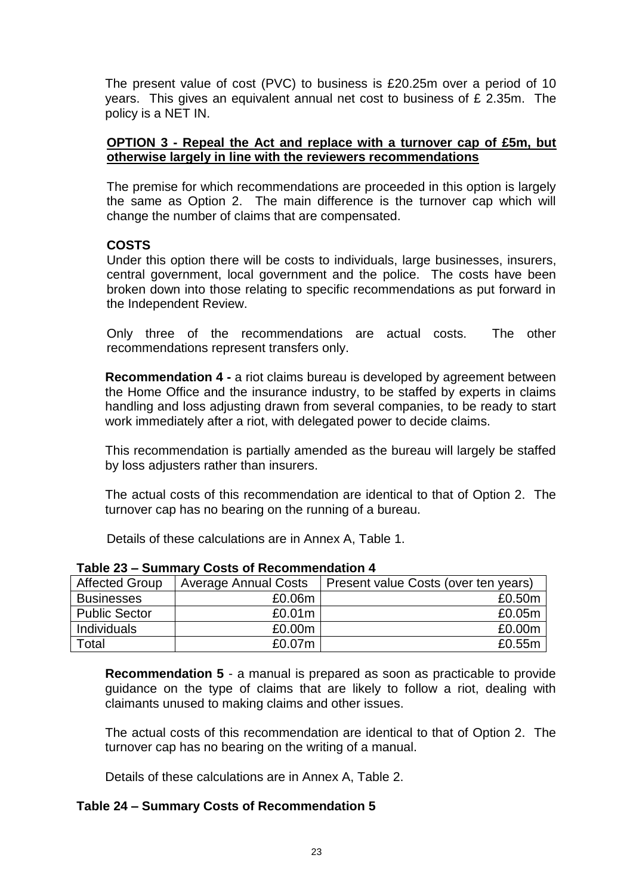The present value of cost (PVC) to business is £20.25m over a period of 10 years. This gives an equivalent annual net cost to business of £ 2.35m. The policy is a NET IN.

**OPTION 3 - Repeal the Act and replace with a turnover cap of £5m, but otherwise largely in line with the reviewers recommendations**

The premise for which recommendations are proceeded in this option is largely the same as Option 2. The main difference is the turnover cap which will change the number of claims that are compensated.

**COSTS**

Under this option there will be costs to individuals, large businesses, insurers, central government, local government and the police. The costs have been broken down into those relating to specific recommendations as put forward in the Independent Review.

Only three of the recommendations are actual costs. The other recommendations represent transfers only.

**Recommendation 4 -** a riot claims bureau is developed by agreement between the Home Office and the insurance industry, to be staffed by experts in claims handling and loss adjusting drawn from several companies, to be ready to start work immediately after a riot, with delegated power to decide claims.

This recommendation is partially amended as the bureau will largely be staffed by loss adjusters rather than insurers.

The actual costs of this recommendation are identical to that of Option 2. The turnover cap has no bearing on the running of a bureau.

Details of these calculations are in Annex A, Table 1.

**Table 23 – Summary Costs of Recommendation 4**

| Affected Group | Average Annual Costs | Present value Costs (over ten years) |
|---|---|---|
| Businesses | £0.06m | £0.50m |
| Public Sector | £0.01m | £0.05m |
| Individuals | £0.00m | £0.00m |
| Total | £0.07m | £0.55m |

**Recommendation 5** - a manual is prepared as soon as practicable to provide guidance on the type of claims that are likely to follow a riot, dealing with claimants unused to making claims and other issues.

The actual costs of this recommendation are identical to that of Option 2. The turnover cap has no bearing on the writing of a manual.

Details of these calculations are in Annex A, Table 2.

**Table 24 – Summary Costs of Recommendation 5**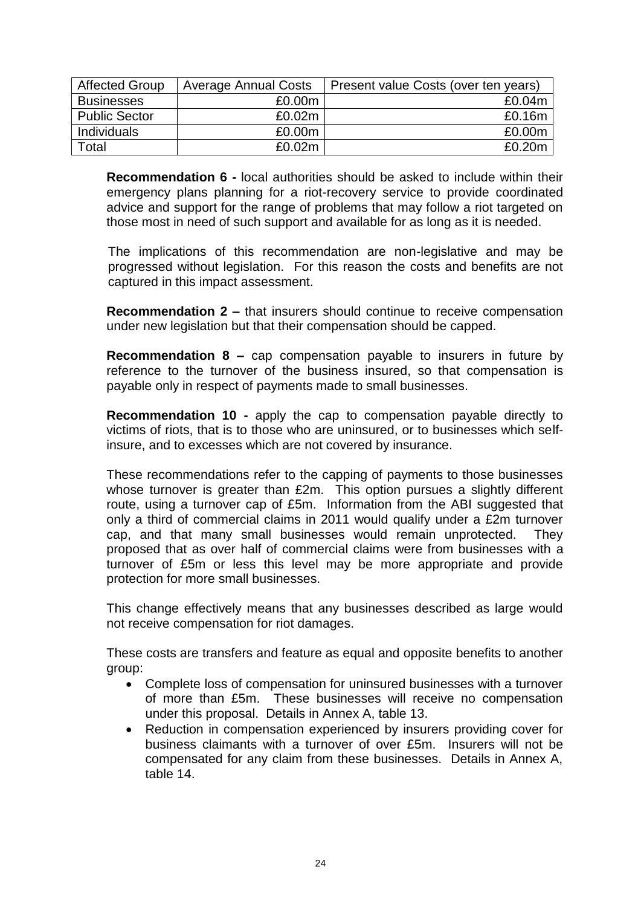| Affected Group | Average Annual Costs | Present value Costs (over ten years) |
|---|---:|---:|
| Businesses | £0.00m | £0.04m |
| Public Sector | £0.02m | £0.16m |
| Individuals | £0.00m | £0.00m |
| Total | £0.02m | £0.20m |

**Recommendation 6 -** local authorities should be asked to include within their emergency plans planning for a riot-recovery service to provide coordinated advice and support for the range of problems that may follow a riot targeted on those most in need of such support and available for as long as it is needed.

The implications of this recommendation are non-legislative and may be progressed without legislation. For this reason the costs and benefits are not captured in this impact assessment.

**Recommendation 2 –** that insurers should continue to receive compensation under new legislation but that their compensation should be capped.

**Recommendation 8 –** cap compensation payable to insurers in future by reference to the turnover of the business insured, so that compensation is payable only in respect of payments made to small businesses.

**Recommendation 10 -** apply the cap to compensation payable directly to victims of riots, that is to those who are uninsured, or to businesses which self-insure, and to excesses which are not covered by insurance.

These recommendations refer to the capping of payments to those businesses whose turnover is greater than £2m. This option pursues a slightly different route, using a turnover cap of £5m. Information from the ABI suggested that only a third of commercial claims in 2011 would qualify under a £2m turnover cap, and that many small businesses would remain unprotected. They proposed that as over half of commercial claims were from businesses with a turnover of £5m or less this level may be more appropriate and provide protection for more small businesses.

This change effectively means that any businesses described as large would not receive compensation for riot damages.

These costs are transfers and feature as equal and opposite benefits to another group:

- Complete loss of compensation for uninsured businesses with a turnover of more than £5m. These businesses will receive no compensation under this proposal. Details in Annex A, table 13.
- Reduction in compensation experienced by insurers providing cover for business claimants with a turnover of over £5m. Insurers will not be compensated for any claim from these businesses. Details in Annex A, table 14.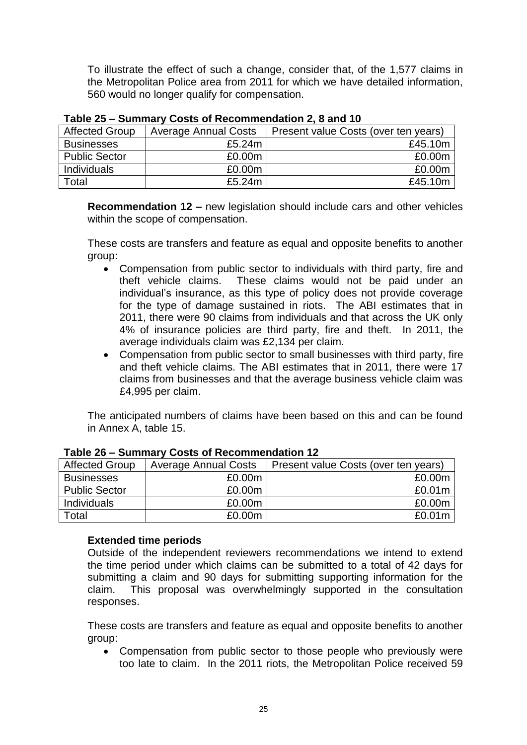To illustrate the effect of such a change, consider that, of the 1,577 claims in the Metropolitan Police area from 2011 for which we have detailed information, 560 would no longer qualify for compensation.

**Table 25 – Summary Costs of Recommendation 2, 8 and 10**

| Affected Group | Average Annual Costs | Present value Costs (over ten years) |
|---|---|---|
| Businesses | £5.24m | £45.10m |
| Public Sector | £0.00m | £0.00m |
| Individuals | £0.00m | £0.00m |
| Total | £5.24m | £45.10m |

**Recommendation 12 –** new legislation should include cars and other vehicles within the scope of compensation.

These costs are transfers and feature as equal and opposite benefits to another group:

- Compensation from public sector to individuals with third party, fire and theft vehicle claims. These claims would not be paid under an individual's insurance, as this type of policy does not provide coverage for the type of damage sustained in riots. The ABI estimates that in 2011, there were 90 claims from individuals and that across the UK only 4% of insurance policies are third party, fire and theft. In 2011, the average individuals claim was £2,134 per claim.
- Compensation from public sector to small businesses with third party, fire and theft vehicle claims. The ABI estimates that in 2011, there were 17 claims from businesses and that the average business vehicle claim was £4,995 per claim.

The anticipated numbers of claims have been based on this and can be found in Annex A, table 15.

**Table 26 – Summary Costs of Recommendation 12**

| Affected Group | Average Annual Costs | Present value Costs (over ten years) |
|---|---|---|
| Businesses | £0.00m | £0.00m |
| Public Sector | £0.00m | £0.01m |
| Individuals | £0.00m | £0.00m |
| Total | £0.00m | £0.01m |

**Extended time periods**

Outside of the independent reviewers recommendations we intend to extend the time period under which claims can be submitted to a total of 42 days for submitting a claim and 90 days for submitting supporting information for the claim. This proposal was overwhelmingly supported in the consultation responses.

These costs are transfers and feature as equal and opposite benefits to another group:

- Compensation from public sector to those people who previously were too late to claim. In the 2011 riots, the Metropolitan Police received 59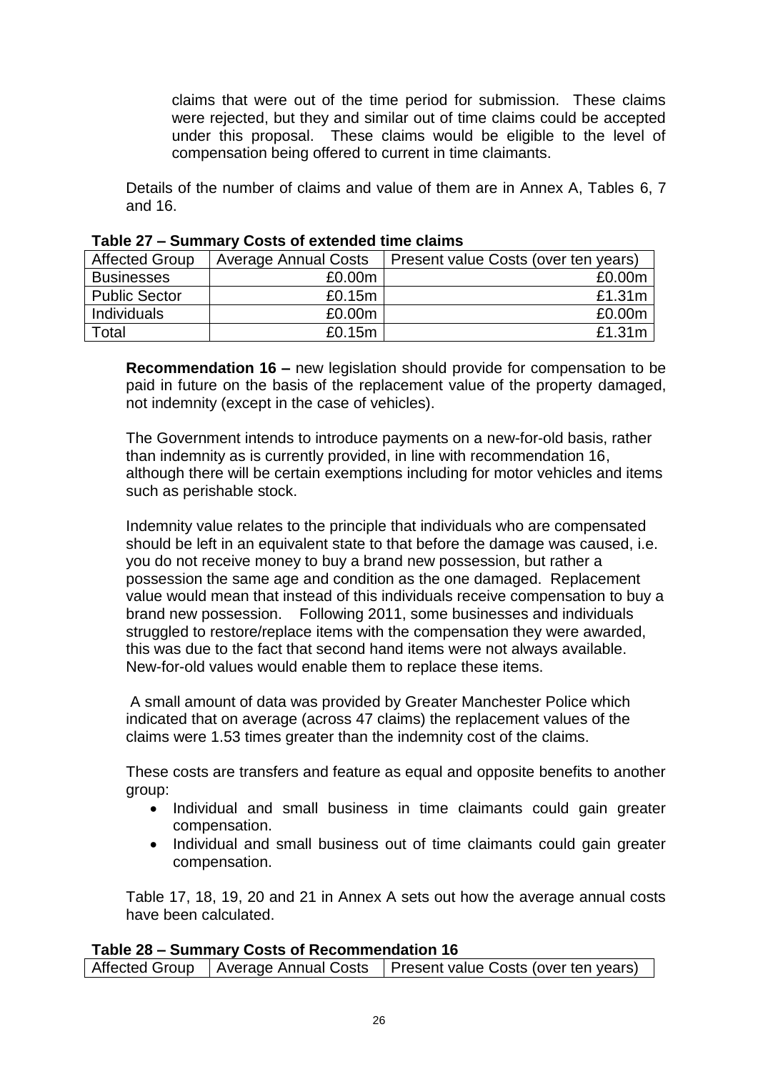claims that were out of the time period for submission. These claims were rejected, but they and similar out of time claims could be accepted under this proposal. These claims would be eligible to the level of compensation being offered to current in time claimants.

Details of the number of claims and value of them are in Annex A, Tables 6, 7 and 16.

**Table 27 – Summary Costs of extended time claims**

| Affected Group | Average Annual Costs | Present value Costs (over ten years) |
|---|---:|---:|
| Businesses | £0.00m | £0.00m |
| Public Sector | £0.15m | £1.31m |
| Individuals | £0.00m | £0.00m |
| Total | £0.15m | £1.31m |

**Recommendation 16 –** new legislation should provide for compensation to be paid in future on the basis of the replacement value of the property damaged, not indemnity (except in the case of vehicles).

The Government intends to introduce payments on a new-for-old basis, rather than indemnity as is currently provided, in line with recommendation 16, although there will be certain exemptions including for motor vehicles and items such as perishable stock.

Indemnity value relates to the principle that individuals who are compensated should be left in an equivalent state to that before the damage was caused, i.e. you do not receive money to buy a brand new possession, but rather a possession the same age and condition as the one damaged. Replacement value would mean that instead of this individuals receive compensation to buy a brand new possession. Following 2011, some businesses and individuals struggled to restore/replace items with the compensation they were awarded, this was due to the fact that second hand items were not always available. New-for-old values would enable them to replace these items.

A small amount of data was provided by Greater Manchester Police which indicated that on average (across 47 claims) the replacement values of the claims were 1.53 times greater than the indemnity cost of the claims.

These costs are transfers and feature as equal and opposite benefits to another group:

- Individual and small business in time claimants could gain greater compensation.
- Individual and small business out of time claimants could gain greater compensation.

Table 17, 18, 19, 20 and 21 in Annex A sets out how the average annual costs have been calculated.

**Table 28 – Summary Costs of Recommendation 16**

| Affected Group | Average Annual Costs | Present value Costs (over ten years) |
|---|---|---|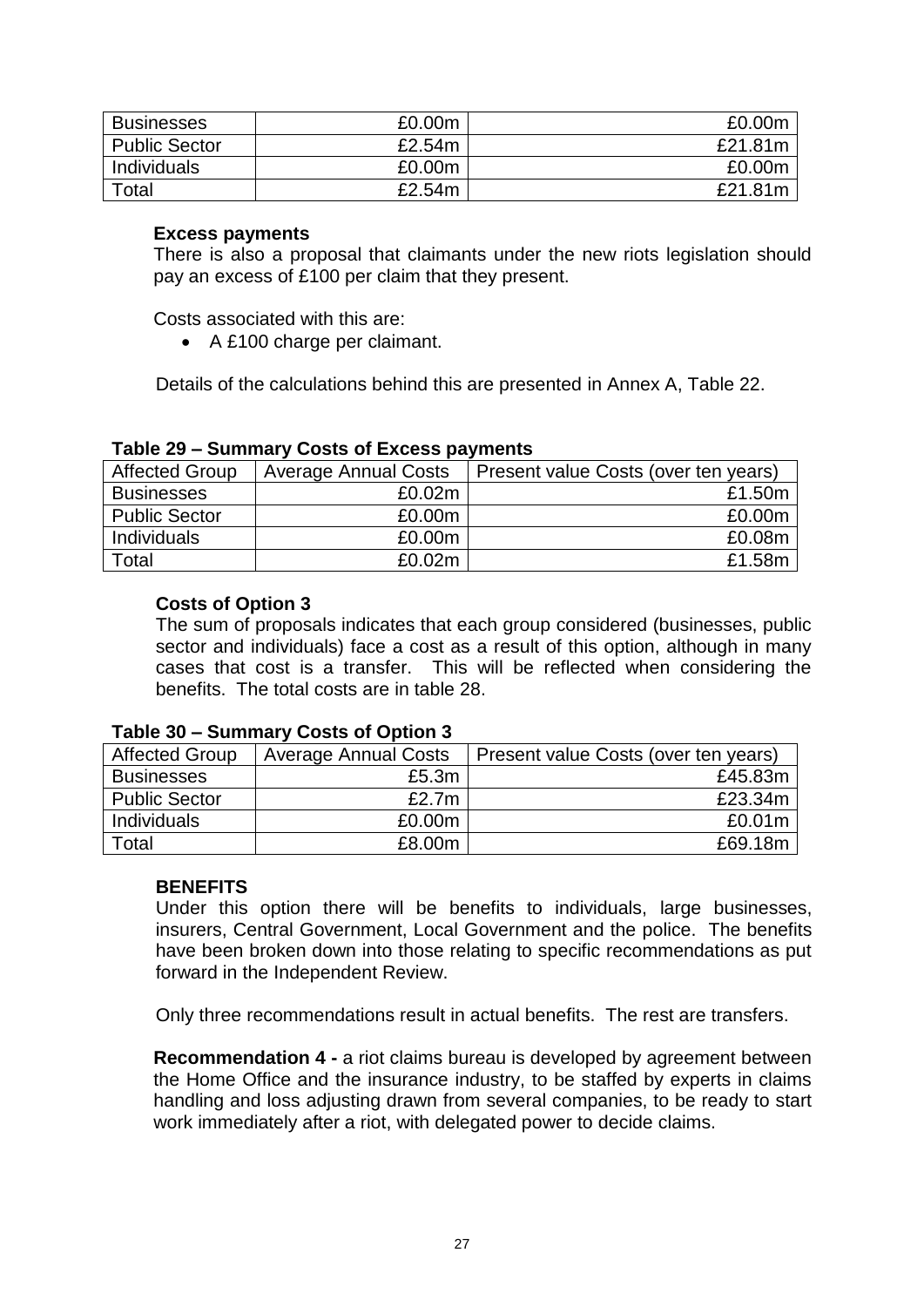| Businesses | £0.00m | £0.00m |
| --- | --- | --- |
| Public Sector | £2.54m | £21.81m |
| Individuals | £0.00m | £0.00m |
| Total | £2.54m | £21.81m |

**Excess payments**

There is also a proposal that claimants under the new riots legislation should pay an excess of £100 per claim that they present.

Costs associated with this are:

- A £100 charge per claimant.

Details of the calculations behind this are presented in Annex A, Table 22.

**Table 29 – Summary Costs of Excess payments**

| Affected Group | Average Annual Costs | Present value Costs (over ten years) |
| --- | --- | --- |
| Businesses | £0.02m | £1.50m |
| Public Sector | £0.00m | £0.00m |
| Individuals | £0.00m | £0.08m |
| Total | £0.02m | £1.58m |

**Costs of Option 3**

The sum of proposals indicates that each group considered (businesses, public sector and individuals) face a cost as a result of this option, although in many cases that cost is a transfer. This will be reflected when considering the benefits. The total costs are in table 28.

**Table 30 – Summary Costs of Option 3**

| Affected Group | Average Annual Costs | Present value Costs (over ten years) |
| --- | --- | --- |
| Businesses | £5.3m | £45.83m |
| Public Sector | £2.7m | £23.34m |
| Individuals | £0.00m | £0.01m |
| Total | £8.00m | £69.18m |

**BENEFITS**

Under this option there will be benefits to individuals, large businesses, insurers, Central Government, Local Government and the police. The benefits have been broken down into those relating to specific recommendations as put forward in the Independent Review.

Only three recommendations result in actual benefits. The rest are transfers.

**Recommendation 4 -** a riot claims bureau is developed by agreement between the Home Office and the insurance industry, to be staffed by experts in claims handling and loss adjusting drawn from several companies, to be ready to start work immediately after a riot, with delegated power to decide claims.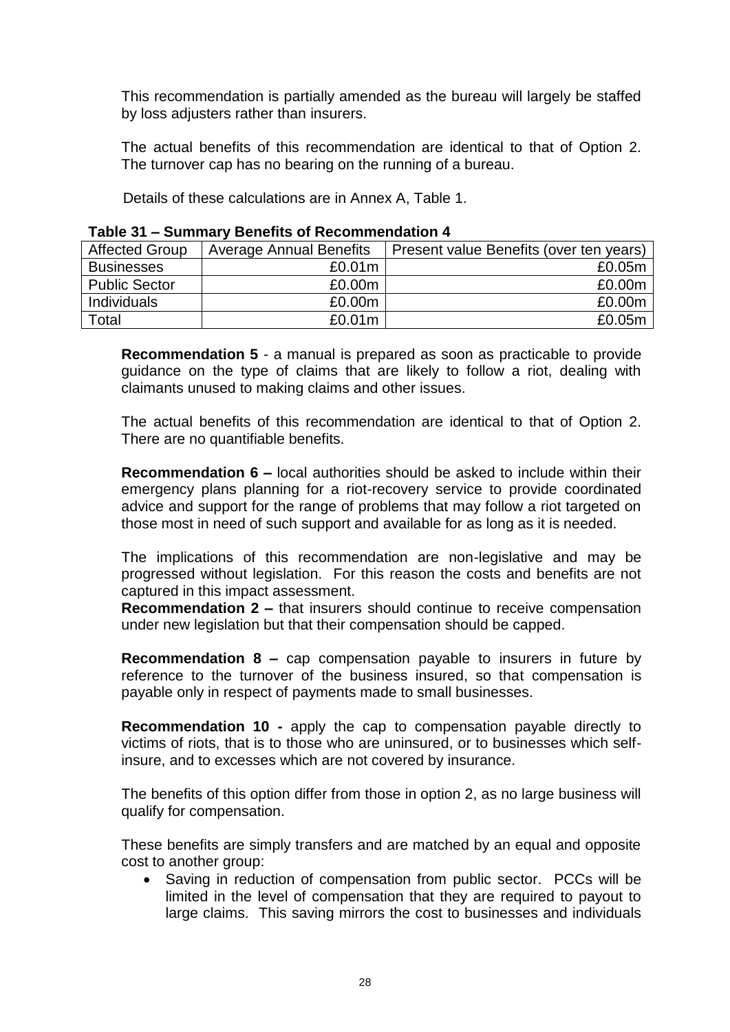This recommendation is partially amended as the bureau will largely be staffed by loss adjusters rather than insurers.

The actual benefits of this recommendation are identical to that of Option 2. The turnover cap has no bearing on the running of a bureau.

Details of these calculations are in Annex A, Table 1.

**Table 31 – Summary Benefits of Recommendation 4**

| Affected Group | Average Annual Benefits | Present value Benefits (over ten years) |
|---|---|---|
| Businesses | £0.01m | £0.05m |
| Public Sector | £0.00m | £0.00m |
| Individuals | £0.00m | £0.00m |
| Total | £0.01m | £0.05m |

**Recommendation 5** - a manual is prepared as soon as practicable to provide guidance on the type of claims that are likely to follow a riot, dealing with claimants unused to making claims and other issues.

The actual benefits of this recommendation are identical to that of Option 2. There are no quantifiable benefits.

**Recommendation 6 –** local authorities should be asked to include within their emergency plans planning for a riot-recovery service to provide coordinated advice and support for the range of problems that may follow a riot targeted on those most in need of such support and available for as long as it is needed.

The implications of this recommendation are non-legislative and may be progressed without legislation. For this reason the costs and benefits are not captured in this impact assessment.

**Recommendation 2 –** that insurers should continue to receive compensation under new legislation but that their compensation should be capped.

**Recommendation 8 –** cap compensation payable to insurers in future by reference to the turnover of the business insured, so that compensation is payable only in respect of payments made to small businesses.

**Recommendation 10 -** apply the cap to compensation payable directly to victims of riots, that is to those who are uninsured, or to businesses which self-insure, and to excesses which are not covered by insurance.

The benefits of this option differ from those in option 2, as no large business will qualify for compensation.

These benefits are simply transfers and are matched by an equal and opposite cost to another group:

- Saving in reduction of compensation from public sector. PCCs will be limited in the level of compensation that they are required to payout to large claims. This saving mirrors the cost to businesses and individuals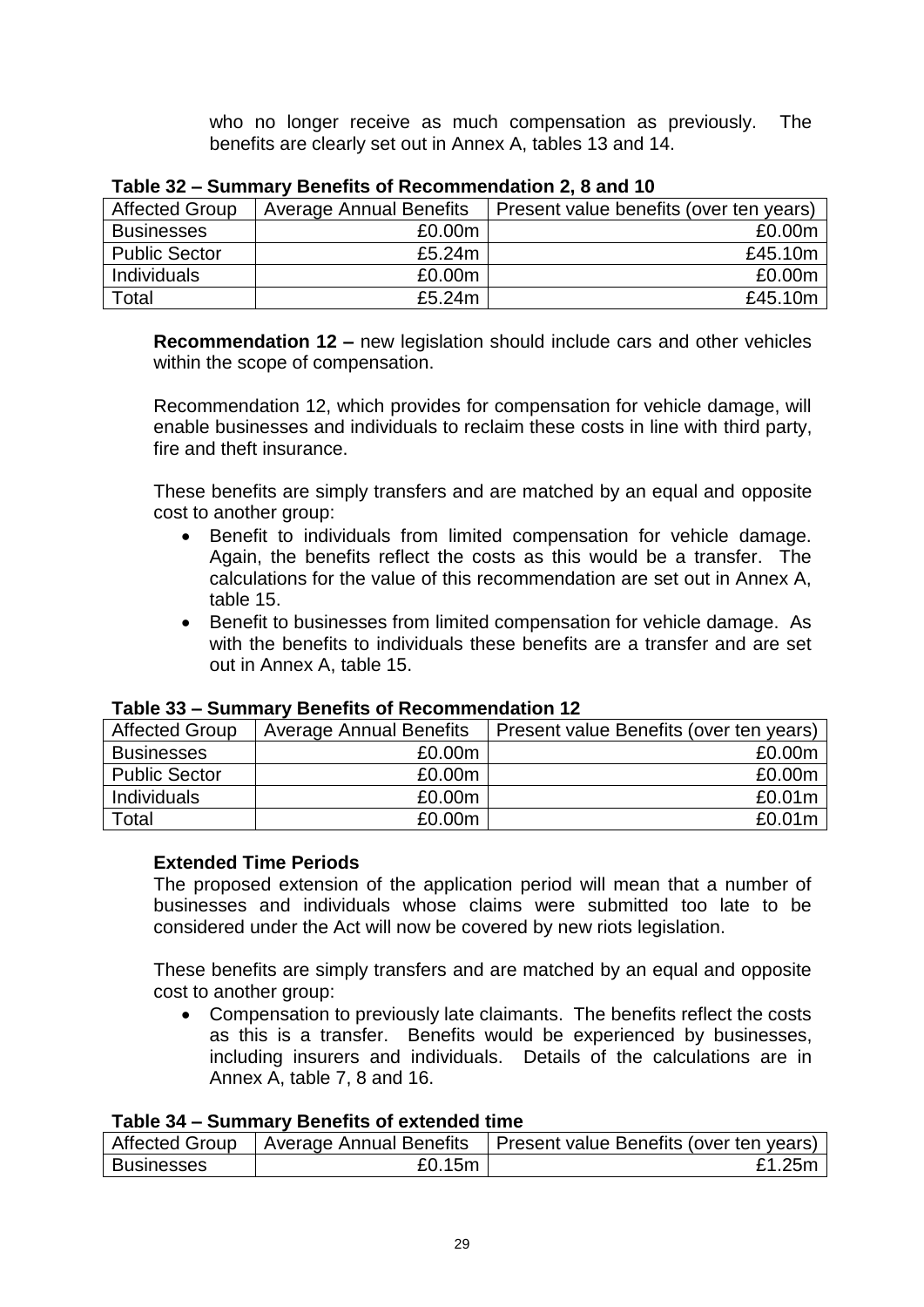who no longer receive as much compensation as previously. The benefits are clearly set out in Annex A, tables 13 and 14.

**Table 32 – Summary Benefits of Recommendation 2, 8 and 10**

| Affected Group | Average Annual Benefits | Present value benefits (over ten years) |
|---|---|---|
| Businesses | £0.00m | £0.00m |
| Public Sector | £5.24m | £45.10m |
| Individuals | £0.00m | £0.00m |
| Total | £5.24m | £45.10m |

**Recommendation 12 –** new legislation should include cars and other vehicles within the scope of compensation.

Recommendation 12, which provides for compensation for vehicle damage, will enable businesses and individuals to reclaim these costs in line with third party, fire and theft insurance.

These benefits are simply transfers and are matched by an equal and opposite cost to another group:

- Benefit to individuals from limited compensation for vehicle damage. Again, the benefits reflect the costs as this would be a transfer. The calculations for the value of this recommendation are set out in Annex A, table 15.
- Benefit to businesses from limited compensation for vehicle damage. As with the benefits to individuals these benefits are a transfer and are set out in Annex A, table 15.

**Table 33 – Summary Benefits of Recommendation 12**

| Affected Group | Average Annual Benefits | Present value Benefits (over ten years) |
|---|---|---|
| Businesses | £0.00m | £0.00m |
| Public Sector | £0.00m | £0.00m |
| Individuals | £0.00m | £0.01m |
| Total | £0.00m | £0.01m |

**Extended Time Periods**

The proposed extension of the application period will mean that a number of businesses and individuals whose claims were submitted too late to be considered under the Act will now be covered by new riots legislation.

These benefits are simply transfers and are matched by an equal and opposite cost to another group:

- Compensation to previously late claimants. The benefits reflect the costs as this is a transfer. Benefits would be experienced by businesses, including insurers and individuals. Details of the calculations are in Annex A, table 7, 8 and 16.

**Table 34 – Summary Benefits of extended time**

| Affected Group | Average Annual Benefits | Present value Benefits (over ten years) |
|---|---|---|
| Businesses | £0.15m | £1.25m |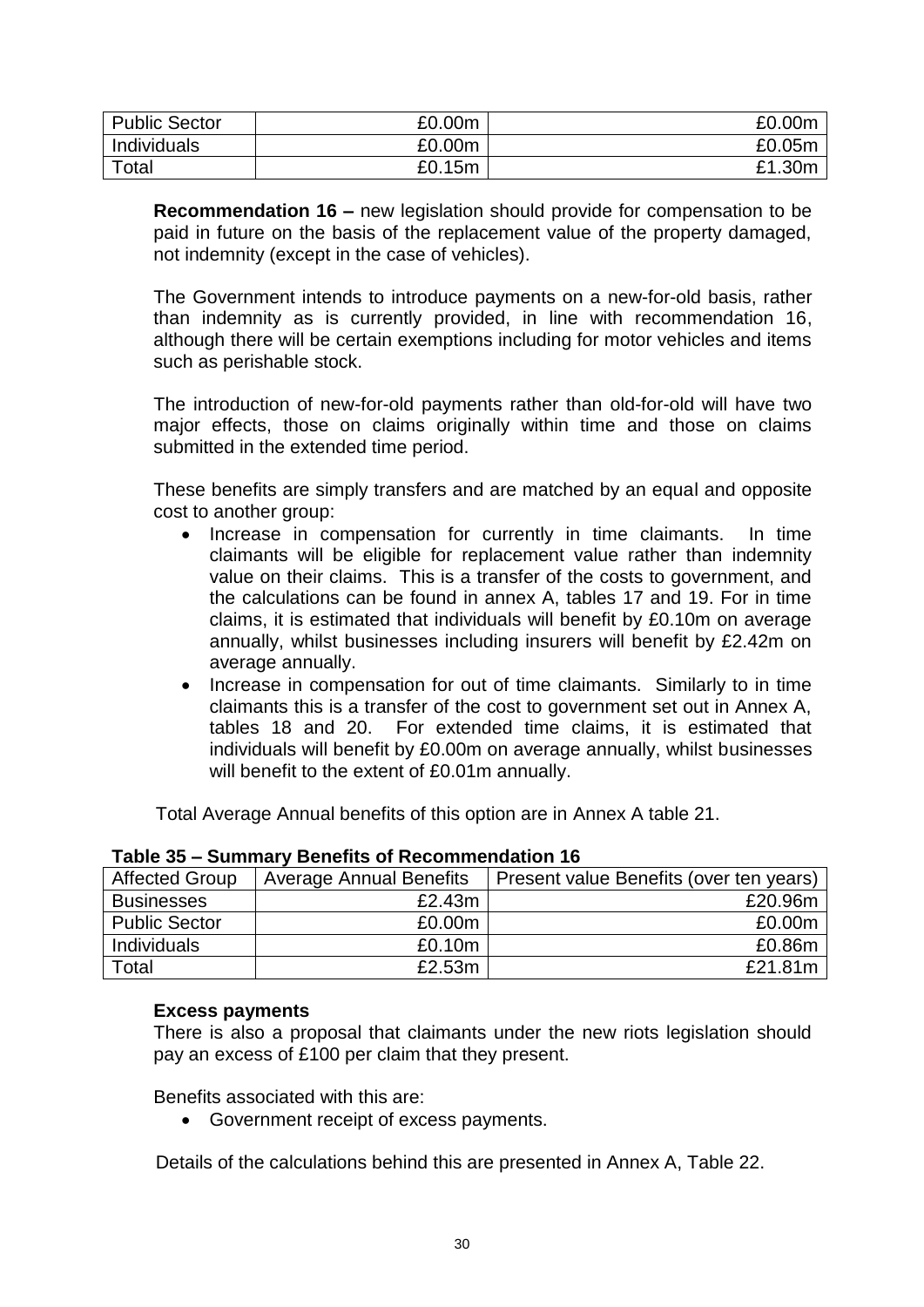| Public Sector | £0.00m | £0.00m |
|---|---|---|
| Individuals | £0.00m | £0.05m |
| Total | £0.15m | £1.30m |

**Recommendation 16 –** new legislation should provide for compensation to be paid in future on the basis of the replacement value of the property damaged, not indemnity (except in the case of vehicles).

The Government intends to introduce payments on a new-for-old basis, rather than indemnity as is currently provided, in line with recommendation 16, although there will be certain exemptions including for motor vehicles and items such as perishable stock.

The introduction of new-for-old payments rather than old-for-old will have two major effects, those on claims originally within time and those on claims submitted in the extended time period.

These benefits are simply transfers and are matched by an equal and opposite cost to another group:

- Increase in compensation for currently in time claimants. In time claimants will be eligible for replacement value rather than indemnity value on their claims. This is a transfer of the costs to government, and the calculations can be found in annex A, tables 17 and 19. For in time claims, it is estimated that individuals will benefit by £0.10m on average annually, whilst businesses including insurers will benefit by £2.42m on average annually.
- Increase in compensation for out of time claimants. Similarly to in time claimants this is a transfer of the cost to government set out in Annex A, tables 18 and 20. For extended time claims, it is estimated that individuals will benefit by £0.00m on average annually, whilst businesses will benefit to the extent of £0.01m annually.

Total Average Annual benefits of this option are in Annex A table 21.

**Table 35 – Summary Benefits of Recommendation 16**

| Affected Group | Average Annual Benefits | Present value Benefits (over ten years) |
|---|---|---|
| Businesses | £2.43m | £20.96m |
| Public Sector | £0.00m | £0.00m |
| Individuals | £0.10m | £0.86m |
| Total | £2.53m | £21.81m |

**Excess payments**

There is also a proposal that claimants under the new riots legislation should pay an excess of £100 per claim that they present.

Benefits associated with this are:

- Government receipt of excess payments.

Details of the calculations behind this are presented in Annex A, Table 22.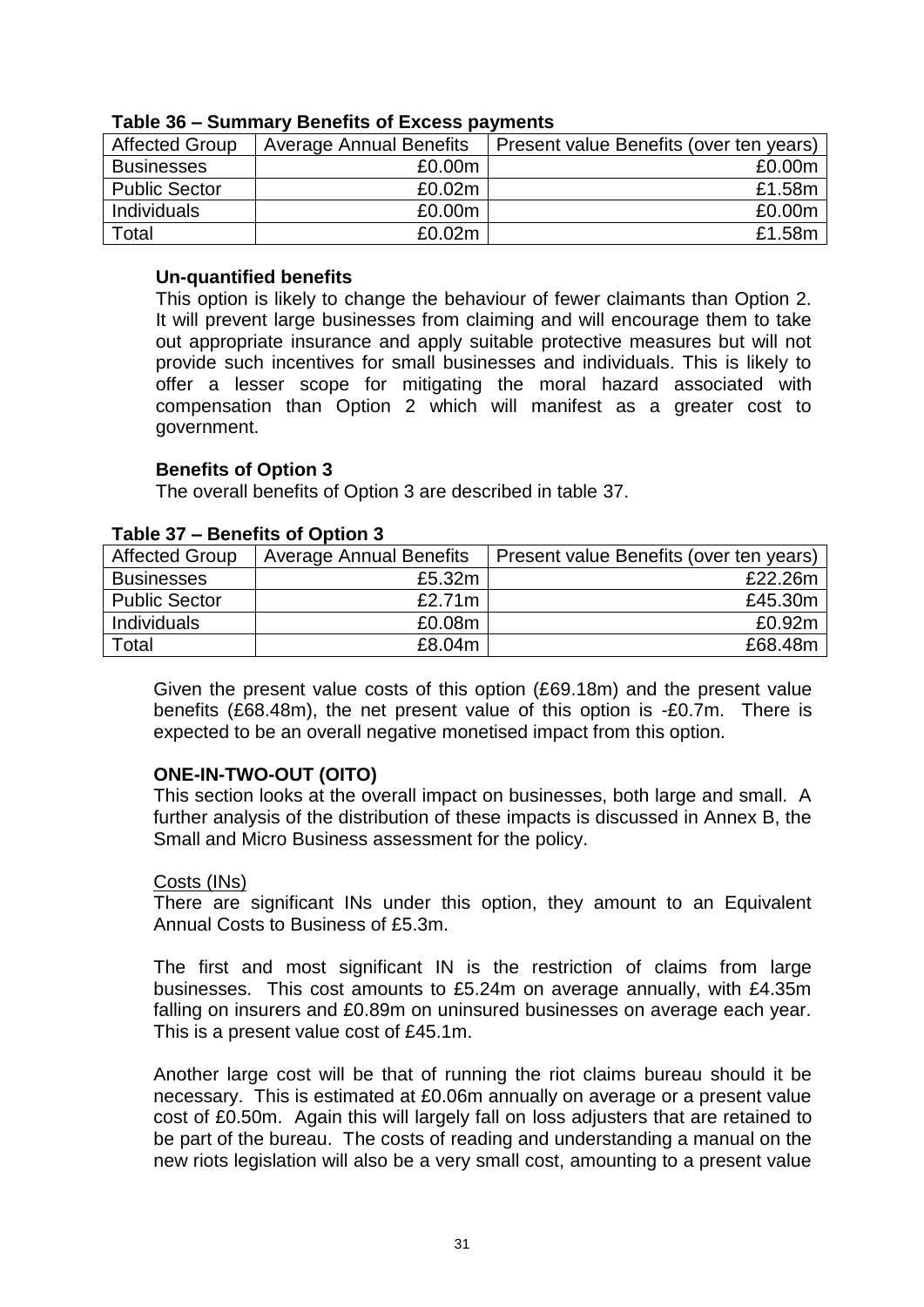**Table 36 – Summary Benefits of Excess payments**

| Affected Group | Average Annual Benefits | Present value Benefits (over ten years) |
|---|---|---|
| Businesses | £0.00m | £0.00m |
| Public Sector | £0.02m | £1.58m |
| Individuals | £0.00m | £0.00m |
| Total | £0.02m | £1.58m |

**Un-quantified benefits**

This option is likely to change the behaviour of fewer claimants than Option 2. It will prevent large businesses from claiming and will encourage them to take out appropriate insurance and apply suitable protective measures but will not provide such incentives for small businesses and individuals. This is likely to offer a lesser scope for mitigating the moral hazard associated with compensation than Option 2 which will manifest as a greater cost to government.

**Benefits of Option 3**

The overall benefits of Option 3 are described in table 37.

**Table 37 – Benefits of Option 3**

| Affected Group | Average Annual Benefits | Present value Benefits (over ten years) |
|---|---|---|
| Businesses | £5.32m | £22.26m |
| Public Sector | £2.71m | £45.30m |
| Individuals | £0.08m | £0.92m |
| Total | £8.04m | £68.48m |

Given the present value costs of this option (£69.18m) and the present value benefits (£68.48m), the net present value of this option is -£0.7m. There is expected to be an overall negative monetised impact from this option.

**ONE-IN-TWO-OUT (OITO)**

This section looks at the overall impact on businesses, both large and small. A further analysis of the distribution of these impacts is discussed in Annex B, the Small and Micro Business assessment for the policy.

Costs (INs)

There are significant INs under this option, they amount to an Equivalent Annual Costs to Business of £5.3m.

The first and most significant IN is the restriction of claims from large businesses. This cost amounts to £5.24m on average annually, with £4.35m falling on insurers and £0.89m on uninsured businesses on average each year. This is a present value cost of £45.1m.

Another large cost will be that of running the riot claims bureau should it be necessary. This is estimated at £0.06m annually on average or a present value cost of £0.50m. Again this will largely fall on loss adjusters that are retained to be part of the bureau. The costs of reading and understanding a manual on the new riots legislation will also be a very small cost, amounting to a present value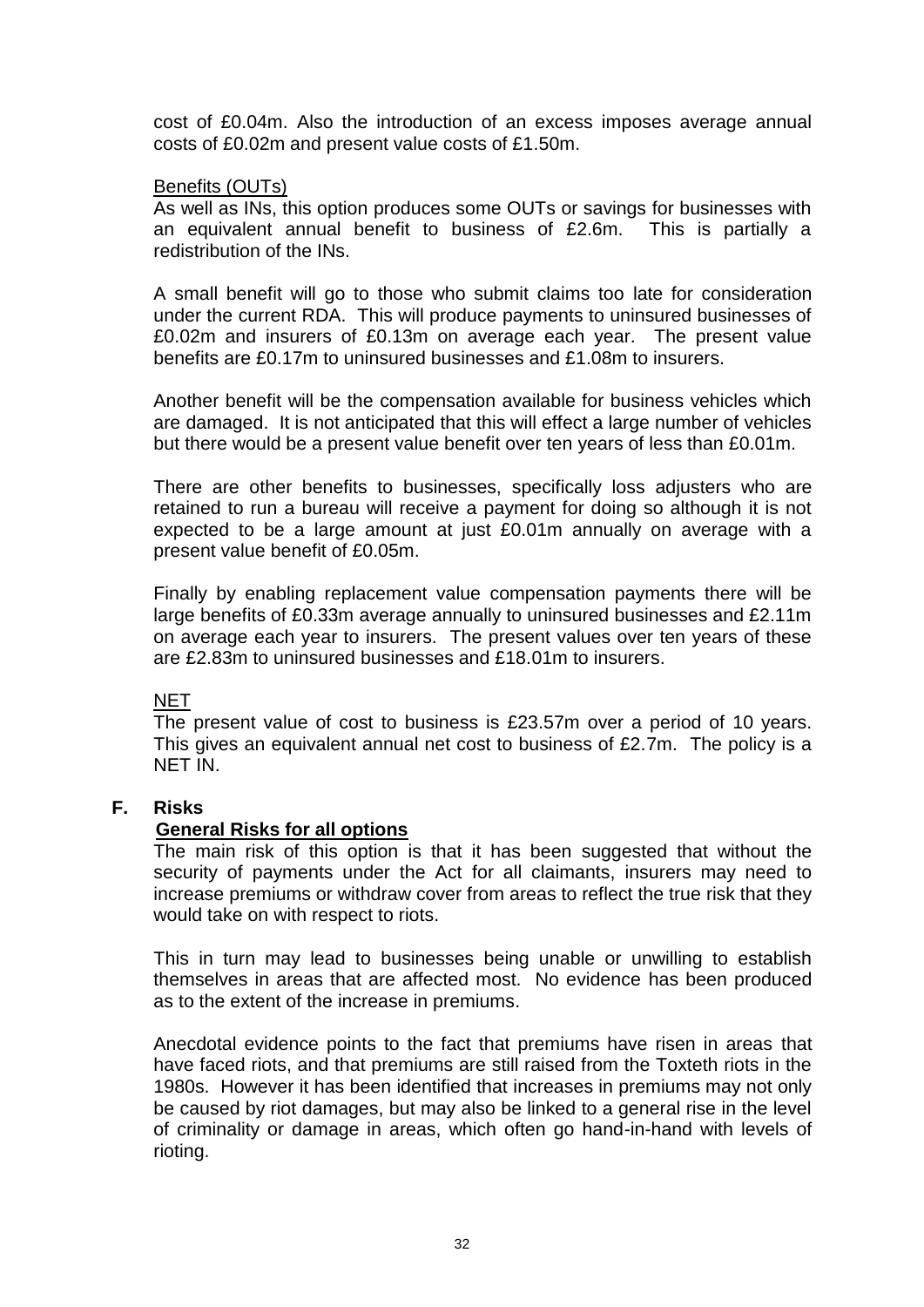cost of £0.04m. Also the introduction of an excess imposes average annual costs of £0.02m and present value costs of £1.50m.

Benefits (OUTs)

As well as INs, this option produces some OUTs or savings for businesses with an equivalent annual benefit to business of £2.6m. This is partially a redistribution of the INs.

A small benefit will go to those who submit claims too late for consideration under the current RDA. This will produce payments to uninsured businesses of £0.02m and insurers of £0.13m on average each year. The present value benefits are £0.17m to uninsured businesses and £1.08m to insurers.

Another benefit will be the compensation available for business vehicles which are damaged. It is not anticipated that this will effect a large number of vehicles but there would be a present value benefit over ten years of less than £0.01m.

There are other benefits to businesses, specifically loss adjusters who are retained to run a bureau will receive a payment for doing so although it is not expected to be a large amount at just £0.01m annually on average with a present value benefit of £0.05m.

Finally by enabling replacement value compensation payments there will be large benefits of £0.33m average annually to uninsured businesses and £2.11m on average each year to insurers. The present values over ten years of these are £2.83m to uninsured businesses and £18.01m to insurers.

NET

The present value of cost to business is £23.57m over a period of 10 years. This gives an equivalent annual net cost to business of £2.7m. The policy is a NET IN.

## F. Risks

**General Risks for all options**

The main risk of this option is that it has been suggested that without the security of payments under the Act for all claimants, insurers may need to increase premiums or withdraw cover from areas to reflect the true risk that they would take on with respect to riots.

This in turn may lead to businesses being unable or unwilling to establish themselves in areas that are affected most. No evidence has been produced as to the extent of the increase in premiums.

Anecdotal evidence points to the fact that premiums have risen in areas that have faced riots, and that premiums are still raised from the Toxteth riots in the 1980s. However it has been identified that increases in premiums may not only be caused by riot damages, but may also be linked to a general rise in the level of criminality or damage in areas, which often go hand-in-hand with levels of rioting.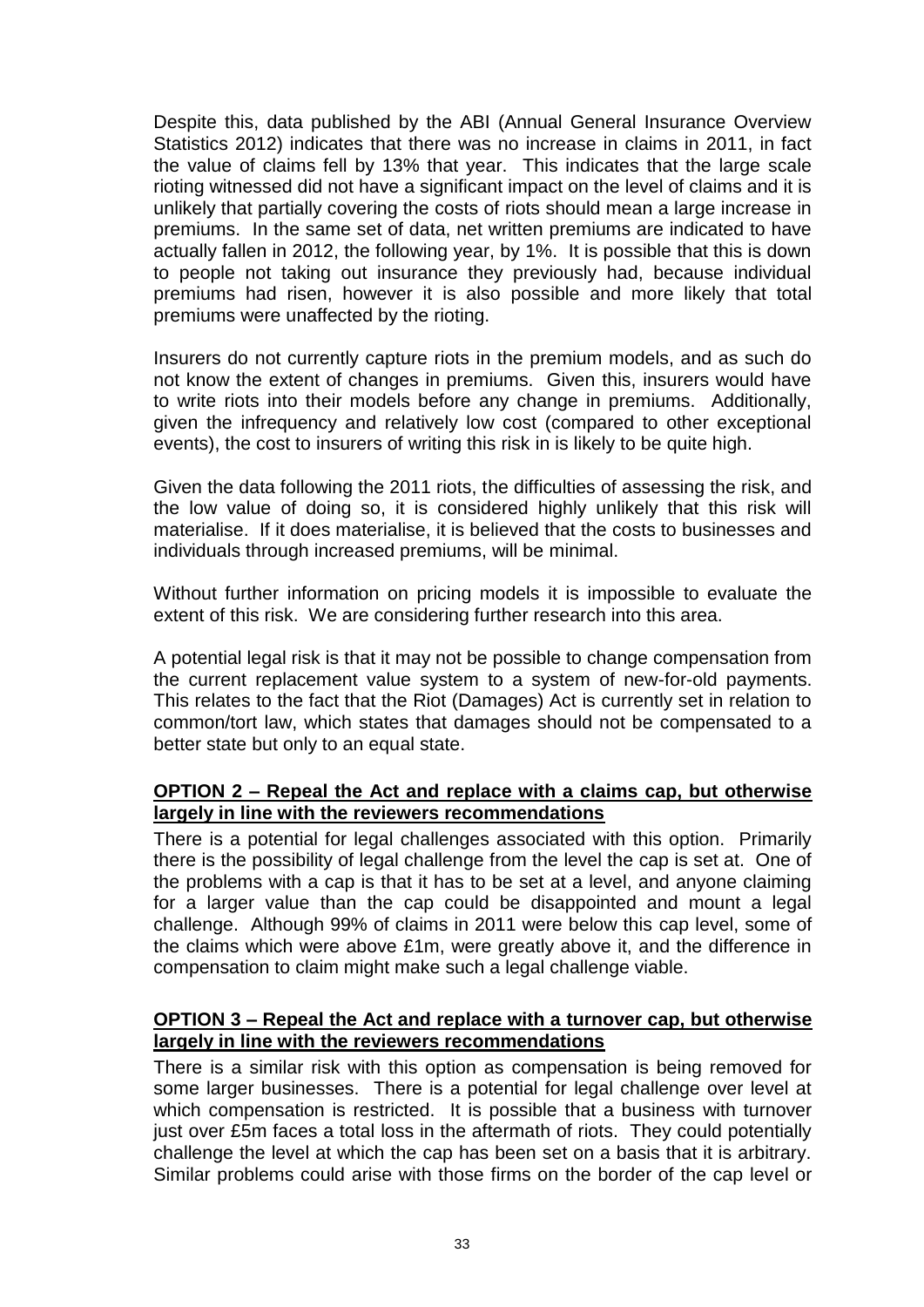Despite this, data published by the ABI (Annual General Insurance Overview Statistics 2012) indicates that there was no increase in claims in 2011, in fact the value of claims fell by 13% that year. This indicates that the large scale rioting witnessed did not have a significant impact on the level of claims and it is unlikely that partially covering the costs of riots should mean a large increase in premiums. In the same set of data, net written premiums are indicated to have actually fallen in 2012, the following year, by 1%. It is possible that this is down to people not taking out insurance they previously had, because individual premiums had risen, however it is also possible and more likely that total premiums were unaffected by the rioting.

Insurers do not currently capture riots in the premium models, and as such do not know the extent of changes in premiums. Given this, insurers would have to write riots into their models before any change in premiums. Additionally, given the infrequency and relatively low cost (compared to other exceptional events), the cost to insurers of writing this risk in is likely to be quite high.

Given the data following the 2011 riots, the difficulties of assessing the risk, and the low value of doing so, it is considered highly unlikely that this risk will materialise. If it does materialise, it is believed that the costs to businesses and individuals through increased premiums, will be minimal.

Without further information on pricing models it is impossible to evaluate the extent of this risk. We are considering further research into this area.

A potential legal risk is that it may not be possible to change compensation from the current replacement value system to a system of new-for-old payments. This relates to the fact that the Riot (Damages) Act is currently set in relation to common/tort law, which states that damages should not be compensated to a better state but only to an equal state.

**OPTION 2 – Repeal the Act and replace with a claims cap, but otherwise largely in line with the reviewers recommendations**

There is a potential for legal challenges associated with this option. Primarily there is the possibility of legal challenge from the level the cap is set at. One of the problems with a cap is that it has to be set at a level, and anyone claiming for a larger value than the cap could be disappointed and mount a legal challenge. Although 99% of claims in 2011 were below this cap level, some of the claims which were above £1m, were greatly above it, and the difference in compensation to claim might make such a legal challenge viable.

**OPTION 3 – Repeal the Act and replace with a turnover cap, but otherwise largely in line with the reviewers recommendations**

There is a similar risk with this option as compensation is being removed for some larger businesses. There is a potential for legal challenge over level at which compensation is restricted. It is possible that a business with turnover just over £5m faces a total loss in the aftermath of riots. They could potentially challenge the level at which the cap has been set on a basis that it is arbitrary. Similar problems could arise with those firms on the border of the cap level or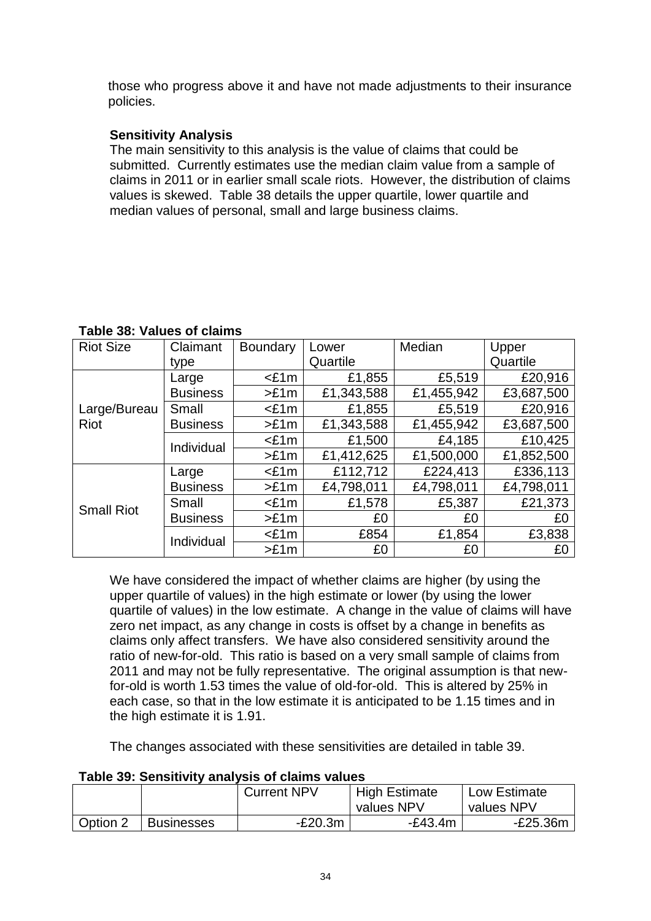those who progress above it and have not made adjustments to their insurance policies.

**Sensitivity Analysis**

The main sensitivity to this analysis is the value of claims that could be submitted. Currently estimates use the median claim value from a sample of claims in 2011 or in earlier small scale riots. However, the distribution of claims values is skewed. Table 38 details the upper quartile, lower quartile and median values of personal, small and large business claims.

**Table 38: Values of claims**

| Riot Size | Claimant type | Boundary | Lower Quartile | Median | Upper Quartile |
|---|---|---|---|---|---|
| Large/Bureau Riot | Large Business | <£1m | £1,855 | £5,519 | £20,916 |
| | | >£1m | £1,343,588 | £1,455,942 | £3,687,500 |
| | Small Business | <£1m | £1,855 | £5,519 | £20,916 |
| | | >£1m | £1,343,588 | £1,455,942 | £3,687,500 |
| | Individual | <£1m | £1,500 | £4,185 | £10,425 |
| | | >£1m | £1,412,625 | £1,500,000 | £1,852,500 |
| Small Riot | Large Business | <£1m | £112,712 | £224,413 | £336,113 |
| | | >£1m | £4,798,011 | £4,798,011 | £4,798,011 |
| | Small Business | <£1m | £1,578 | £5,387 | £21,373 |
| | | >£1m | £0 | £0 | £0 |
| | Individual | <£1m | £854 | £1,854 | £3,838 |
| | | >£1m | £0 | £0 | £0 |

We have considered the impact of whether claims are higher (by using the upper quartile of values) in the high estimate or lower (by using the lower quartile of values) in the low estimate. A change in the value of claims will have zero net impact, as any change in costs is offset by a change in benefits as claims only affect transfers. We have also considered sensitivity around the ratio of new-for-old. This ratio is based on a very small sample of claims from 2011 and may not be fully representative. The original assumption is that new-for-old is worth 1.53 times the value of old-for-old. This is altered by 25% in each case, so that in the low estimate it is anticipated to be 1.15 times and in the high estimate it is 1.91.

The changes associated with these sensitivities are detailed in table 39.

**Table 39: Sensitivity analysis of claims values**

| | | Current NPV | High Estimate values NPV | Low Estimate values NPV |
|---|---|---|---|---|
| Option 2 | Businesses | -£20.3m | -£43.4m | -£25.36m |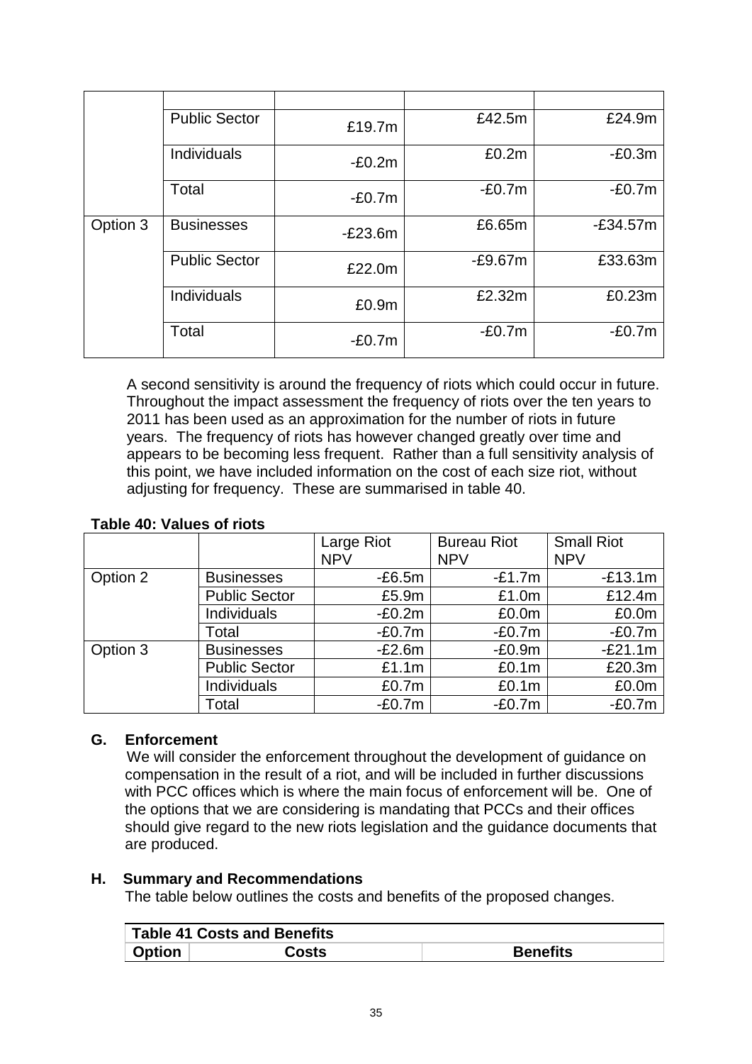| | | | | |
|---|---|---|---|---|
| | Public Sector | £19.7m | £42.5m | £24.9m |
| | Individuals | -£0.2m | £0.2m | -£0.3m |
| | Total | -£0.7m | -£0.7m | -£0.7m |
| Option 3 | Businesses | -£23.6m | £6.65m | -£34.57m |
| | Public Sector | £22.0m | -£9.67m | £33.63m |
| | Individuals | £0.9m | £2.32m | £0.23m |
| | Total | -£0.7m | -£0.7m | -£0.7m |

A second sensitivity is around the frequency of riots which could occur in future. Throughout the impact assessment the frequency of riots over the ten years to 2011 has been used as an approximation for the number of riots in future years. The frequency of riots has however changed greatly over time and appears to be becoming less frequent. Rather than a full sensitivity analysis of this point, we have included information on the cost of each size riot, without adjusting for frequency. These are summarised in table 40.

**Table 40: Values of riots**

| | | Large Riot NPV | Bureau Riot NPV | Small Riot NPV |
|---|---|---|---|---|
| Option 2 | Businesses | -£6.5m | -£1.7m | -£13.1m |
| | Public Sector | £5.9m | £1.0m | £12.4m |
| | Individuals | -£0.2m | £0.0m | £0.0m |
| | Total | -£0.7m | -£0.7m | -£0.7m |
| Option 3 | Businesses | -£2.6m | -£0.9m | -£21.1m |
| | Public Sector | £1.1m | £0.1m | £20.3m |
| | Individuals | £0.7m | £0.1m | £0.0m |
| | Total | -£0.7m | -£0.7m | -£0.7m |

## G. Enforcement

We will consider the enforcement throughout the development of guidance on compensation in the result of a riot, and will be included in further discussions with PCC offices which is where the main focus of enforcement will be. One of the options that we are considering is mandating that PCCs and their offices should give regard to the new riots legislation and the guidance documents that are produced.

## H. Summary and Recommendations

The table below outlines the costs and benefits of the proposed changes.

**Table 41 Costs and Benefits**

| Option | Costs | Benefits |
|---|---|---|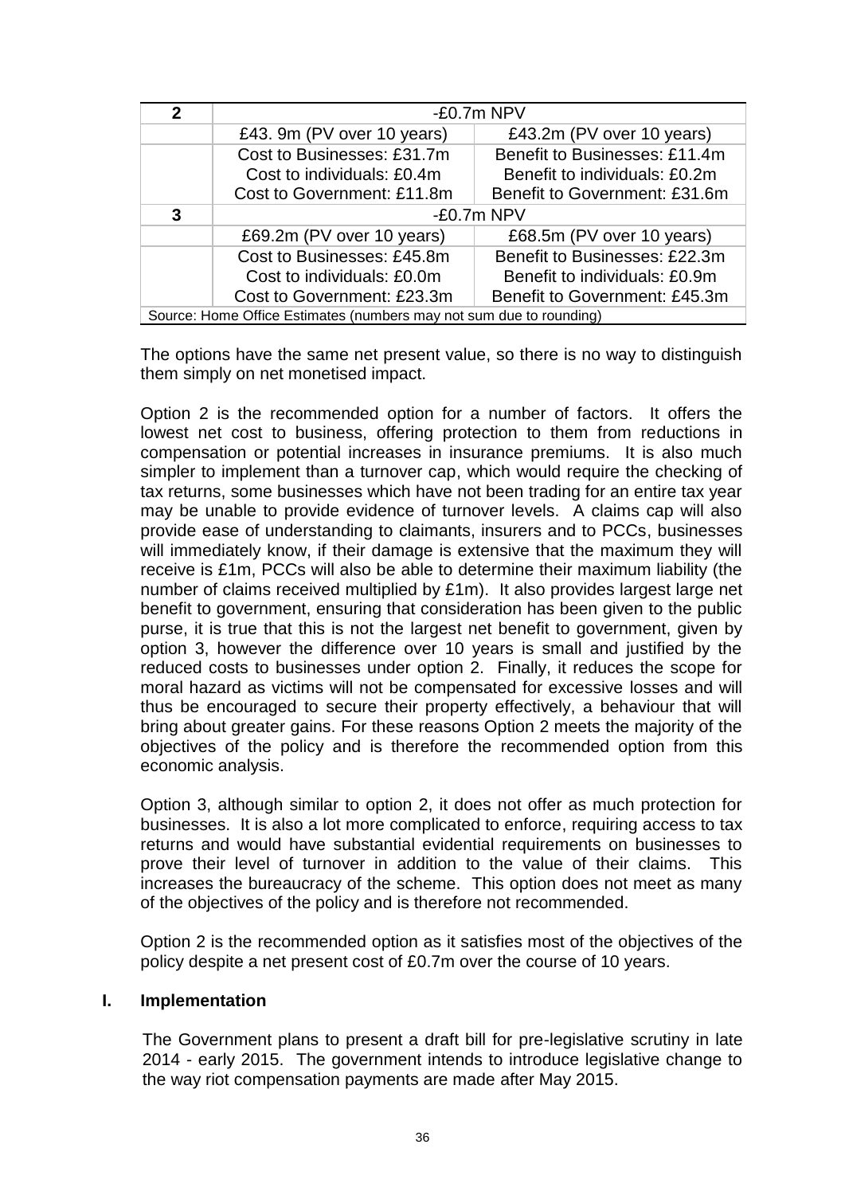| 2 | -£0.7m NPV | |
|---|---|---|
| | £43. 9m (PV over 10 years) | £43.2m (PV over 10 years) |
| | Cost to Businesses: £31.7m<br>Cost to individuals: £0.4m<br>Cost to Government: £11.8m | Benefit to Businesses: £11.4m<br>Benefit to individuals: £0.2m<br>Benefit to Government: £31.6m |
| **3** | -£0.7m NPV | |
| | £69.2m (PV over 10 years) | £68.5m (PV over 10 years) |
| | Cost to Businesses: £45.8m<br>Cost to individuals: £0.0m<br>Cost to Government: £23.3m | Benefit to Businesses: £22.3m<br>Benefit to individuals: £0.9m<br>Benefit to Government: £45.3m |

Source: Home Office Estimates (numbers may not sum due to rounding)

The options have the same net present value, so there is no way to distinguish them simply on net monetised impact.

Option 2 is the recommended option for a number of factors. It offers the lowest net cost to business, offering protection to them from reductions in compensation or potential increases in insurance premiums. It is also much simpler to implement than a turnover cap, which would require the checking of tax returns, some businesses which have not been trading for an entire tax year may be unable to provide evidence of turnover levels. A claims cap will also provide ease of understanding to claimants, insurers and to PCCs, businesses will immediately know, if their damage is extensive that the maximum they will receive is £1m, PCCs will also be able to determine their maximum liability (the number of claims received multiplied by £1m). It also provides largest large net benefit to government, ensuring that consideration has been given to the public purse, it is true that this is not the largest net benefit to government, given by option 3, however the difference over 10 years is small and justified by the reduced costs to businesses under option 2. Finally, it reduces the scope for moral hazard as victims will not be compensated for excessive losses and will thus be encouraged to secure their property effectively, a behaviour that will bring about greater gains. For these reasons Option 2 meets the majority of the objectives of the policy and is therefore the recommended option from this economic analysis.

Option 3, although similar to option 2, it does not offer as much protection for businesses. It is also a lot more complicated to enforce, requiring access to tax returns and would have substantial evidential requirements on businesses to prove their level of turnover in addition to the value of their claims. This increases the bureaucracy of the scheme. This option does not meet as many of the objectives of the policy and is therefore not recommended.

Option 2 is the recommended option as it satisfies most of the objectives of the policy despite a net present cost of £0.7m over the course of 10 years.

## I. Implementation

The Government plans to present a draft bill for pre-legislative scrutiny in late 2014 - early 2015. The government intends to introduce legislative change to the way riot compensation payments are made after May 2015.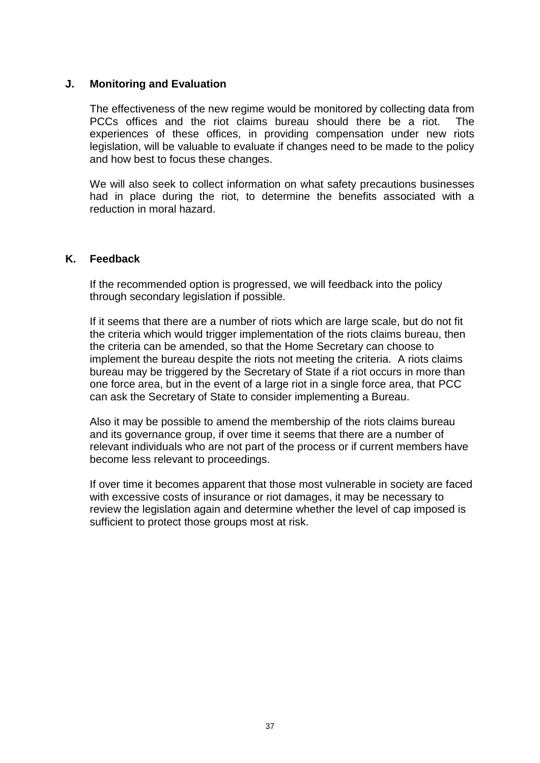## J. Monitoring and Evaluation

The effectiveness of the new regime would be monitored by collecting data from PCCs offices and the riot claims bureau should there be a riot. The experiences of these offices, in providing compensation under new riots legislation, will be valuable to evaluate if changes need to be made to the policy and how best to focus these changes.

We will also seek to collect information on what safety precautions businesses had in place during the riot, to determine the benefits associated with a reduction in moral hazard.

## K. Feedback

If the recommended option is progressed, we will feedback into the policy through secondary legislation if possible.

If it seems that there are a number of riots which are large scale, but do not fit the criteria which would trigger implementation of the riots claims bureau, then the criteria can be amended, so that the Home Secretary can choose to implement the bureau despite the riots not meeting the criteria. A riots claims bureau may be triggered by the Secretary of State if a riot occurs in more than one force area, but in the event of a large riot in a single force area, that PCC can ask the Secretary of State to consider implementing a Bureau.

Also it may be possible to amend the membership of the riots claims bureau and its governance group, if over time it seems that there are a number of relevant individuals who are not part of the process or if current members have become less relevant to proceedings.

If over time it becomes apparent that those most vulnerable in society are faced with excessive costs of insurance or riot damages, it may be necessary to review the legislation again and determine whether the level of cap imposed is sufficient to protect those groups most at risk.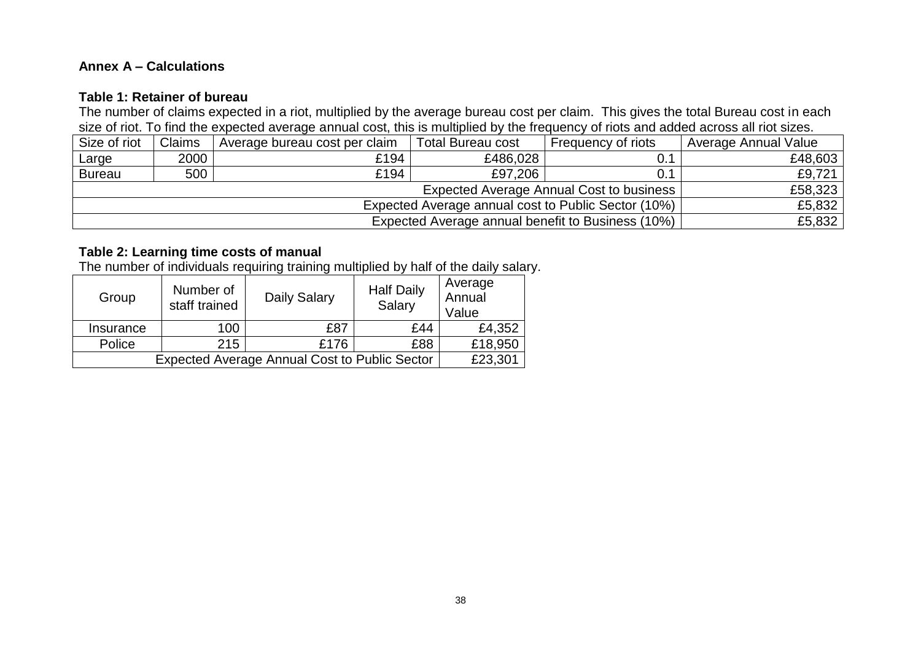**Annex A – Calculations**

**Table 1: Retainer of bureau**

The number of claims expected in a riot, multiplied by the average bureau cost per claim. This gives the total Bureau cost in each size of riot. To find the expected average annual cost, this is multiplied by the frequency of riots and added across all riot sizes.

| Size of riot | Claims | Average bureau cost per claim | Total Bureau cost | Frequency of riots | Average Annual Value |
|---|---|---|---|---|---|
| Large | 2000 | £194 | £486,028 | 0.1 | £48,603 |
| Bureau | 500 | £194 | £97,206 | 0.1 | £9,721 |
| Expected Average Annual Cost to business | | | | | £58,323 |
| Expected Average annual cost to Public Sector (10%) | | | | | £5,832 |
| Expected Average annual benefit to Business (10%) | | | | | £5,832 |

**Table 2: Learning time costs of manual**

The number of individuals requiring training multiplied by half of the daily salary.

| Group | Number of staff trained | Daily Salary | Half Daily Salary | Average Annual Value |
|---|---|---|---|---|
| Insurance | 100 | £87 | £44 | £4,352 |
| Police | 215 | £176 | £88 | £18,950 |
| Expected Average Annual Cost to Public Sector | | | | £23,301 |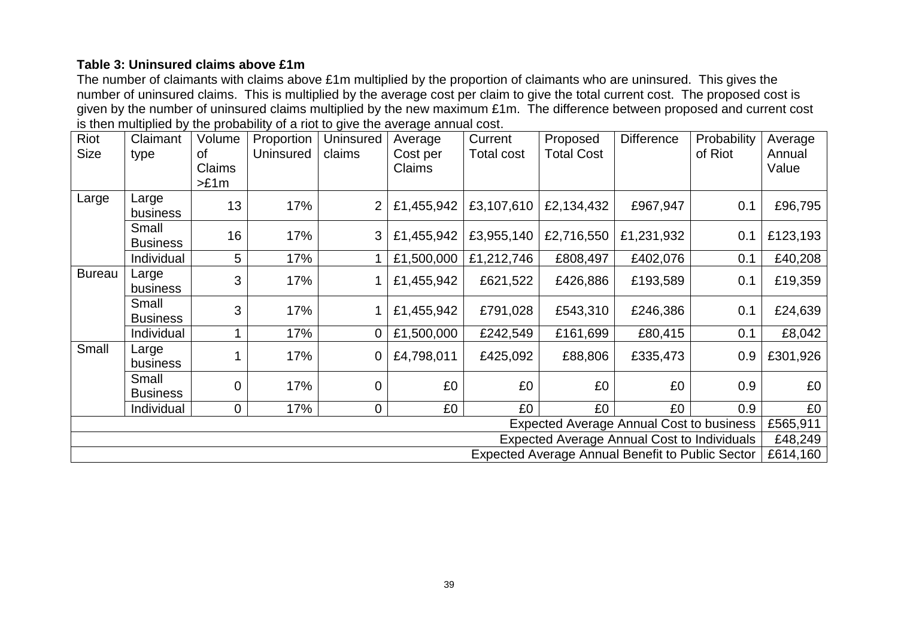**Table 3: Uninsured claims above £1m**

The number of claimants with claims above £1m multiplied by the proportion of claimants who are uninsured. This gives the number of uninsured claims. This is multiplied by the average cost per claim to give the total current cost. The proposed cost is given by the number of uninsured claims multiplied by the new maximum £1m. The difference between proposed and current cost is then multiplied by the probability of a riot to give the average annual cost.

| Riot Size | Claimant type | Volume of Claims >£1m | Proportion Uninsured | Uninsured claims | Average Cost per Claims | Current Total cost | Proposed Total Cost | Difference | Probability of Riot | Average Annual Value |
|---|---|---|---|---|---|---|---|---|---|---|
| Large | Large business | 13 | 17% | 2 | £1,455,942 | £3,107,610 | £2,134,432 | £967,947 | 0.1 | £96,795 |
| | Small Business | 16 | 17% | 3 | £1,455,942 | £3,955,140 | £2,716,550 | £1,231,932 | 0.1 | £123,193 |
| | Individual | 5 | 17% | 1 | £1,500,000 | £1,212,746 | £808,497 | £402,076 | 0.1 | £40,208 |
| Bureau | Large business | 3 | 17% | 1 | £1,455,942 | £621,522 | £426,886 | £193,589 | 0.1 | £19,359 |
| | Small Business | 3 | 17% | 1 | £1,455,942 | £791,028 | £543,310 | £246,386 | 0.1 | £24,639 |
| | Individual | 1 | 17% | 0 | £1,500,000 | £242,549 | £161,699 | £80,415 | 0.1 | £8,042 |
| Small | Large business | 1 | 17% | 0 | £4,798,011 | £425,092 | £88,806 | £335,473 | 0.9 | £301,926 |
| | Small Business | 0 | 17% | 0 | £0 | £0 | £0 | £0 | 0.9 | £0 |
| | Individual | 0 | 17% | 0 | £0 | £0 | £0 | £0 | 0.9 | £0 |
| Expected Average Annual Cost to business | | | | | | | | | | £565,911 |
| Expected Average Annual Cost to Individuals | | | | | | | | | | £48,249 |
| Expected Average Annual Benefit to Public Sector | | | | | | | | | | £614,160 |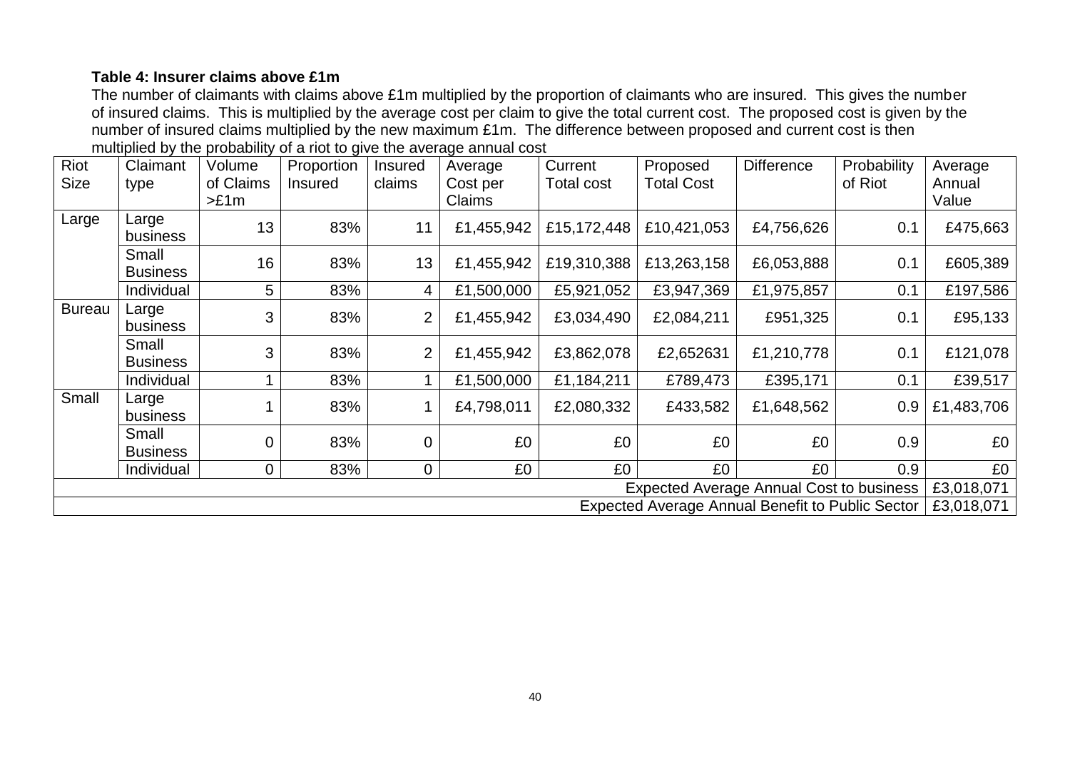**Table 4: Insurer claims above £1m**

The number of claimants with claims above £1m multiplied by the proportion of claimants who are insured. This gives the number of insured claims. This is multiplied by the average cost per claim to give the total current cost. The proposed cost is given by the number of insured claims multiplied by the new maximum £1m. The difference between proposed and current cost is then multiplied by the probability of a riot to give the average annual cost

| Riot Size | Claimant type | Volume of Claims >£1m | Proportion Insured | Insured claims | Average Cost per Claims | Current Total cost | Proposed Total Cost | Difference | Probability of Riot | Average Annual Value |
|---|---|---|---|---|---|---|---|---|---|---|
| Large | Large business | 13 | 83% | 11 | £1,455,942 | £15,172,448 | £10,421,053 | £4,756,626 | 0.1 | £475,663 |
| | Small Business | 16 | 83% | 13 | £1,455,942 | £19,310,388 | £13,263,158 | £6,053,888 | 0.1 | £605,389 |
| | Individual | 5 | 83% | 4 | £1,500,000 | £5,921,052 | £3,947,369 | £1,975,857 | 0.1 | £197,586 |
| Bureau | Large business | 3 | 83% | 2 | £1,455,942 | £3,034,490 | £2,084,211 | £951,325 | 0.1 | £95,133 |
| | Small Business | 3 | 83% | 2 | £1,455,942 | £3,862,078 | £2,652631 | £1,210,778 | 0.1 | £121,078 |
| | Individual | 1 | 83% | 1 | £1,500,000 | £1,184,211 | £789,473 | £395,171 | 0.1 | £39,517 |
| Small | Large business | 1 | 83% | 1 | £4,798,011 | £2,080,332 | £433,582 | £1,648,562 | 0.9 | £1,483,706 |
| | Small Business | 0 | 83% | 0 | £0 | £0 | £0 | £0 | 0.9 | £0 |
| | Individual | 0 | 83% | 0 | £0 | £0 | £0 | £0 | 0.9 | £0 |
| Expected Average Annual Cost to business | | | | | | | | | | £3,018,071 |
| Expected Average Annual Benefit to Public Sector | | | | | | | | | | £3,018,071 |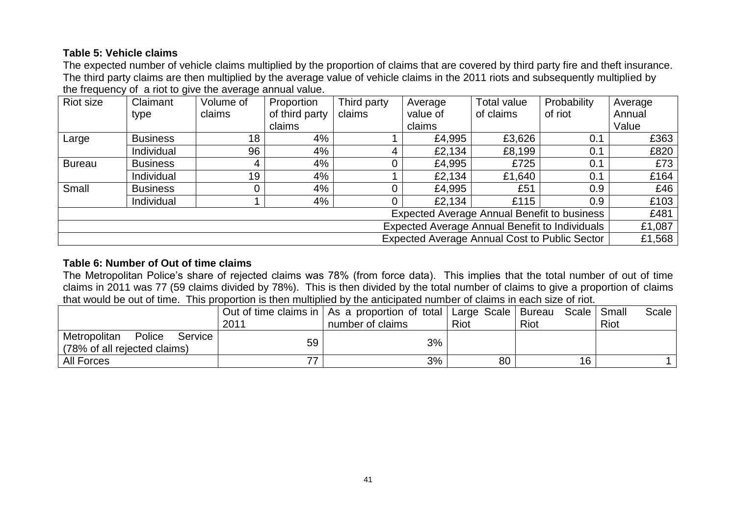**Table 5: Vehicle claims**

The expected number of vehicle claims multiplied by the proportion of claims that are covered by third party fire and theft insurance. The third party claims are then multiplied by the average value of vehicle claims in the 2011 riots and subsequently multiplied by the frequency of a riot to give the average annual value.

| Riot size | Claimant type | Volume of claims | Proportion of third party claims | Third party claims | Average value of claims | Total value of claims | Probability of riot | Average Annual Value |
|---|---|---|---|---|---|---|---|---|
| Large | Business | 18 | 4% | 1 | £4,995 | £3,626 | 0.1 | £363 |
| | Individual | 96 | 4% | 4 | £2,134 | £8,199 | 0.1 | £820 |
| Bureau | Business | 4 | 4% | 0 | £4,995 | £725 | 0.1 | £73 |
| | Individual | 19 | 4% | 1 | £2,134 | £1,640 | 0.1 | £164 |
| Small | Business | 0 | 4% | 0 | £4,995 | £51 | 0.9 | £46 |
| | Individual | 1 | 4% | 0 | £2,134 | £115 | 0.9 | £103 |
| Expected Average Annual Benefit to business | | | | | | | | £481 |
| Expected Average Annual Benefit to Individuals | | | | | | | | £1,087 |
| Expected Average Annual Cost to Public Sector | | | | | | | | £1,568 |

**Table 6: Number of Out of time claims**

The Metropolitan Police's share of rejected claims was 78% (from force data). This implies that the total number of out of time claims in 2011 was 77 (59 claims divided by 78%). This is then divided by the total number of claims to give a proportion of claims that would be out of time. This proportion is then multiplied by the anticipated number of claims in each size of riot.

| | Out of time claims in 2011 | As a proportion of total number of claims | Large Scale Riot | Bureau Scale Riot | Small Scale Riot |
|---|---|---|---|---|---|
| Metropolitan Police Service (78% of all rejected claims) | 59 | 3% | | | |
| All Forces | 77 | 3% | 80 | 16 | 1 |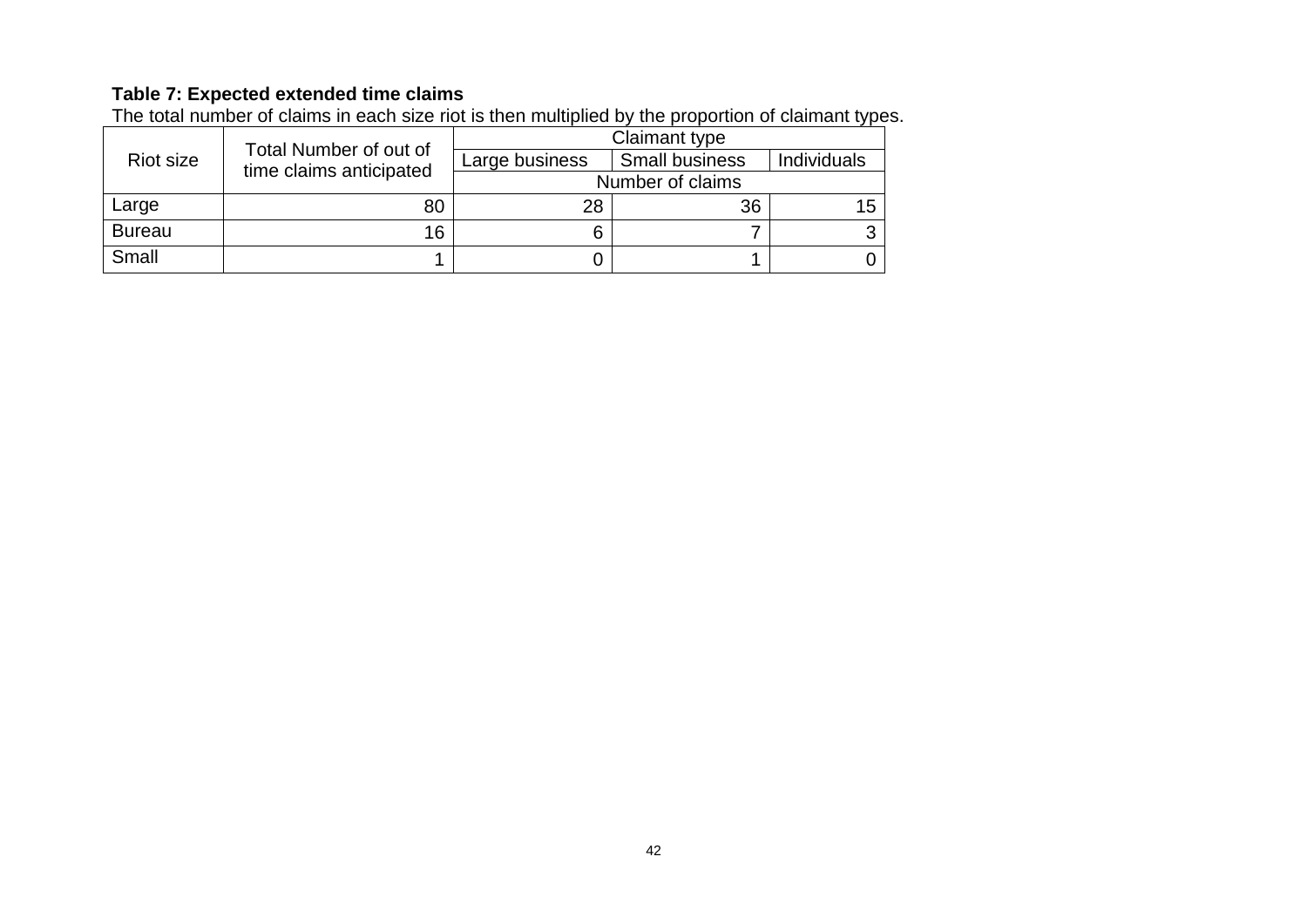**Table 7: Expected extended time claims**

The total number of claims in each size riot is then multiplied by the proportion of claimant types.

| Riot size | Total Number of out of time claims anticipated | Claimant type | | |
|---|---|---|---|---|
| | | Large business | Small business | Individuals |
| | | Number of claims | | |
| Large | 80 | 28 | 36 | 15 |
| Bureau | 16 | 6 | 7 | 3 |
| Small | 1 | 0 | 1 | 0 |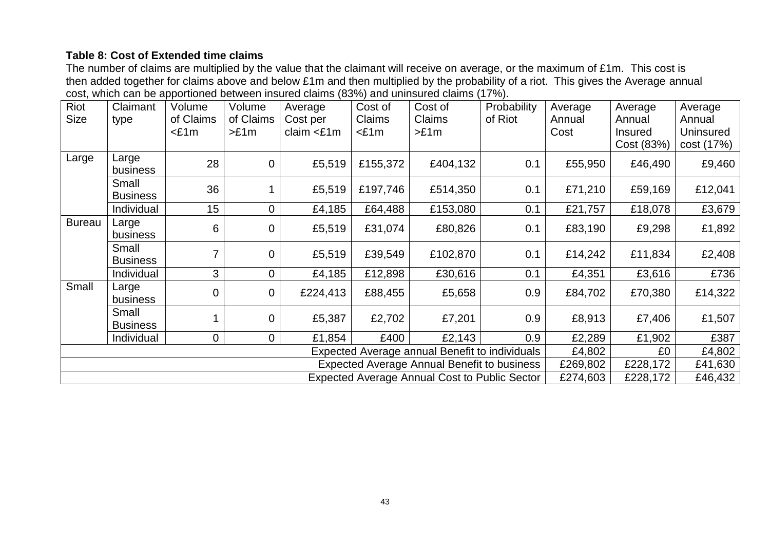**Table 8: Cost of Extended time claims**

The number of claims are multiplied by the value that the claimant will receive on average, or the maximum of £1m. This cost is then added together for claims above and below £1m and then multiplied by the probability of a riot. This gives the Average annual cost, which can be apportioned between insured claims (83%) and uninsured claims (17%).

| Riot Size | Claimant type | Volume of Claims <£1m | Volume of Claims >£1m | Average Cost per claim <£1m | Cost of Claims <£1m | Cost of Claims >£1m | Probability of Riot | Average Annual Cost | Average Annual Insured Cost (83%) | Average Annual Uninsured cost (17%) |
|---|---|---|---|---|---|---|---|---|---|---|
| Large | Large business | 28 | 0 | £5,519 | £155,372 | £404,132 | 0.1 | £55,950 | £46,490 | £9,460 |
| | Small Business | 36 | 1 | £5,519 | £197,746 | £514,350 | 0.1 | £71,210 | £59,169 | £12,041 |
| | Individual | 15 | 0 | £4,185 | £64,488 | £153,080 | 0.1 | £21,757 | £18,078 | £3,679 |
| Bureau | Large business | 6 | 0 | £5,519 | £31,074 | £80,826 | 0.1 | £83,190 | £9,298 | £1,892 |
| | Small Business | 7 | 0 | £5,519 | £39,549 | £102,870 | 0.1 | £14,242 | £11,834 | £2,408 |
| | Individual | 3 | 0 | £4,185 | £12,898 | £30,616 | 0.1 | £4,351 | £3,616 | £736 |
| Small | Large business | 0 | 0 | £224,413 | £88,455 | £5,658 | 0.9 | £84,702 | £70,380 | £14,322 |
| | Small Business | 1 | 0 | £5,387 | £2,702 | £7,201 | 0.9 | £8,913 | £7,406 | £1,507 |
| | Individual | 0 | 0 | £1,854 | £400 | £2,143 | 0.9 | £2,289 | £1,902 | £387 |
| Expected Average annual Benefit to individuals | | | | | | | | £4,802 | £0 | £4,802 |
| Expected Average Annual Benefit to business | | | | | | | | £269,802 | £228,172 | £41,630 |
| Expected Average Annual Cost to Public Sector | | | | | | | | £274,603 | £228,172 | £46,432 |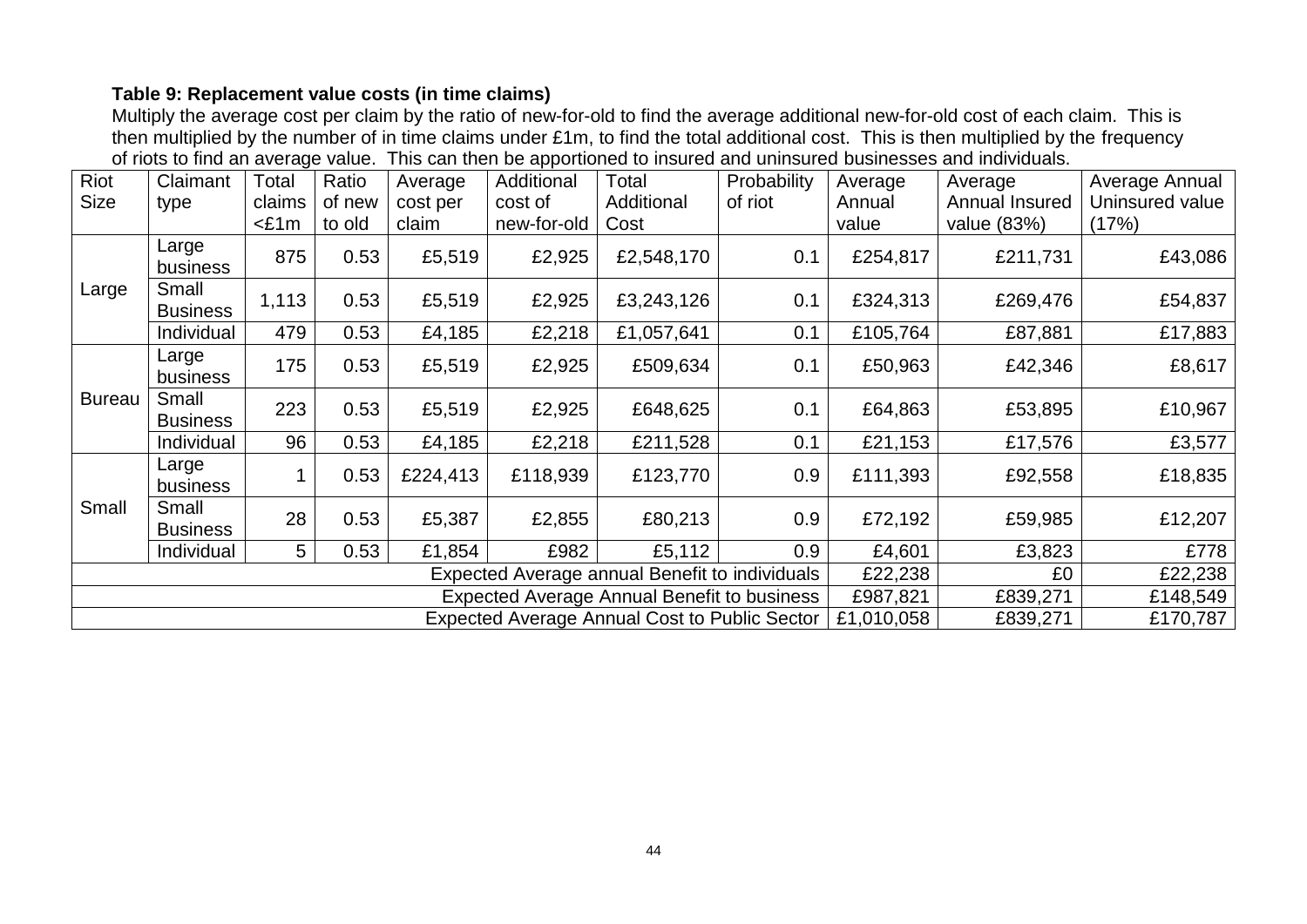**Table 9: Replacement value costs (in time claims)**

Multiply the average cost per claim by the ratio of new-for-old to find the average additional new-for-old cost of each claim. This is then multiplied by the number of in time claims under £1m, to find the total additional cost. This is then multiplied by the frequency of riots to find an average value. This can then be apportioned to insured and uninsured businesses and individuals.

| Riot Size | Claimant type | Total claims <£1m | Ratio of new to old | Average cost per claim | Additional cost of new-for-old | Total Additional Cost | Probability of riot | Average Annual value | Average Annual Insured value (83%) | Average Annual Uninsured value (17%) |
|---|---|---|---|---|---|---|---|---|---|---|
| Large | Large business | 875 | 0.53 | £5,519 | £2,925 | £2,548,170 | 0.1 | £254,817 | £211,731 | £43,086 |
| | Small Business | 1,113 | 0.53 | £5,519 | £2,925 | £3,243,126 | 0.1 | £324,313 | £269,476 | £54,837 |
| | Individual | 479 | 0.53 | £4,185 | £2,218 | £1,057,641 | 0.1 | £105,764 | £87,881 | £17,883 |
| Bureau | Large business | 175 | 0.53 | £5,519 | £2,925 | £509,634 | 0.1 | £50,963 | £42,346 | £8,617 |
| | Small Business | 223 | 0.53 | £5,519 | £2,925 | £648,625 | 0.1 | £64,863 | £53,895 | £10,967 |
| | Individual | 96 | 0.53 | £4,185 | £2,218 | £211,528 | 0.1 | £21,153 | £17,576 | £3,577 |
| Small | Large business | 1 | 0.53 | £224,413 | £118,939 | £123,770 | 0.9 | £111,393 | £92,558 | £18,835 |
| | Small Business | 28 | 0.53 | £5,387 | £2,855 | £80,213 | 0.9 | £72,192 | £59,985 | £12,207 |
| | Individual | 5 | 0.53 | £1,854 | £982 | £5,112 | 0.9 | £4,601 | £3,823 | £778 |
| Expected Average annual Benefit to individuals | | | | | | | | £22,238 | £0 | £22,238 |
| Expected Average Annual Benefit to business | | | | | | | | £987,821 | £839,271 | £148,549 |
| Expected Average Annual Cost to Public Sector | | | | | | | | £1,010,058 | £839,271 | £170,787 |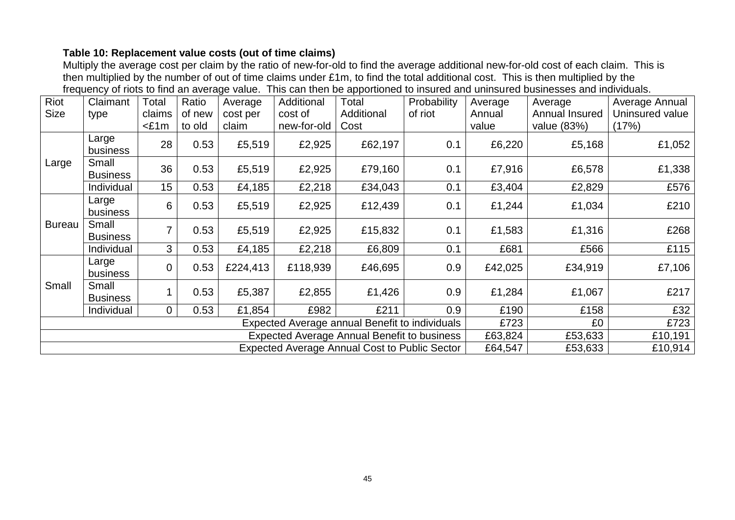**Table 10: Replacement value costs (out of time claims)**

Multiply the average cost per claim by the ratio of new-for-old to find the average additional new-for-old cost of each claim. This is then multiplied by the number of out of time claims under £1m, to find the total additional cost. This is then multiplied by the frequency of riots to find an average value. This can then be apportioned to insured and uninsured businesses and individuals.

| Riot Size | Claimant type | Total claims <£1m | Ratio of new to old | Average cost per claim | Additional cost of new-for-old | Total Additional Cost | Probability of riot | Average Annual value | Average Annual Insured value (83%) | Average Annual Uninsured value (17%) |
|---|---|---|---|---|---|---|---|---|---|---|
| Large | Large business | 28 | 0.53 | £5,519 | £2,925 | £62,197 | 0.1 | £6,220 | £5,168 | £1,052 |
| | Small Business | 36 | 0.53 | £5,519 | £2,925 | £79,160 | 0.1 | £7,916 | £6,578 | £1,338 |
| | Individual | 15 | 0.53 | £4,185 | £2,218 | £34,043 | 0.1 | £3,404 | £2,829 | £576 |
| Bureau | Large business | 6 | 0.53 | £5,519 | £2,925 | £12,439 | 0.1 | £1,244 | £1,034 | £210 |
| | Small Business | 7 | 0.53 | £5,519 | £2,925 | £15,832 | 0.1 | £1,583 | £1,316 | £268 |
| | Individual | 3 | 0.53 | £4,185 | £2,218 | £6,809 | 0.1 | £681 | £566 | £115 |
| Small | Large business | 0 | 0.53 | £224,413 | £118,939 | £46,695 | 0.9 | £42,025 | £34,919 | £7,106 |
| | Small Business | 1 | 0.53 | £5,387 | £2,855 | £1,426 | 0.9 | £1,284 | £1,067 | £217 |
| | Individual | 0 | 0.53 | £1,854 | £982 | £211 | 0.9 | £190 | £158 | £32 |
| Expected Average annual Benefit to individuals | | | | | | | | £723 | £0 | £723 |
| Expected Average Annual Benefit to business | | | | | | | | £63,824 | £53,633 | £10,191 |
| Expected Average Annual Cost to Public Sector | | | | | | | | £64,547 | £53,633 | £10,914 |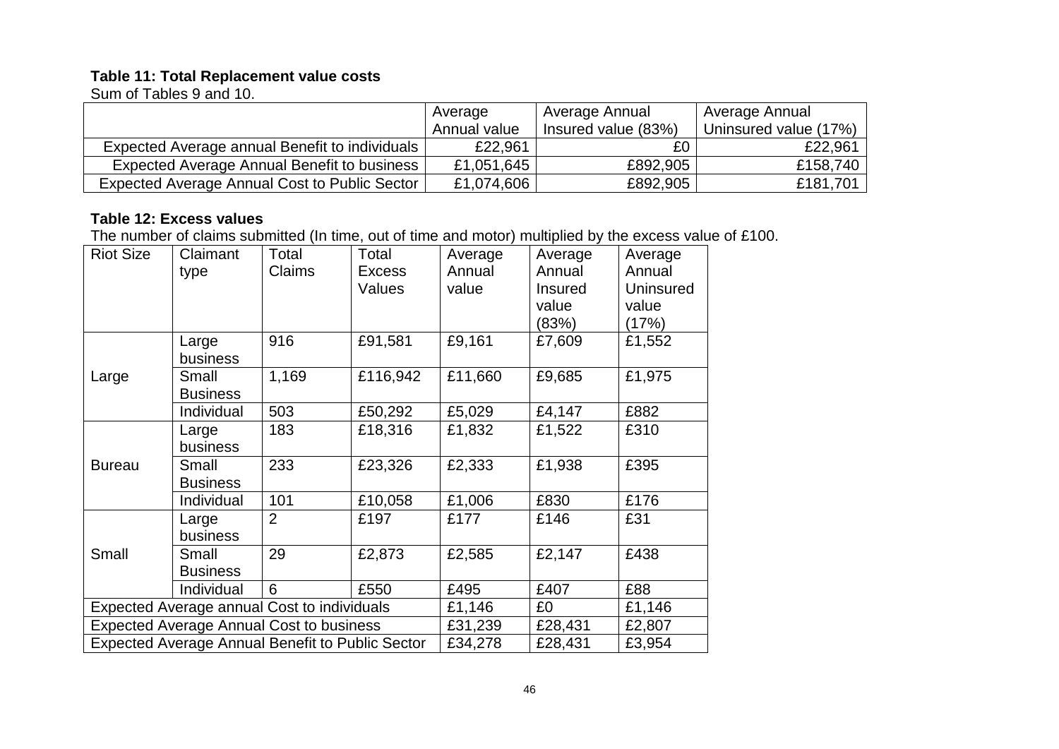**Table 11: Total Replacement value costs**

Sum of Tables 9 and 10.

| | Average Annual value | Average Annual Insured value (83%) | Average Annual Uninsured value (17%) |
|---|---|---|---|
| Expected Average annual Benefit to individuals | £22,961 | £0 | £22,961 |
| Expected Average Annual Benefit to business | £1,051,645 | £892,905 | £158,740 |
| Expected Average Annual Cost to Public Sector | £1,074,606 | £892,905 | £181,701 |

**Table 12: Excess values**

The number of claims submitted (In time, out of time and motor) multiplied by the excess value of £100.

| Riot Size | Claimant type | Total Claims | Total Excess Values | Average Annual value | Average Annual Insured value (83%) | Average Annual Uninsured value (17%) |
|---|---|---|---|---|---|---|
| Large | Large business | 916 | £91,581 | £9,161 | £7,609 | £1,552 |
| | Small Business | 1,169 | £116,942 | £11,660 | £9,685 | £1,975 |
| | Individual | 503 | £50,292 | £5,029 | £4,147 | £882 |
| Bureau | Large business | 183 | £18,316 | £1,832 | £1,522 | £310 |
| | Small Business | 233 | £23,326 | £2,333 | £1,938 | £395 |
| | Individual | 101 | £10,058 | £1,006 | £830 | £176 |
| Small | Large business | 2 | £197 | £177 | £146 | £31 |
| | Small Business | 29 | £2,873 | £2,585 | £2,147 | £438 |
| | Individual | 6 | £550 | £495 | £407 | £88 |
| Expected Average annual Cost to individuals | | | | £1,146 | £0 | £1,146 |
| Expected Average Annual Cost to business | | | | £31,239 | £28,431 | £2,807 |
| Expected Average Annual Benefit to Public Sector | | | | £34,278 | £28,431 | £3,954 |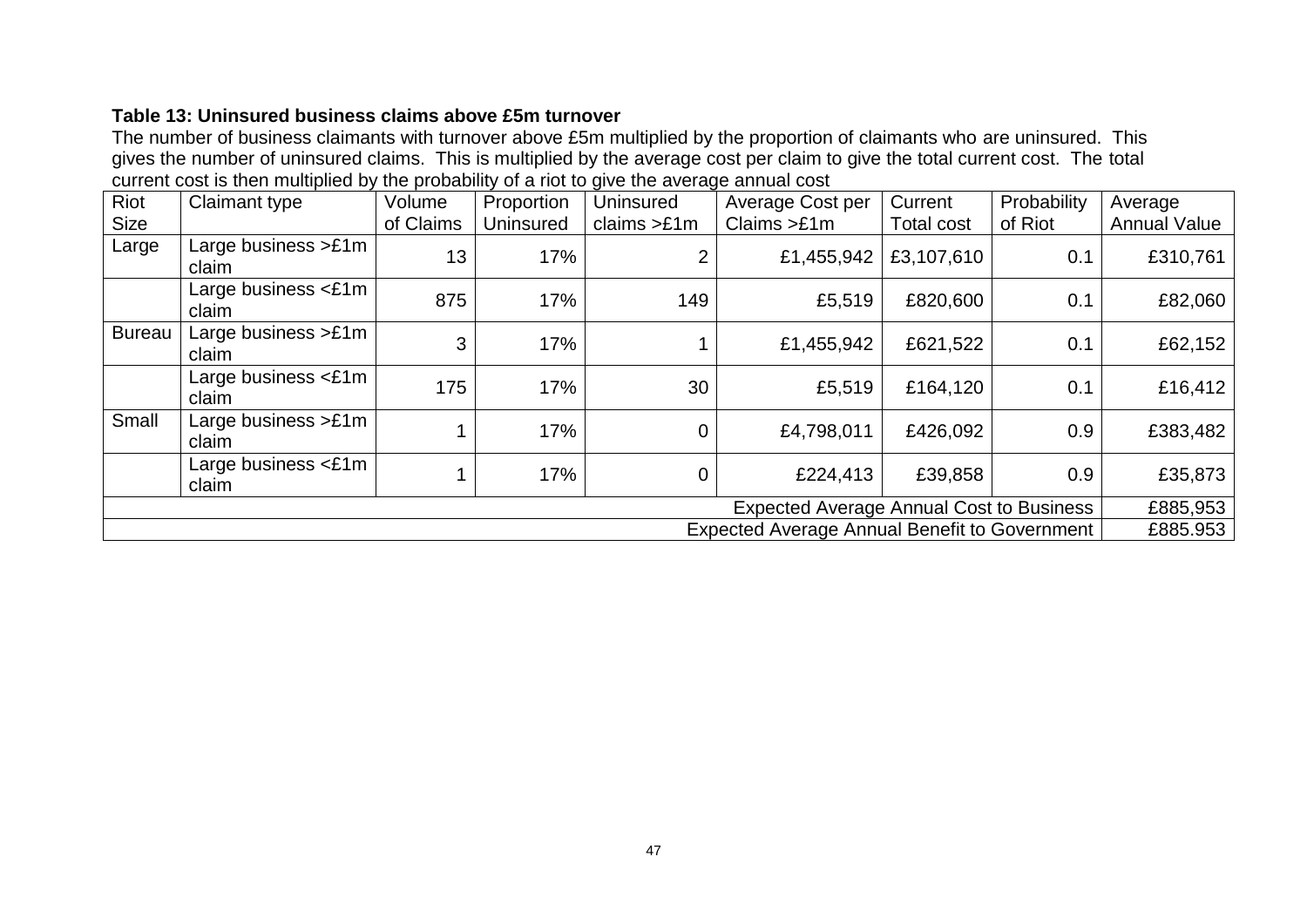**Table 13: Uninsured business claims above £5m turnover**

The number of business claimants with turnover above £5m multiplied by the proportion of claimants who are uninsured. This gives the number of uninsured claims. This is multiplied by the average cost per claim to give the total current cost. The total current cost is then multiplied by the probability of a riot to give the average annual cost

| Riot Size | Claimant type | Volume of Claims | Proportion Uninsured | Uninsured claims >£1m | Average Cost per Claims >£1m | Current Total cost | Probability of Riot | Average Annual Value |
|---|---|---|---|---|---|---|---|---|
| Large | Large business >£1m claim | 13 | 17% | 2 | £1,455,942 | £3,107,610 | 0.1 | £310,761 |
| | Large business <£1m claim | 875 | 17% | 149 | £5,519 | £820,600 | 0.1 | £82,060 |
| Bureau | Large business >£1m claim | 3 | 17% | 1 | £1,455,942 | £621,522 | 0.1 | £62,152 |
| | Large business <£1m claim | 175 | 17% | 30 | £5,519 | £164,120 | 0.1 | £16,412 |
| Small | Large business >£1m claim | 1 | 17% | 0 | £4,798,011 | £426,092 | 0.9 | £383,482 |
| | Large business <£1m claim | 1 | 17% | 0 | £224,413 | £39,858 | 0.9 | £35,873 |
| Expected Average Annual Cost to Business | | | | | | | | £885,953 |
| Expected Average Annual Benefit to Government | | | | | | | | £885.953 |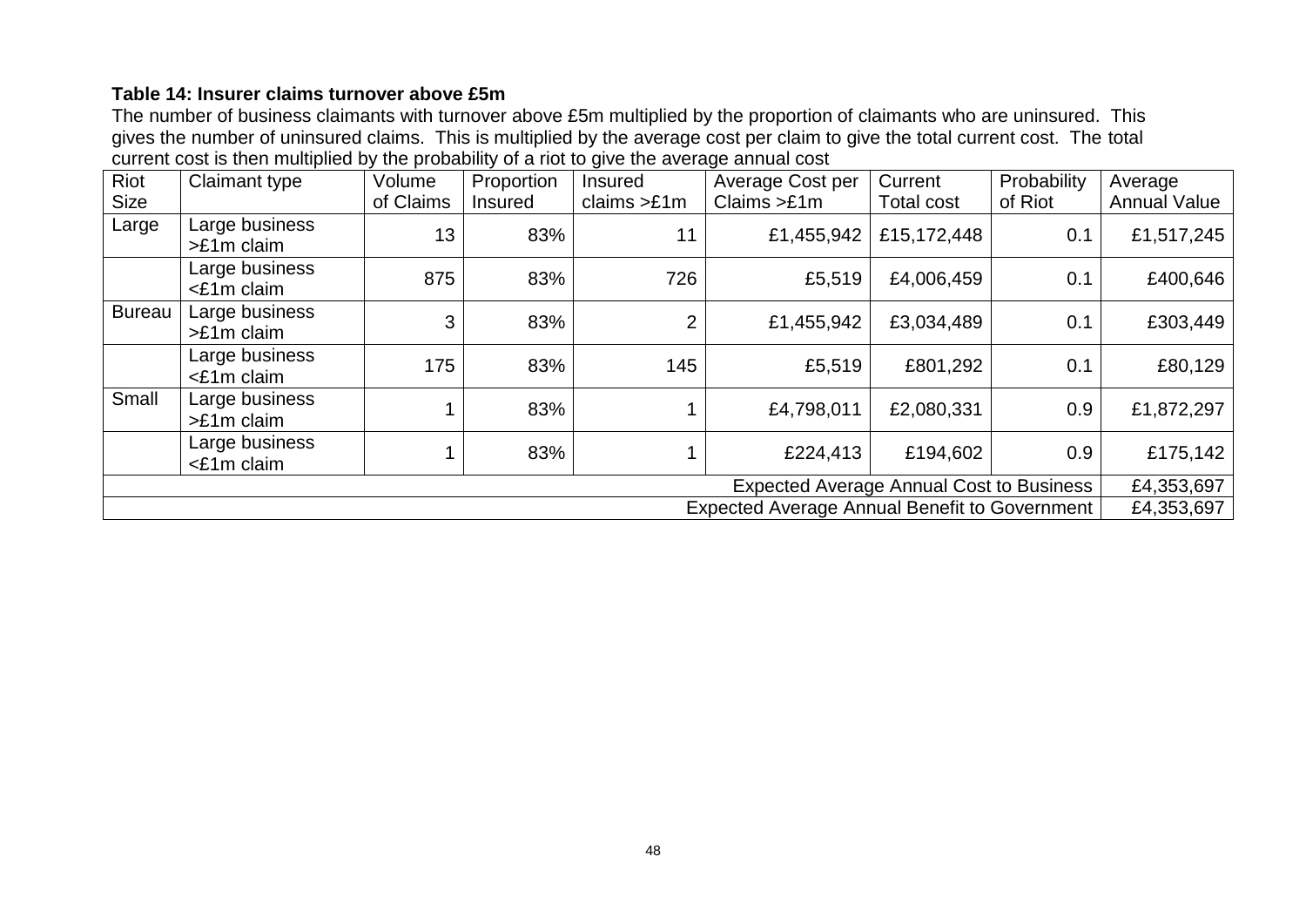**Table 14: Insurer claims turnover above £5m**

The number of business claimants with turnover above £5m multiplied by the proportion of claimants who are uninsured. This gives the number of uninsured claims. This is multiplied by the average cost per claim to give the total current cost. The total current cost is then multiplied by the probability of a riot to give the average annual cost

| Riot Size | Claimant type | Volume of Claims | Proportion Insured | Insured claims >£1m | Average Cost per Claims >£1m | Current Total cost | Probability of Riot | Average Annual Value |
|---|---|---|---|---|---|---|---|---|
| Large | Large business >£1m claim | 13 | 83% | 11 | £1,455,942 | £15,172,448 | 0.1 | £1,517,245 |
| | Large business <£1m claim | 875 | 83% | 726 | £5,519 | £4,006,459 | 0.1 | £400,646 |
| Bureau | Large business >£1m claim | 3 | 83% | 2 | £1,455,942 | £3,034,489 | 0.1 | £303,449 |
| | Large business <£1m claim | 175 | 83% | 145 | £5,519 | £801,292 | 0.1 | £80,129 |
| Small | Large business >£1m claim | 1 | 83% | 1 | £4,798,011 | £2,080,331 | 0.9 | £1,872,297 |
| | Large business <£1m claim | 1 | 83% | 1 | £224,413 | £194,602 | 0.9 | £175,142 |
| Expected Average Annual Cost to Business | | | | | | | | £4,353,697 |
| Expected Average Annual Benefit to Government | | | | | | | | £4,353,697 |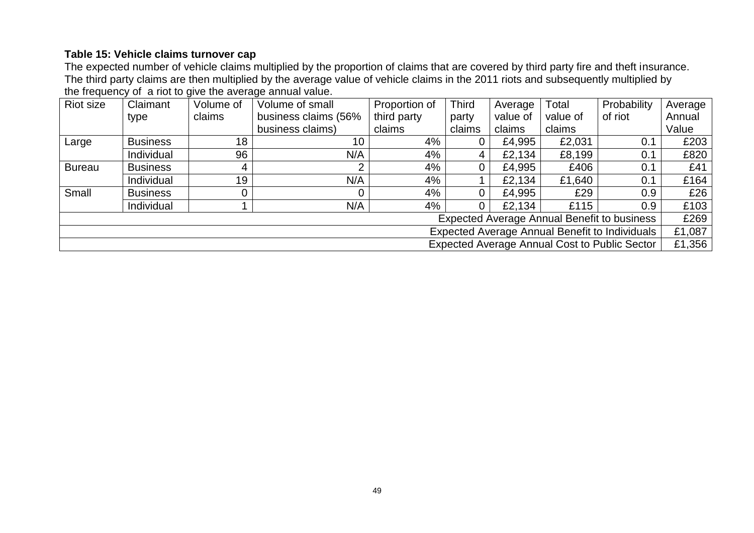**Table 15: Vehicle claims turnover cap**

The expected number of vehicle claims multiplied by the proportion of claims that are covered by third party fire and theft insurance. The third party claims are then multiplied by the average value of vehicle claims in the 2011 riots and subsequently multiplied by the frequency of a riot to give the average annual value.

| Riot size | Claimant type | Volume of claims | Volume of small business claims (56% business claims) | Proportion of third party claims | Third party claims | Average value of claims | Total value of claims | Probability of riot | Average Annual Value |
|---|---|---|---|---|---|---|---|---|---|
| Large | Business | 18 | 10 | 4% | 0 | £4,995 | £2,031 | 0.1 | £203 |
| | Individual | 96 | N/A | 4% | 4 | £2,134 | £8,199 | 0.1 | £820 |
| Bureau | Business | 4 | 2 | 4% | 0 | £4,995 | £406 | 0.1 | £41 |
| | Individual | 19 | N/A | 4% | 1 | £2,134 | £1,640 | 0.1 | £164 |
| Small | Business | 0 | 0 | 4% | 0 | £4,995 | £29 | 0.9 | £26 |
| | Individual | 1 | N/A | 4% | 0 | £2,134 | £115 | 0.9 | £103 |
| Expected Average Annual Benefit to business | | | | | | | | | £269 |
| Expected Average Annual Benefit to Individuals | | | | | | | | | £1,087 |
| Expected Average Annual Cost to Public Sector | | | | | | | | | £1,356 |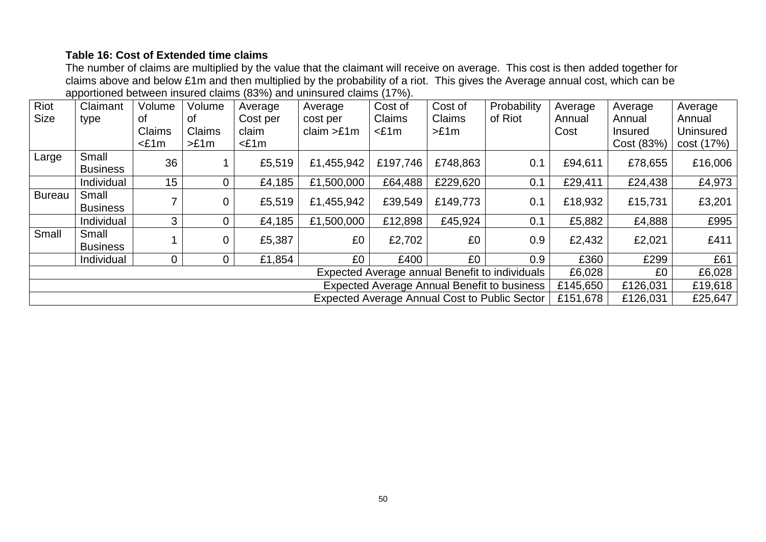**Table 16: Cost of Extended time claims**

The number of claims are multiplied by the value that the claimant will receive on average. This cost is then added together for claims above and below £1m and then multiplied by the probability of a riot. This gives the Average annual cost, which can be apportioned between insured claims (83%) and uninsured claims (17%).

| Riot Size | Claimant type | Volume of Claims <£1m | Volume of Claims >£1m | Average Cost per claim <£1m | Average cost per claim >£1m | Cost of Claims <£1m | Cost of Claims >£1m | Probability of Riot | Average Annual Cost | Average Annual Insured Cost (83%) | Average Annual Uninsured cost (17%) |
|---|---|---|---|---|---|---|---|---|---|---|---|
| Large | Small Business | 36 | 1 | £5,519 | £1,455,942 | £197,746 | £748,863 | 0.1 | £94,611 | £78,655 | £16,006 |
| | Individual | 15 | 0 | £4,185 | £1,500,000 | £64,488 | £229,620 | 0.1 | £29,411 | £24,438 | £4,973 |
| Bureau | Small Business | 7 | 0 | £5,519 | £1,455,942 | £39,549 | £149,773 | 0.1 | £18,932 | £15,731 | £3,201 |
| | Individual | 3 | 0 | £4,185 | £1,500,000 | £12,898 | £45,924 | 0.1 | £5,882 | £4,888 | £995 |
| Small | Small Business | 1 | 0 | £5,387 | £0 | £2,702 | £0 | 0.9 | £2,432 | £2,021 | £411 |
| | Individual | 0 | 0 | £1,854 | £0 | £400 | £0 | 0.9 | £360 | £299 | £61 |
| Expected Average annual Benefit to individuals | | | | | | | | | £6,028 | £0 | £6,028 |
| Expected Average Annual Benefit to business | | | | | | | | | £145,650 | £126,031 | £19,618 |
| Expected Average Annual Cost to Public Sector | | | | | | | | | £151,678 | £126,031 | £25,647 |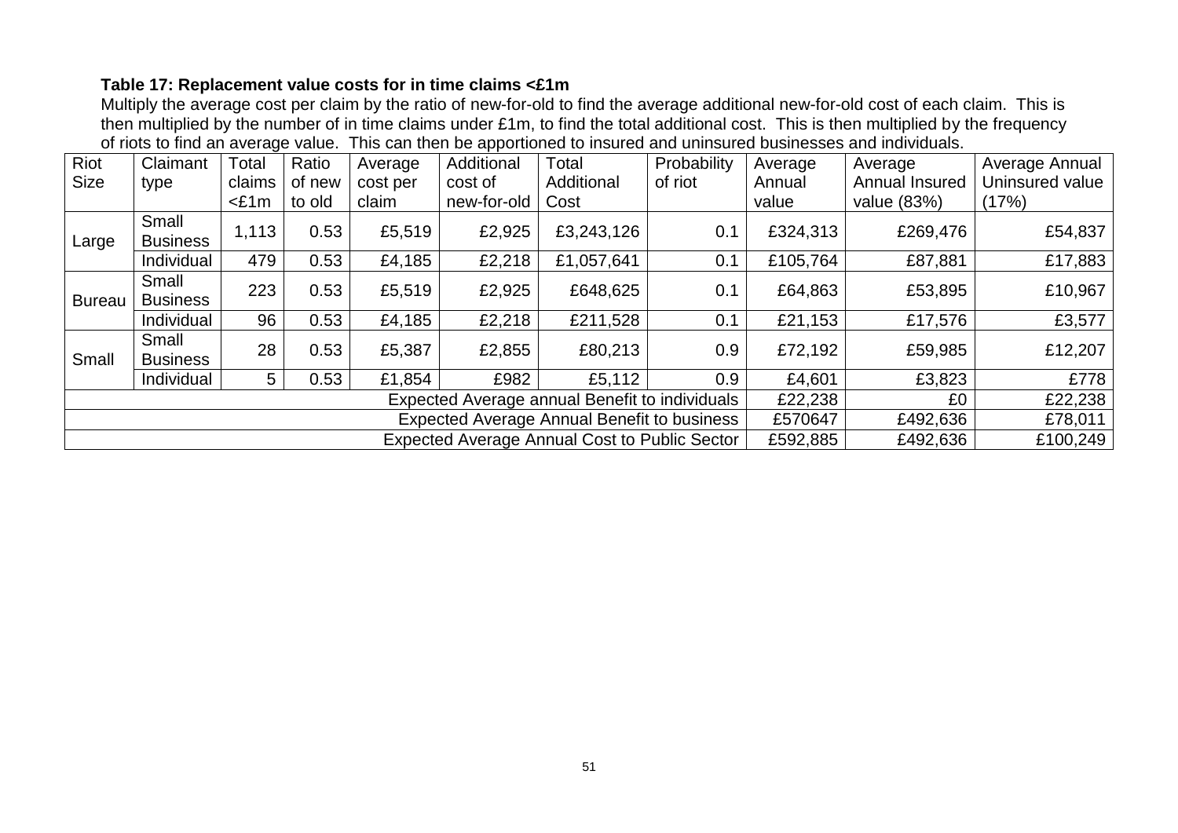**Table 17: Replacement value costs for in time claims <£1m**

Multiply the average cost per claim by the ratio of new-for-old to find the average additional new-for-old cost of each claim. This is then multiplied by the number of in time claims under £1m, to find the total additional cost. This is then multiplied by the frequency of riots to find an average value. This can then be apportioned to insured and uninsured businesses and individuals.

| Riot Size | Claimant type | Total claims <£1m | Ratio of new to old | Average cost per claim | Additional cost of new-for-old | Total Additional Cost | Probability of riot | Average Annual value | Average Annual Insured value (83%) | Average Annual Uninsured value (17%) |
|---|---|---|---|---|---|---|---|---|---|---|
| Large | Small Business | 1,113 | 0.53 | £5,519 | £2,925 | £3,243,126 | 0.1 | £324,313 | £269,476 | £54,837 |
| | Individual | 479 | 0.53 | £4,185 | £2,218 | £1,057,641 | 0.1 | £105,764 | £87,881 | £17,883 |
| Bureau | Small Business | 223 | 0.53 | £5,519 | £2,925 | £648,625 | 0.1 | £64,863 | £53,895 | £10,967 |
| | Individual | 96 | 0.53 | £4,185 | £2,218 | £211,528 | 0.1 | £21,153 | £17,576 | £3,577 |
| Small | Small Business | 28 | 0.53 | £5,387 | £2,855 | £80,213 | 0.9 | £72,192 | £59,985 | £12,207 |
| | Individual | 5 | 0.53 | £1,854 | £982 | £5,112 | 0.9 | £4,601 | £3,823 | £778 |
| Expected Average annual Benefit to individuals | | | | | | | | £22,238 | £0 | £22,238 |
| Expected Average Annual Benefit to business | | | | | | | | £570647 | £492,636 | £78,011 |
| Expected Average Annual Cost to Public Sector | | | | | | | | £592,885 | £492,636 | £100,249 |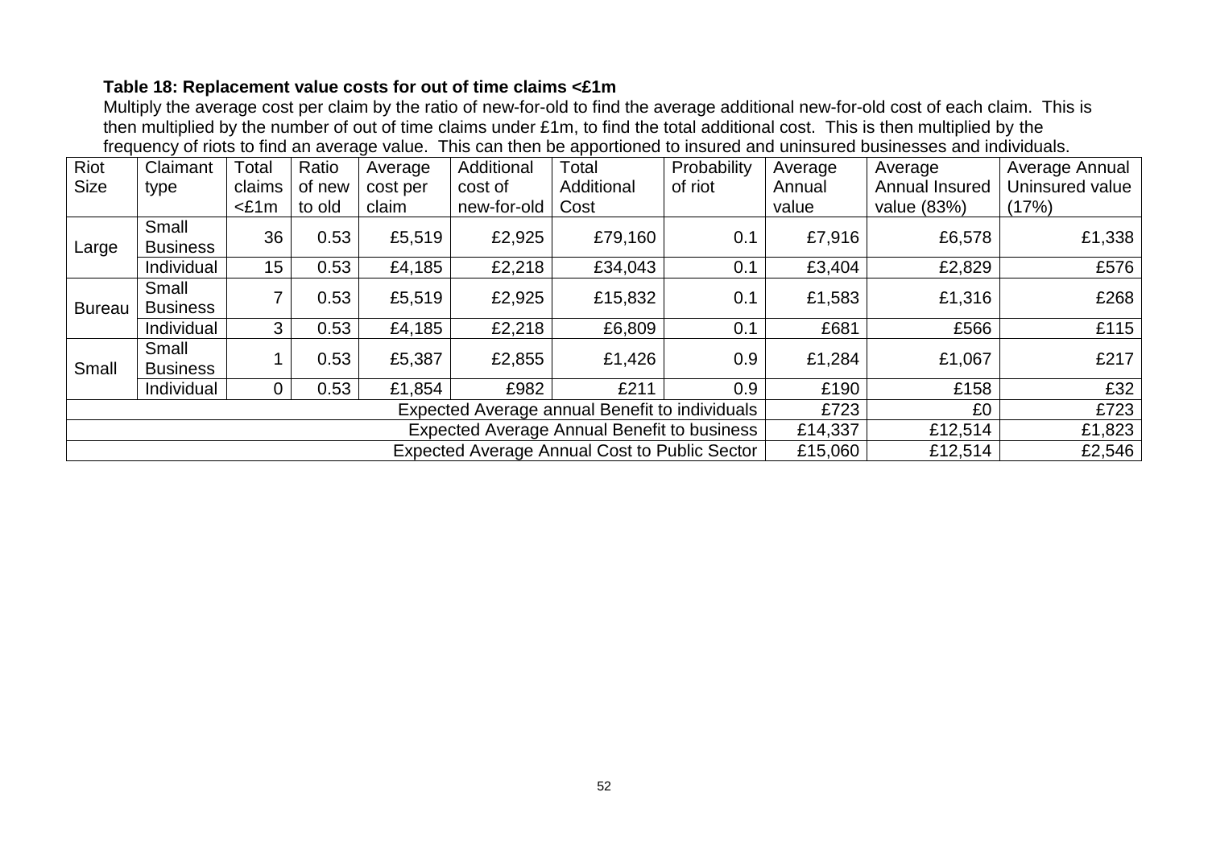**Table 18: Replacement value costs for out of time claims <£1m**

Multiply the average cost per claim by the ratio of new-for-old to find the average additional new-for-old cost of each claim. This is then multiplied by the number of out of time claims under £1m, to find the total additional cost. This is then multiplied by the frequency of riots to find an average value. This can then be apportioned to insured and uninsured businesses and individuals.

| Riot Size | Claimant type | Total claims <£1m | Ratio of new to old | Average cost per claim | Additional cost of new-for-old | Total Additional Cost | Probability of riot | Average Annual value | Average Annual Insured value (83%) | Average Annual Uninsured value (17%) |
|---|---|---|---|---|---|---|---|---|---|---|
| Large | Small Business | 36 | 0.53 | £5,519 | £2,925 | £79,160 | 0.1 | £7,916 | £6,578 | £1,338 |
| | Individual | 15 | 0.53 | £4,185 | £2,218 | £34,043 | 0.1 | £3,404 | £2,829 | £576 |
| Bureau | Small Business | 7 | 0.53 | £5,519 | £2,925 | £15,832 | 0.1 | £1,583 | £1,316 | £268 |
| | Individual | 3 | 0.53 | £4,185 | £2,218 | £6,809 | 0.1 | £681 | £566 | £115 |
| Small | Small Business | 1 | 0.53 | £5,387 | £2,855 | £1,426 | 0.9 | £1,284 | £1,067 | £217 |
| | Individual | 0 | 0.53 | £1,854 | £982 | £211 | 0.9 | £190 | £158 | £32 |
| Expected Average annual Benefit to individuals | | | | | | | | £723 | £0 | £723 |
| Expected Average Annual Benefit to business | | | | | | | | £14,337 | £12,514 | £1,823 |
| Expected Average Annual Cost to Public Sector | | | | | | | | £15,060 | £12,514 | £2,546 |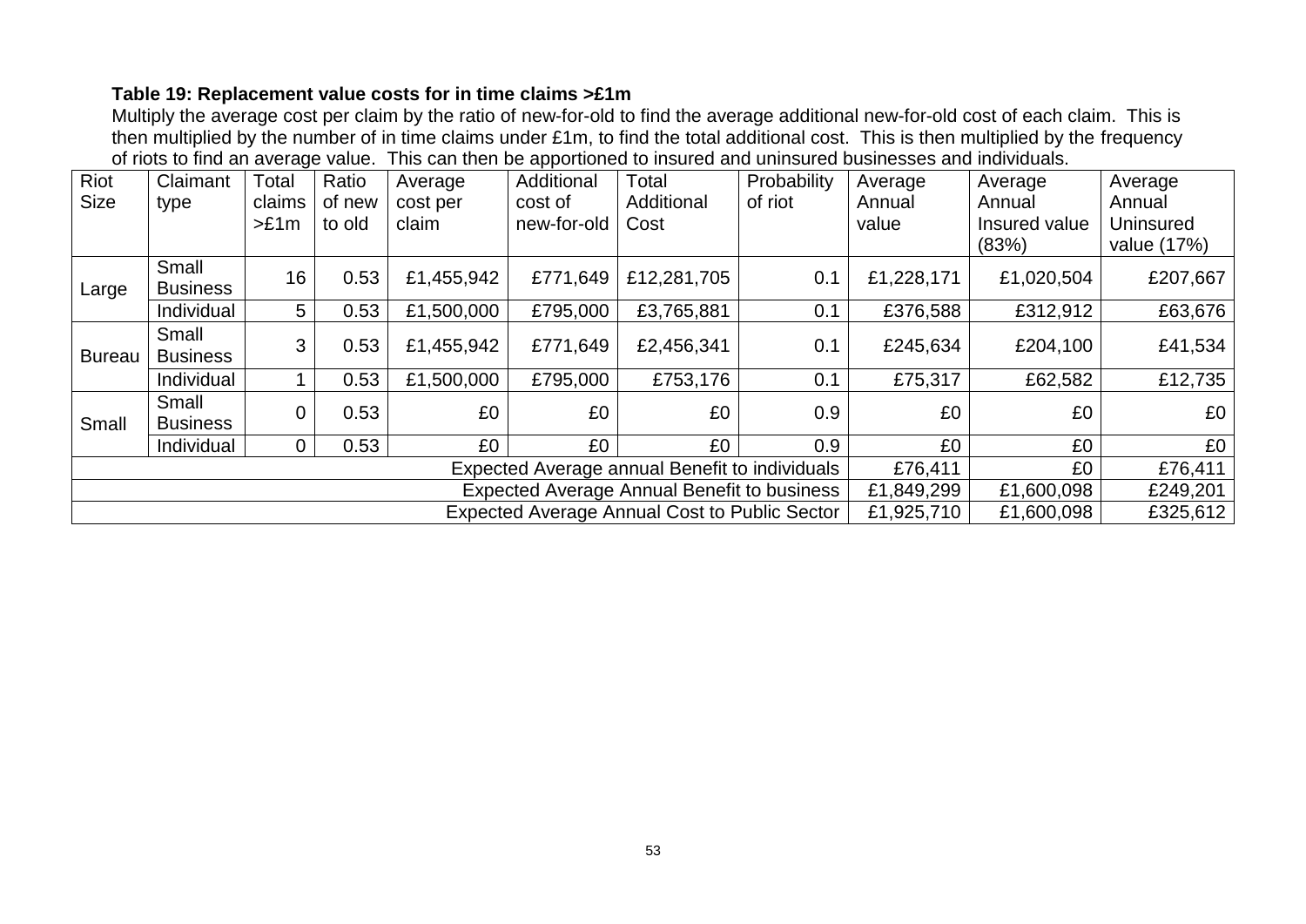**Table 19: Replacement value costs for in time claims >£1m**

Multiply the average cost per claim by the ratio of new-for-old to find the average additional new-for-old cost of each claim. This is then multiplied by the number of in time claims under £1m, to find the total additional cost. This is then multiplied by the frequency of riots to find an average value. This can then be apportioned to insured and uninsured businesses and individuals.

| Riot Size | Claimant type | Total claims >£1m | Ratio of new to old | Average cost per claim | Additional cost of new-for-old | Total Additional Cost | Probability of riot | Average Annual value | Average Annual Insured value (83%) | Average Annual Uninsured value (17%) |
|---|---|---|---|---|---|---|---|---|---|---|
| Large | Small Business | 16 | 0.53 | £1,455,942 | £771,649 | £12,281,705 | 0.1 | £1,228,171 | £1,020,504 | £207,667 |
| | Individual | 5 | 0.53 | £1,500,000 | £795,000 | £3,765,881 | 0.1 | £376,588 | £312,912 | £63,676 |
| Bureau | Small Business | 3 | 0.53 | £1,455,942 | £771,649 | £2,456,341 | 0.1 | £245,634 | £204,100 | £41,534 |
| | Individual | 1 | 0.53 | £1,500,000 | £795,000 | £753,176 | 0.1 | £75,317 | £62,582 | £12,735 |
| Small | Small Business | 0 | 0.53 | £0 | £0 | £0 | 0.9 | £0 | £0 | £0 |
| | Individual | 0 | 0.53 | £0 | £0 | £0 | 0.9 | £0 | £0 | £0 |
| Expected Average annual Benefit to individuals | | | | | | | | £76,411 | £0 | £76,411 |
| Expected Average Annual Benefit to business | | | | | | | | £1,849,299 | £1,600,098 | £249,201 |
| Expected Average Annual Cost to Public Sector | | | | | | | | £1,925,710 | £1,600,098 | £325,612 |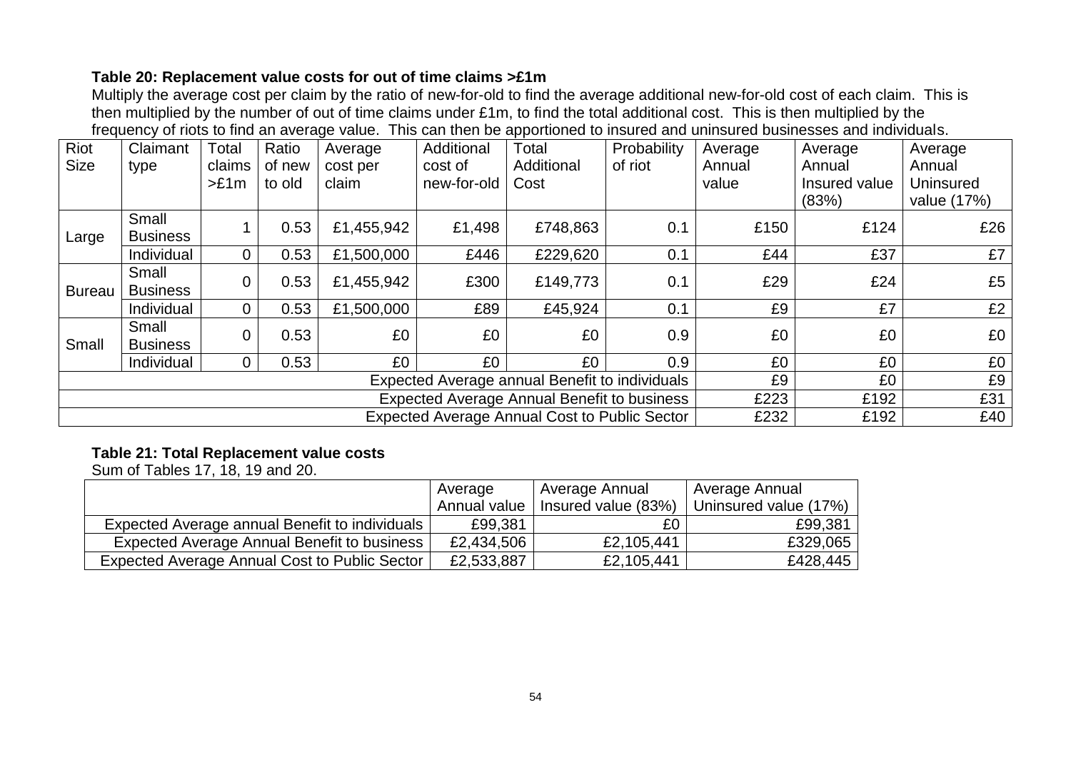**Table 20: Replacement value costs for out of time claims >£1m**

Multiply the average cost per claim by the ratio of new-for-old to find the average additional new-for-old cost of each claim. This is then multiplied by the number of out of time claims under £1m, to find the total additional cost. This is then multiplied by the frequency of riots to find an average value. This can then be apportioned to insured and uninsured businesses and individuals.

| Riot Size | Claimant type | Total claims >£1m | Ratio of new to old | Average cost per claim | Additional cost of new-for-old | Total Additional Cost | Probability of riot | Average Annual value | Average Annual Insured value (83%) | Average Annual Uninsured value (17%) |
|---|---|---|---|---|---|---|---|---|---|---|
| Large | Small Business | 1 | 0.53 | £1,455,942 | £1,498 | £748,863 | 0.1 | £150 | £124 | £26 |
| | Individual | 0 | 0.53 | £1,500,000 | £446 | £229,620 | 0.1 | £44 | £37 | £7 |
| Bureau | Small Business | 0 | 0.53 | £1,455,942 | £300 | £149,773 | 0.1 | £29 | £24 | £5 |
| | Individual | 0 | 0.53 | £1,500,000 | £89 | £45,924 | 0.1 | £9 | £7 | £2 |
| Small | Small Business | 0 | 0.53 | £0 | £0 | £0 | 0.9 | £0 | £0 | £0 |
| | Individual | 0 | 0.53 | £0 | £0 | £0 | 0.9 | £0 | £0 | £0 |
| Expected Average annual Benefit to individuals | | | | | | | | £9 | £0 | £9 |
| Expected Average Annual Benefit to business | | | | | | | | £223 | £192 | £31 |
| Expected Average Annual Cost to Public Sector | | | | | | | | £232 | £192 | £40 |

**Table 21: Total Replacement value costs**

Sum of Tables 17, 18, 19 and 20.

| | Average Annual value | Average Annual Insured value (83%) | Average Annual Uninsured value (17%) |
|---|---|---|---|
| Expected Average annual Benefit to individuals | £99,381 | £0 | £99,381 |
| Expected Average Annual Benefit to business | £2,434,506 | £2,105,441 | £329,065 |
| Expected Average Annual Cost to Public Sector | £2,533,887 | £2,105,441 | £428,445 |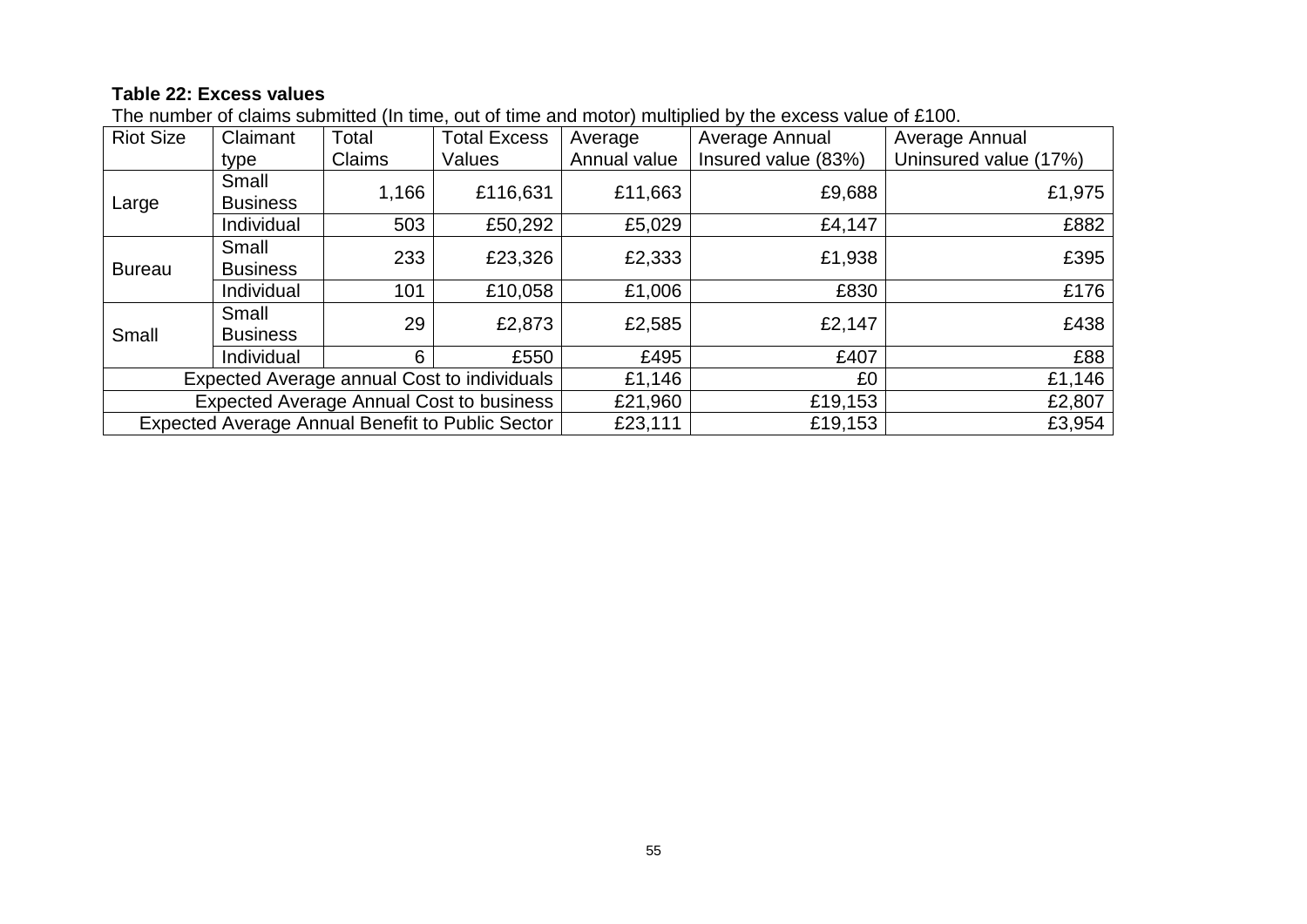**Table 22: Excess values**

The number of claims submitted (In time, out of time and motor) multiplied by the excess value of £100.

| Riot Size | Claimant type | Total Claims | Total Excess Values | Average Annual value | Average Annual Insured value (83%) | Average Annual Uninsured value (17%) |
|---|---|---|---|---|---|---|
| Large | Small Business | 1,166 | £116,631 | £11,663 | £9,688 | £1,975 |
| | Individual | 503 | £50,292 | £5,029 | £4,147 | £882 |
| Bureau | Small Business | 233 | £23,326 | £2,333 | £1,938 | £395 |
| | Individual | 101 | £10,058 | £1,006 | £830 | £176 |
| Small | Small Business | 29 | £2,873 | £2,585 | £2,147 | £438 |
| | Individual | 6 | £550 | £495 | £407 | £88 |
| Expected Average annual Cost to individuals | | | | £1,146 | £0 | £1,146 |
| Expected Average Annual Cost to business | | | | £21,960 | £19,153 | £2,807 |
| Expected Average Annual Benefit to Public Sector | | | | £23,111 | £19,153 | £3,954 |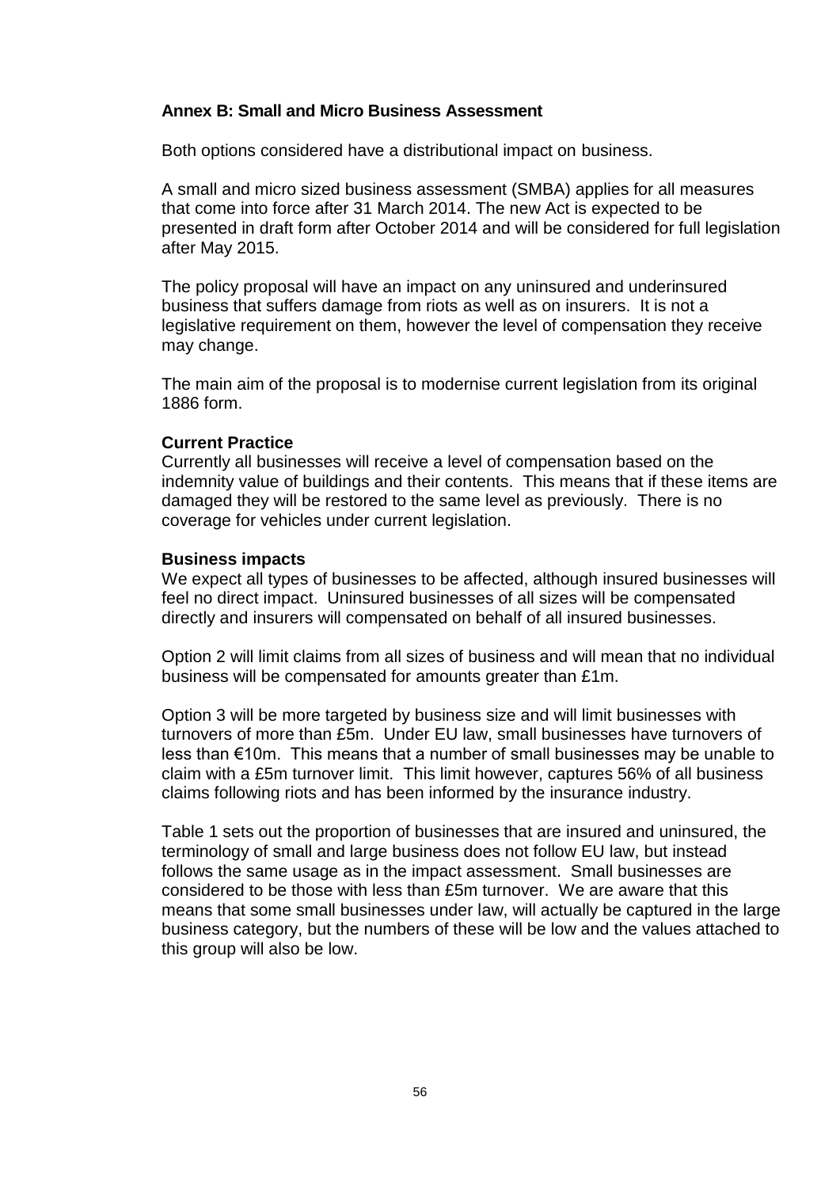## Annex B: Small and Micro Business Assessment

Both options considered have a distributional impact on business.

A small and micro sized business assessment (SMBA) applies for all measures that come into force after 31 March 2014. The new Act is expected to be presented in draft form after October 2014 and will be considered for full legislation after May 2015.

The policy proposal will have an impact on any uninsured and underinsured business that suffers damage from riots as well as on insurers. It is not a legislative requirement on them, however the level of compensation they receive may change.

The main aim of the proposal is to modernise current legislation from its original 1886 form.

### Current Practice

Currently all businesses will receive a level of compensation based on the indemnity value of buildings and their contents. This means that if these items are damaged they will be restored to the same level as previously. There is no coverage for vehicles under current legislation.

### Business impacts

We expect all types of businesses to be affected, although insured businesses will feel no direct impact. Uninsured businesses of all sizes will be compensated directly and insurers will compensated on behalf of all insured businesses.

Option 2 will limit claims from all sizes of business and will mean that no individual business will be compensated for amounts greater than £1m.

Option 3 will be more targeted by business size and will limit businesses with turnovers of more than £5m. Under EU law, small businesses have turnovers of less than €10m. This means that a number of small businesses may be unable to claim with a £5m turnover limit. This limit however, captures 56% of all business claims following riots and has been informed by the insurance industry.

Table 1 sets out the proportion of businesses that are insured and uninsured, the terminology of small and large business does not follow EU law, but instead follows the same usage as in the impact assessment. Small businesses are considered to be those with less than £5m turnover. We are aware that this means that some small businesses under law, will actually be captured in the large business category, but the numbers of these will be low and the values attached to this group will also be low.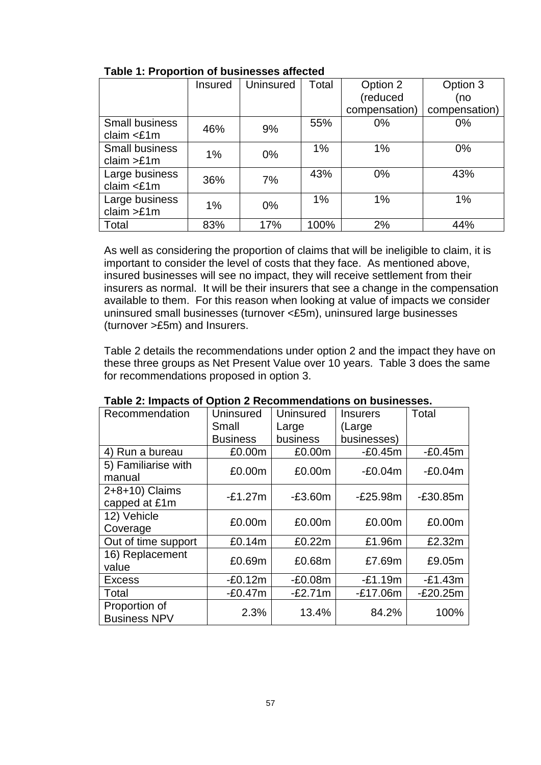**Table 1: Proportion of businesses affected**

| | Insured | Uninsured | Total | Option 2 (reduced compensation) | Option 3 (no compensation) |
|---|---|---|---|---|---|
| Small business claim <£1m | 46% | 9% | 55% | 0% | 0% |
| Small business claim >£1m | 1% | 0% | 1% | 1% | 0% |
| Large business claim <£1m | 36% | 7% | 43% | 0% | 43% |
| Large business claim >£1m | 1% | 0% | 1% | 1% | 1% |
| Total | 83% | 17% | 100% | 2% | 44% |

As well as considering the proportion of claims that will be ineligible to claim, it is important to consider the level of costs that they face. As mentioned above, insured businesses will see no impact, they will receive settlement from their insurers as normal. It will be their insurers that see a change in the compensation available to them. For this reason when looking at value of impacts we consider uninsured small businesses (turnover <£5m), uninsured large businesses (turnover >£5m) and Insurers.

Table 2 details the recommendations under option 2 and the impact they have on these three groups as Net Present Value over 10 years. Table 3 does the same for recommendations proposed in option 3.

**Table 2: Impacts of Option 2 Recommendations on businesses.**

| Recommendation | Uninsured Small Business | Uninsured Large business | Insurers (Large businesses) | Total |
|---|---|---|---|---|
| 4) Run a bureau | £0.00m | £0.00m | -£0.45m | -£0.45m |
| 5) Familiarise with manual | £0.00m | £0.00m | -£0.04m | -£0.04m |
| 2+8+10) Claims capped at £1m | -£1.27m | -£3.60m | -£25.98m | -£30.85m |
| 12) Vehicle Coverage | £0.00m | £0.00m | £0.00m | £0.00m |
| Out of time support | £0.14m | £0.22m | £1.96m | £2.32m |
| 16) Replacement value | £0.69m | £0.68m | £7.69m | £9.05m |
| Excess | -£0.12m | -£0.08m | -£1.19m | -£1.43m |
| Total | -£0.47m | -£2.71m | -£17.06m | -£20.25m |
| Proportion of Business NPV | 2.3% | 13.4% | 84.2% | 100% |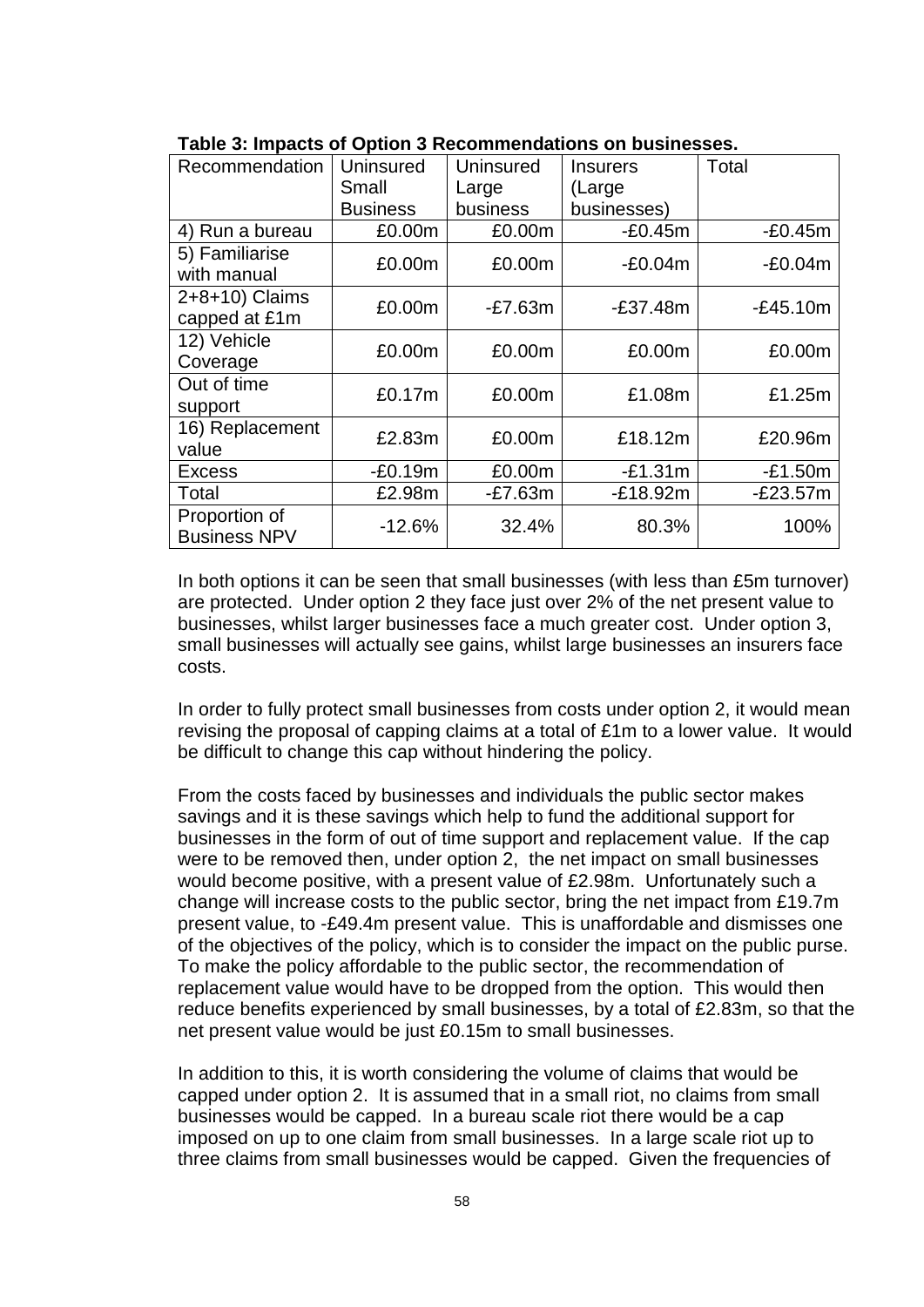**Table 3: Impacts of Option 3 Recommendations on businesses.**

| Recommendation | Uninsured Small Business | Uninsured Large business | Insurers (Large businesses) | Total |
|---|---|---|---|---|
| 4) Run a bureau | £0.00m | £0.00m | -£0.45m | -£0.45m |
| 5) Familiarise with manual | £0.00m | £0.00m | -£0.04m | -£0.04m |
| 2+8+10) Claims capped at £1m | £0.00m | -£7.63m | -£37.48m | -£45.10m |
| 12) Vehicle Coverage | £0.00m | £0.00m | £0.00m | £0.00m |
| Out of time support | £0.17m | £0.00m | £1.08m | £1.25m |
| 16) Replacement value | £2.83m | £0.00m | £18.12m | £20.96m |
| Excess | -£0.19m | £0.00m | -£1.31m | -£1.50m |
| Total | £2.98m | -£7.63m | -£18.92m | -£23.57m |
| Proportion of Business NPV | -12.6% | 32.4% | 80.3% | 100% |

In both options it can be seen that small businesses (with less than £5m turnover) are protected. Under option 2 they face just over 2% of the net present value to businesses, whilst larger businesses face a much greater cost. Under option 3, small businesses will actually see gains, whilst large businesses an insurers face costs.

In order to fully protect small businesses from costs under option 2, it would mean revising the proposal of capping claims at a total of £1m to a lower value. It would be difficult to change this cap without hindering the policy.

From the costs faced by businesses and individuals the public sector makes savings and it is these savings which help to fund the additional support for businesses in the form of out of time support and replacement value. If the cap were to be removed then, under option 2, the net impact on small businesses would become positive, with a present value of £2.98m. Unfortunately such a change will increase costs to the public sector, bring the net impact from £19.7m present value, to -£49.4m present value. This is unaffordable and dismisses one of the objectives of the policy, which is to consider the impact on the public purse. To make the policy affordable to the public sector, the recommendation of replacement value would have to be dropped from the option. This would then reduce benefits experienced by small businesses, by a total of £2.83m, so that the net present value would be just £0.15m to small businesses.

In addition to this, it is worth considering the volume of claims that would be capped under option 2. It is assumed that in a small riot, no claims from small businesses would be capped. In a bureau scale riot there would be a cap imposed on up to one claim from small businesses. In a large scale riot up to three claims from small businesses would be capped. Given the frequencies of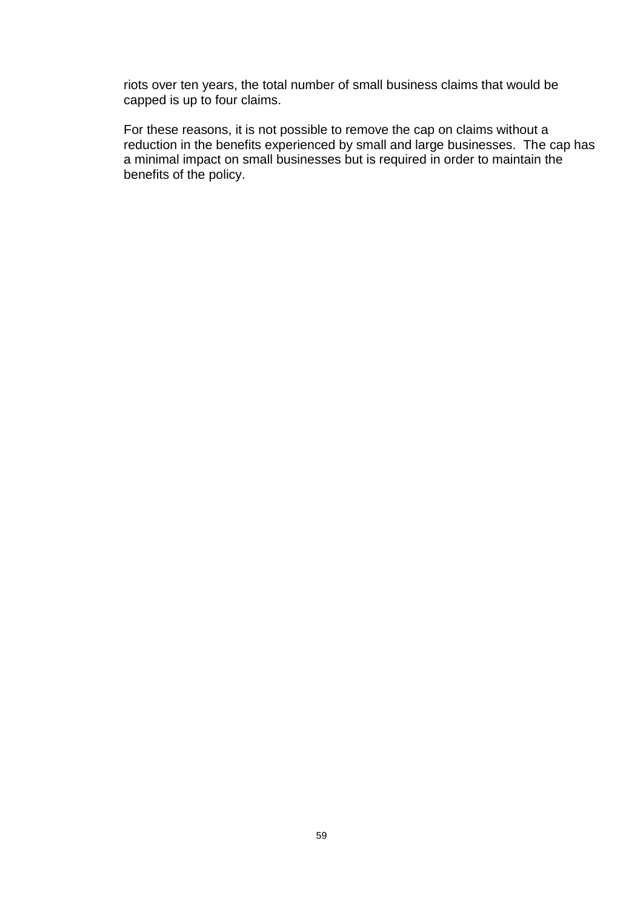riots over ten years, the total number of small business claims that would be capped is up to four claims.

For these reasons, it is not possible to remove the cap on claims without a reduction in the benefits experienced by small and large businesses. The cap has a minimal impact on small businesses but is required in order to maintain the benefits of the policy.